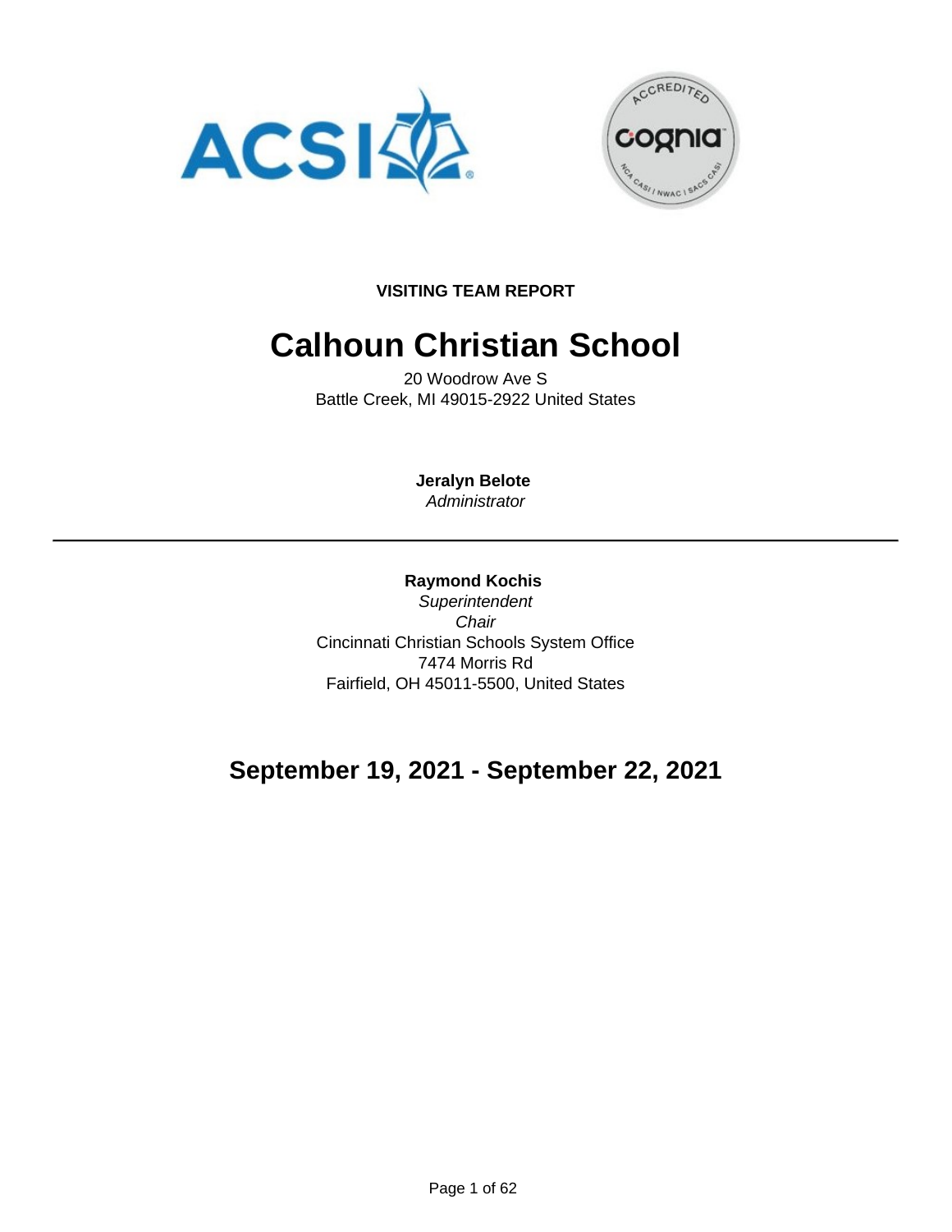**VISITING TEAM REPORT**

# Calhoun Christian School

20 Woodrow Ave S
Battle Creek, MI 49015-2922 United States

**Jeralyn Belote**
*Administrator*

---

**Raymond Kochis**
*Superintendent*
*Chair*
Cincinnati Christian Schools System Office
7474 Morris Rd
Fairfield, OH 45011-5500, United States

## September 19, 2021 - September 22, 2021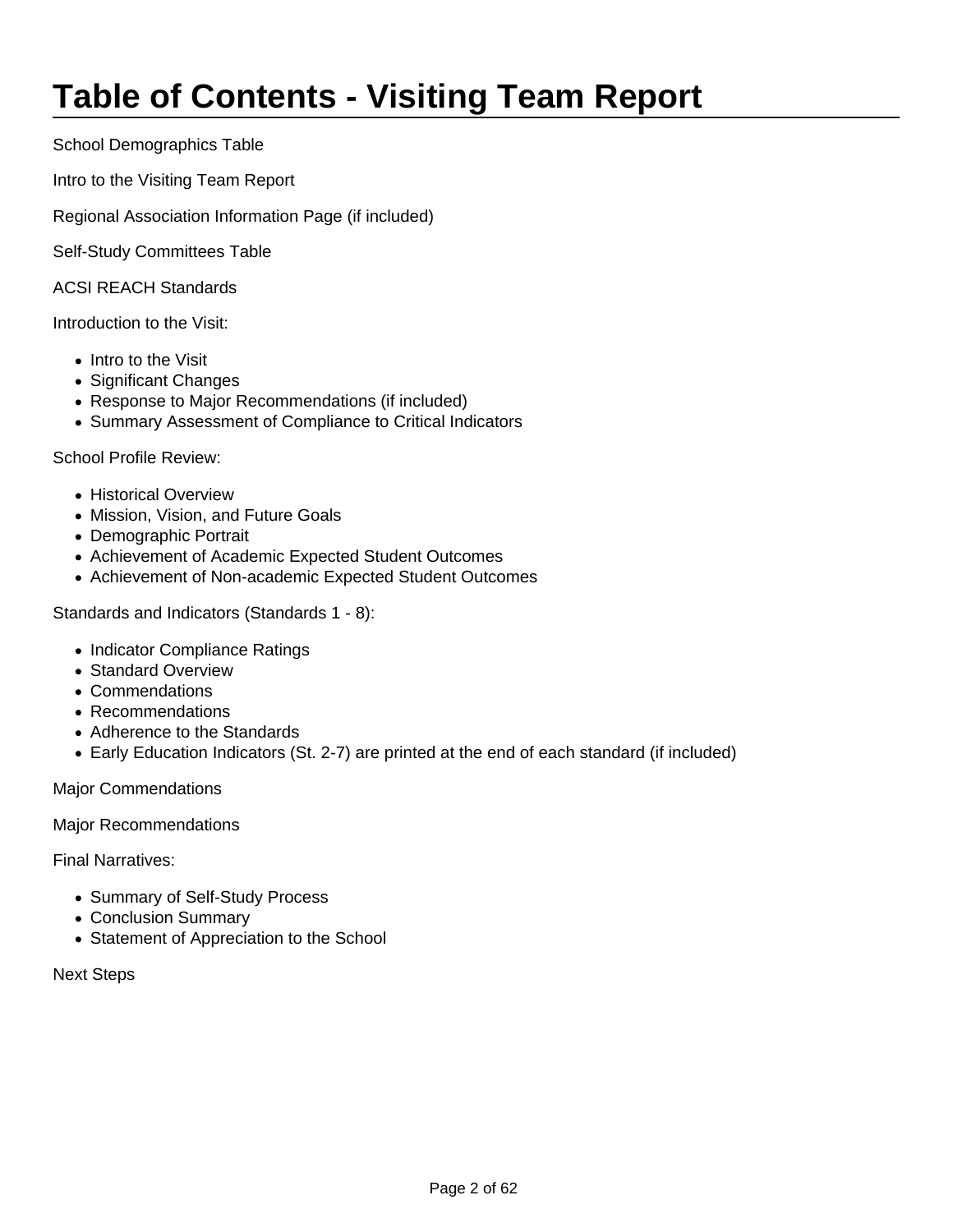# Table of Contents - Visiting Team Report

School Demographics Table

Intro to the Visiting Team Report

Regional Association Information Page (if included)

Self-Study Committees Table

ACSI REACH Standards

Introduction to the Visit:

- Intro to the Visit
- Significant Changes
- Response to Major Recommendations (if included)
- Summary Assessment of Compliance to Critical Indicators

School Profile Review:

- Historical Overview
- Mission, Vision, and Future Goals
- Demographic Portrait
- Achievement of Academic Expected Student Outcomes
- Achievement of Non-academic Expected Student Outcomes

Standards and Indicators (Standards 1 - 8):

- Indicator Compliance Ratings
- Standard Overview
- Commendations
- Recommendations
- Adherence to the Standards
- Early Education Indicators (St. 2-7) are printed at the end of each standard (if included)

Major Commendations

Major Recommendations

Final Narratives:

- Summary of Self-Study Process
- Conclusion Summary
- Statement of Appreciation to the School

Next Steps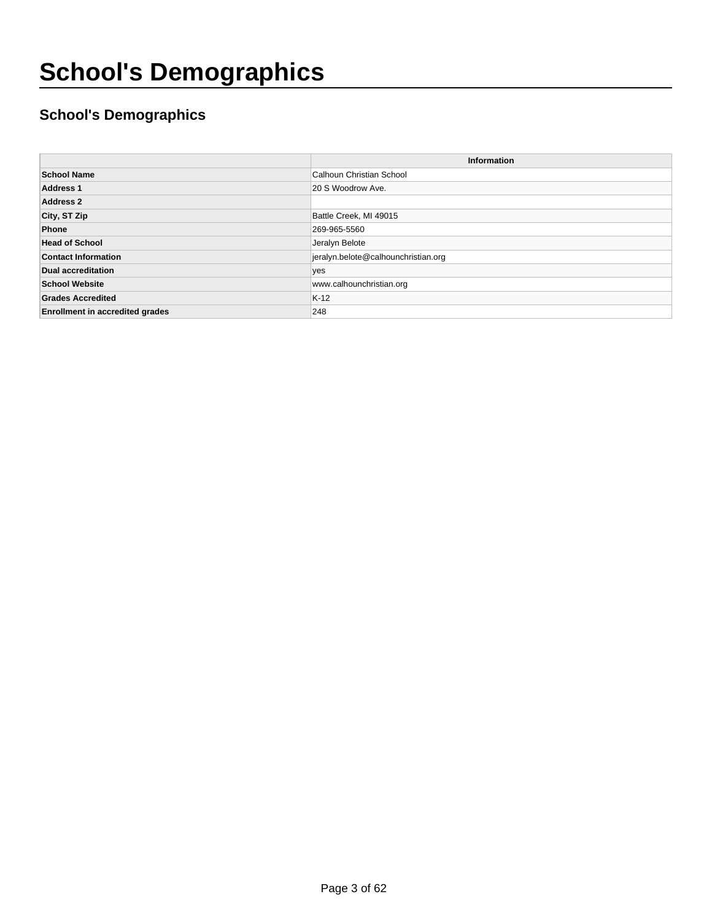# School's Demographics

## School's Demographics

| | Information |
|---|---|
| **School Name** | Calhoun Christian School |
| **Address 1** | 20 S Woodrow Ave. |
| **Address 2** | |
| **City, ST Zip** | Battle Creek, MI 49015 |
| **Phone** | 269-965-5560 |
| **Head of School** | Jeralyn Belote |
| **Contact Information** | jeralyn.belote@calhounchristian.org |
| **Dual accreditation** | yes |
| **School Website** | www.calhounchristian.org |
| **Grades Accredited** | K-12 |
| **Enrollment in accredited grades** | 248 |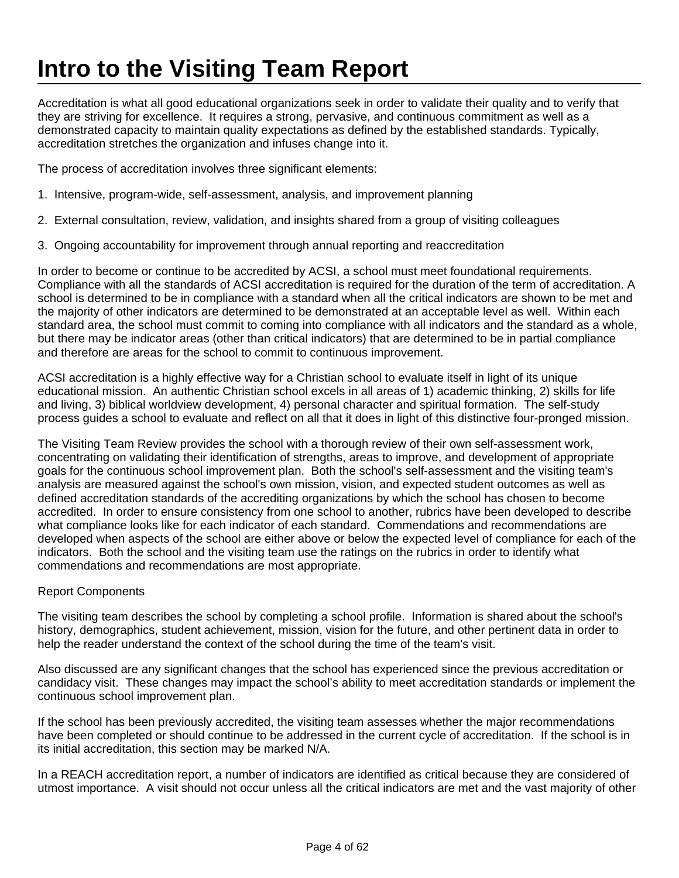# Intro to the Visiting Team Report

Accreditation is what all good educational organizations seek in order to validate their quality and to verify that they are striving for excellence. It requires a strong, pervasive, and continuous commitment as well as a demonstrated capacity to maintain quality expectations as defined by the established standards. Typically, accreditation stretches the organization and infuses change into it.

The process of accreditation involves three significant elements:

1. Intensive, program-wide, self-assessment, analysis, and improvement planning

2. External consultation, review, validation, and insights shared from a group of visiting colleagues

3. Ongoing accountability for improvement through annual reporting and reaccreditation

In order to become or continue to be accredited by ACSI, a school must meet foundational requirements. Compliance with all the standards of ACSI accreditation is required for the duration of the term of accreditation. A school is determined to be in compliance with a standard when all the critical indicators are shown to be met and the majority of other indicators are determined to be demonstrated at an acceptable level as well. Within each standard area, the school must commit to coming into compliance with all indicators and the standard as a whole, but there may be indicator areas (other than critical indicators) that are determined to be in partial compliance and therefore are areas for the school to commit to continuous improvement.

ACSI accreditation is a highly effective way for a Christian school to evaluate itself in light of its unique educational mission. An authentic Christian school excels in all areas of 1) academic thinking, 2) skills for life and living, 3) biblical worldview development, 4) personal character and spiritual formation. The self-study process guides a school to evaluate and reflect on all that it does in light of this distinctive four-pronged mission.

The Visiting Team Review provides the school with a thorough review of their own self-assessment work, concentrating on validating their identification of strengths, areas to improve, and development of appropriate goals for the continuous school improvement plan. Both the school's self-assessment and the visiting team's analysis are measured against the school's own mission, vision, and expected student outcomes as well as defined accreditation standards of the accrediting organizations by which the school has chosen to become accredited. In order to ensure consistency from one school to another, rubrics have been developed to describe what compliance looks like for each indicator of each standard. Commendations and recommendations are developed when aspects of the school are either above or below the expected level of compliance for each of the indicators. Both the school and the visiting team use the ratings on the rubrics in order to identify what commendations and recommendations are most appropriate.

Report Components

The visiting team describes the school by completing a school profile. Information is shared about the school's history, demographics, student achievement, mission, vision for the future, and other pertinent data in order to help the reader understand the context of the school during the time of the team's visit.

Also discussed are any significant changes that the school has experienced since the previous accreditation or candidacy visit. These changes may impact the school’s ability to meet accreditation standards or implement the continuous school improvement plan.

If the school has been previously accredited, the visiting team assesses whether the major recommendations have been completed or should continue to be addressed in the current cycle of accreditation. If the school is in its initial accreditation, this section may be marked N/A.

In a REACH accreditation report, a number of indicators are identified as critical because they are considered of utmost importance. A visit should not occur unless all the critical indicators are met and the vast majority of other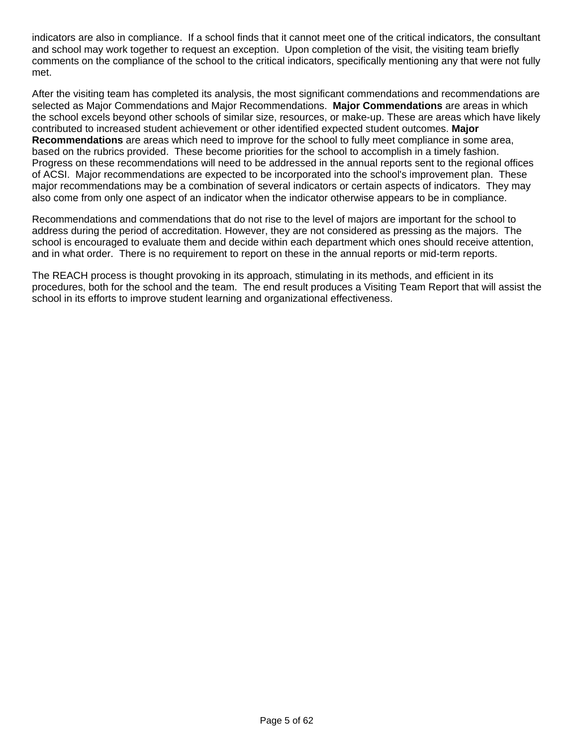indicators are also in compliance.  If a school finds that it cannot meet one of the critical indicators, the consultant and school may work together to request an exception.  Upon completion of the visit, the visiting team briefly comments on the compliance of the school to the critical indicators, specifically mentioning any that were not fully met.

After the visiting team has completed its analysis, the most significant commendations and recommendations are selected as Major Commendations and Major Recommendations.  **Major Commendations** are areas in which the school excels beyond other schools of similar size, resources, or make-up. These are areas which have likely contributed to increased student achievement or other identified expected student outcomes. **Major Recommendations** are areas which need to improve for the school to fully meet compliance in some area, based on the rubrics provided.  These become priorities for the school to accomplish in a timely fashion.  Progress on these recommendations will need to be addressed in the annual reports sent to the regional offices of ACSI.  Major recommendations are expected to be incorporated into the school's improvement plan.  These major recommendations may be a combination of several indicators or certain aspects of indicators.  They may also come from only one aspect of an indicator when the indicator otherwise appears to be in compliance.

Recommendations and commendations that do not rise to the level of majors are important for the school to address during the period of accreditation. However, they are not considered as pressing as the majors.  The school is encouraged to evaluate them and decide within each department which ones should receive attention, and in what order.  There is no requirement to report on these in the annual reports or mid-term reports.

The REACH process is thought provoking in its approach, stimulating in its methods, and efficient in its procedures, both for the school and the team.  The end result produces a Visiting Team Report that will assist the school in its efforts to improve student learning and organizational effectiveness.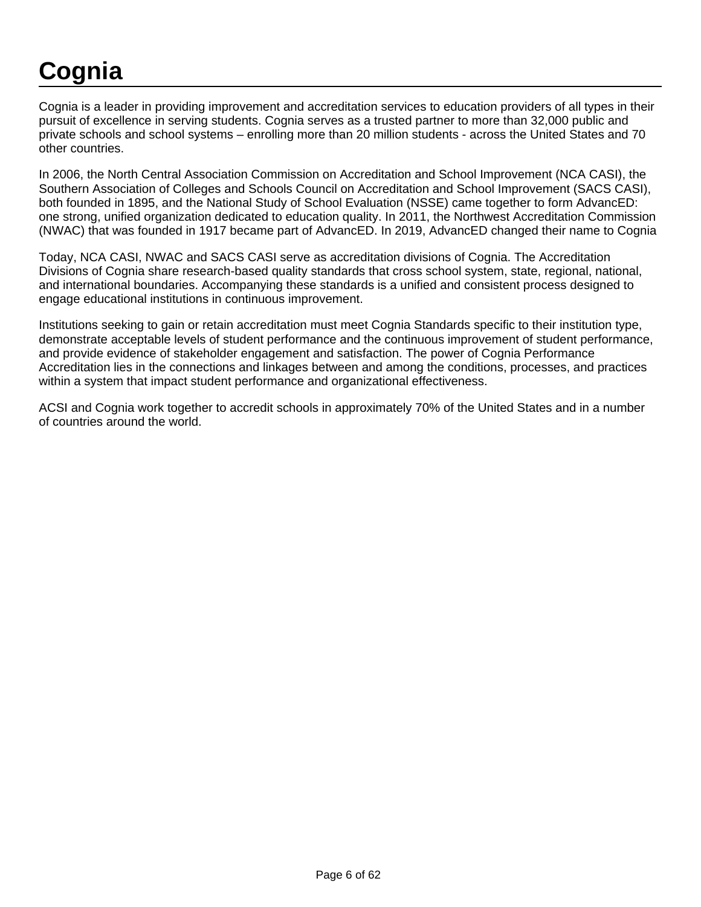# Cognia

Cognia is a leader in providing improvement and accreditation services to education providers of all types in their pursuit of excellence in serving students. Cognia serves as a trusted partner to more than 32,000 public and private schools and school systems – enrolling more than 20 million students - across the United States and 70 other countries.

In 2006, the North Central Association Commission on Accreditation and School Improvement (NCA CASI), the Southern Association of Colleges and Schools Council on Accreditation and School Improvement (SACS CASI), both founded in 1895, and the National Study of School Evaluation (NSSE) came together to form AdvancED: one strong, unified organization dedicated to education quality. In 2011, the Northwest Accreditation Commission (NWAC) that was founded in 1917 became part of AdvancED. In 2019, AdvancED changed their name to Cognia

Today, NCA CASI, NWAC and SACS CASI serve as accreditation divisions of Cognia. The Accreditation Divisions of Cognia share research-based quality standards that cross school system, state, regional, national, and international boundaries. Accompanying these standards is a unified and consistent process designed to engage educational institutions in continuous improvement.

Institutions seeking to gain or retain accreditation must meet Cognia Standards specific to their institution type, demonstrate acceptable levels of student performance and the continuous improvement of student performance, and provide evidence of stakeholder engagement and satisfaction. The power of Cognia Performance Accreditation lies in the connections and linkages between and among the conditions, processes, and practices within a system that impact student performance and organizational effectiveness.

ACSI and Cognia work together to accredit schools in approximately 70% of the United States and in a number of countries around the world.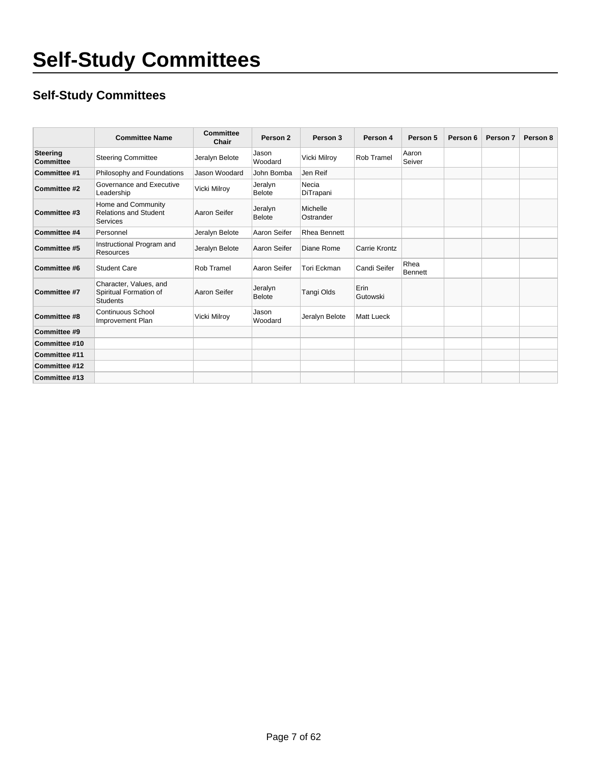# Self-Study Committees

## Self-Study Committees

| | Committee Name | Committee Chair | Person 2 | Person 3 | Person 4 | Person 5 | Person 6 | Person 7 | Person 8 |
|---|---|---|---|---|---|---|---|---|---|
| **Steering Committee** | Steering Committee | Jeralyn Belote | Jason Woodard | Vicki Milroy | Rob Tramel | Aaron Seiver | | | |
| **Committee #1** | Philosophy and Foundations | Jason Woodard | John Bomba | Jen Reif | | | | | |
| **Committee #2** | Governance and Executive Leadership | Vicki Milroy | Jeralyn Belote | Necia DiTrapani | | | | | |
| **Committee #3** | Home and Community Relations and Student Services | Aaron Seifer | Jeralyn Belote | Michelle Ostrander | | | | | |
| **Committee #4** | Personnel | Jeralyn Belote | Aaron Seifer | Rhea Bennett | | | | | |
| **Committee #5** | Instructional Program and Resources | Jeralyn Belote | Aaron Seifer | Diane Rome | Carrie Krontz | | | | |
| **Committee #6** | Student Care | Rob Tramel | Aaron Seifer | Tori Eckman | Candi Seifer | Rhea Bennett | | | |
| **Committee #7** | Character, Values, and Spiritual Formation of Students | Aaron Seifer | Jeralyn Belote | Tangi Olds | Erin Gutowski | | | | |
| **Committee #8** | Continuous School Improvement Plan | Vicki Milroy | Jason Woodard | Jeralyn Belote | Matt Lueck | | | | |
| **Committee #9** | | | | | | | | | |
| **Committee #10** | | | | | | | | | |
| **Committee #11** | | | | | | | | | |
| **Committee #12** | | | | | | | | | |
| **Committee #13** | | | | | | | | | |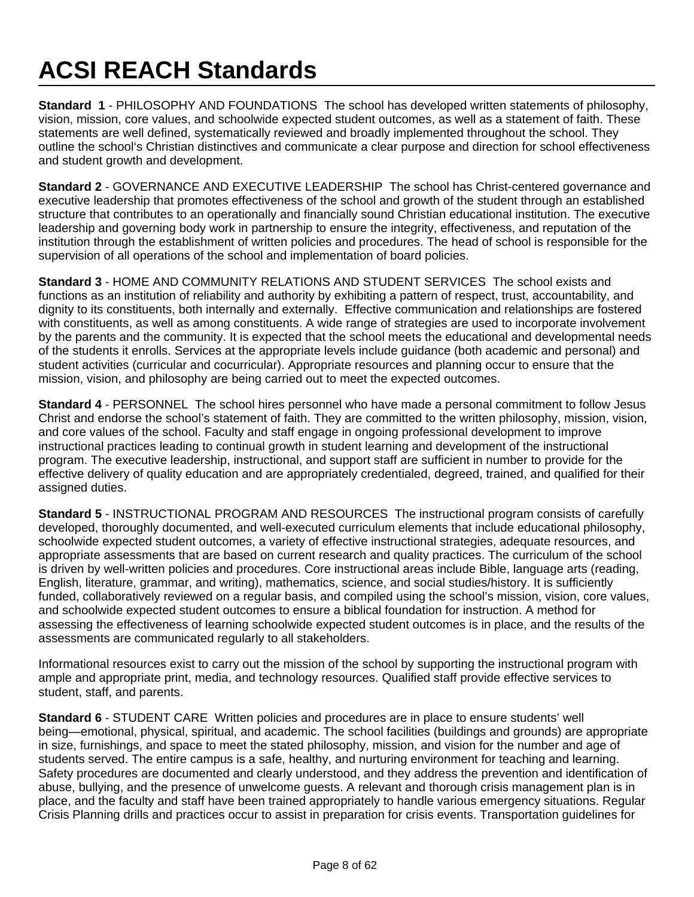# ACSI REACH Standards

**Standard 1** - PHILOSOPHY AND FOUNDATIONS The school has developed written statements of philosophy, vision, mission, core values, and schoolwide expected student outcomes, as well as a statement of faith. These statements are well defined, systematically reviewed and broadly implemented throughout the school. They outline the school's Christian distinctives and communicate a clear purpose and direction for school effectiveness and student growth and development.

**Standard 2** - GOVERNANCE AND EXECUTIVE LEADERSHIP The school has Christ-centered governance and executive leadership that promotes effectiveness of the school and growth of the student through an established structure that contributes to an operationally and financially sound Christian educational institution. The executive leadership and governing body work in partnership to ensure the integrity, effectiveness, and reputation of the institution through the establishment of written policies and procedures. The head of school is responsible for the supervision of all operations of the school and implementation of board policies.

**Standard 3** - HOME AND COMMUNITY RELATIONS AND STUDENT SERVICES The school exists and functions as an institution of reliability and authority by exhibiting a pattern of respect, trust, accountability, and dignity to its constituents, both internally and externally. Effective communication and relationships are fostered with constituents, as well as among constituents. A wide range of strategies are used to incorporate involvement by the parents and the community. It is expected that the school meets the educational and developmental needs of the students it enrolls. Services at the appropriate levels include guidance (both academic and personal) and student activities (curricular and cocurricular). Appropriate resources and planning occur to ensure that the mission, vision, and philosophy are being carried out to meet the expected outcomes.

**Standard 4** - PERSONNEL The school hires personnel who have made a personal commitment to follow Jesus Christ and endorse the school's statement of faith. They are committed to the written philosophy, mission, vision, and core values of the school. Faculty and staff engage in ongoing professional development to improve instructional practices leading to continual growth in student learning and development of the instructional program. The executive leadership, instructional, and support staff are sufficient in number to provide for the effective delivery of quality education and are appropriately credentialed, degreed, trained, and qualified for their assigned duties.

**Standard 5** - INSTRUCTIONAL PROGRAM AND RESOURCES The instructional program consists of carefully developed, thoroughly documented, and well-executed curriculum elements that include educational philosophy, schoolwide expected student outcomes, a variety of effective instructional strategies, adequate resources, and appropriate assessments that are based on current research and quality practices. The curriculum of the school is driven by well-written policies and procedures. Core instructional areas include Bible, language arts (reading, English, literature, grammar, and writing), mathematics, science, and social studies/history. It is sufficiently funded, collaboratively reviewed on a regular basis, and compiled using the school's mission, vision, core values, and schoolwide expected student outcomes to ensure a biblical foundation for instruction. A method for assessing the effectiveness of learning schoolwide expected student outcomes is in place, and the results of the assessments are communicated regularly to all stakeholders.

Informational resources exist to carry out the mission of the school by supporting the instructional program with ample and appropriate print, media, and technology resources. Qualified staff provide effective services to student, staff, and parents.

**Standard 6** - STUDENT CARE Written policies and procedures are in place to ensure students' well being—emotional, physical, spiritual, and academic. The school facilities (buildings and grounds) are appropriate in size, furnishings, and space to meet the stated philosophy, mission, and vision for the number and age of students served. The entire campus is a safe, healthy, and nurturing environment for teaching and learning. Safety procedures are documented and clearly understood, and they address the prevention and identification of abuse, bullying, and the presence of unwelcome guests. A relevant and thorough crisis management plan is in place, and the faculty and staff have been trained appropriately to handle various emergency situations. Regular Crisis Planning drills and practices occur to assist in preparation for crisis events. Transportation guidelines for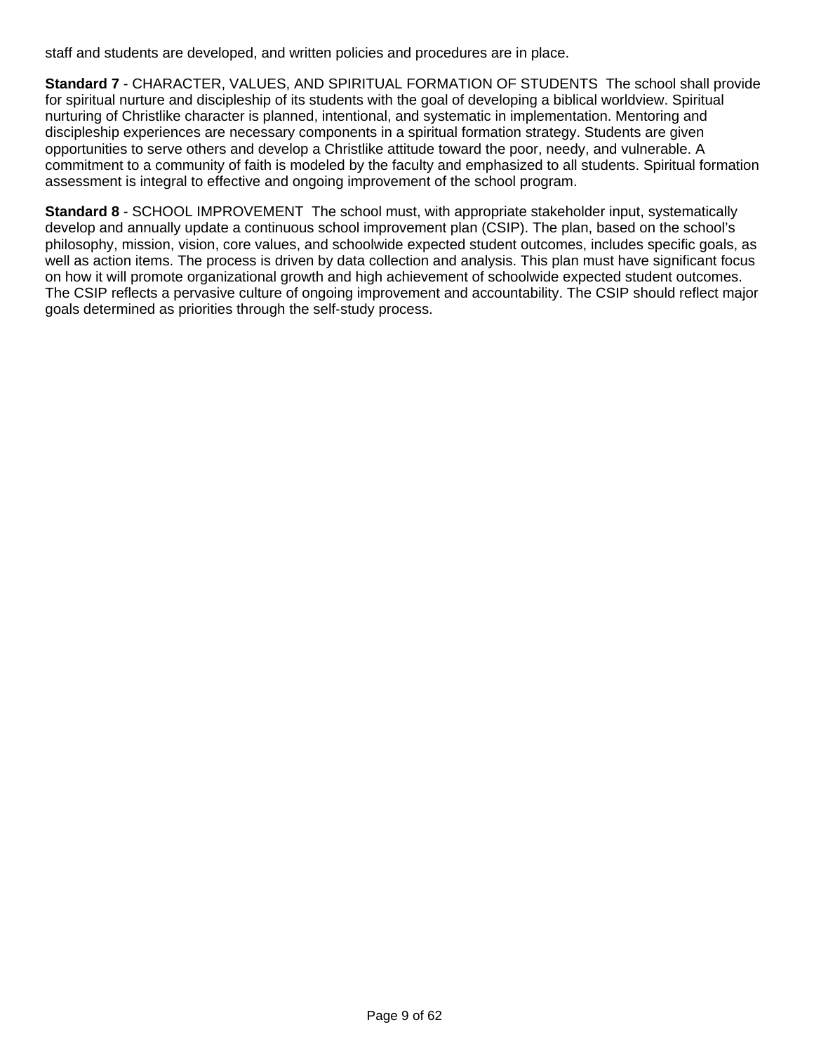staff and students are developed, and written policies and procedures are in place.

**Standard 7** - CHARACTER, VALUES, AND SPIRITUAL FORMATION OF STUDENTS  The school shall provide for spiritual nurture and discipleship of its students with the goal of developing a biblical worldview. Spiritual nurturing of Christlike character is planned, intentional, and systematic in implementation. Mentoring and discipleship experiences are necessary components in a spiritual formation strategy. Students are given opportunities to serve others and develop a Christlike attitude toward the poor, needy, and vulnerable. A commitment to a community of faith is modeled by the faculty and emphasized to all students. Spiritual formation assessment is integral to effective and ongoing improvement of the school program.

**Standard 8** - SCHOOL IMPROVEMENT  The school must, with appropriate stakeholder input, systematically develop and annually update a continuous school improvement plan (CSIP). The plan, based on the school's philosophy, mission, vision, core values, and schoolwide expected student outcomes, includes specific goals, as well as action items. The process is driven by data collection and analysis. This plan must have significant focus on how it will promote organizational growth and high achievement of schoolwide expected student outcomes. The CSIP reflects a pervasive culture of ongoing improvement and accountability. The CSIP should reflect major goals determined as priorities through the self-study process.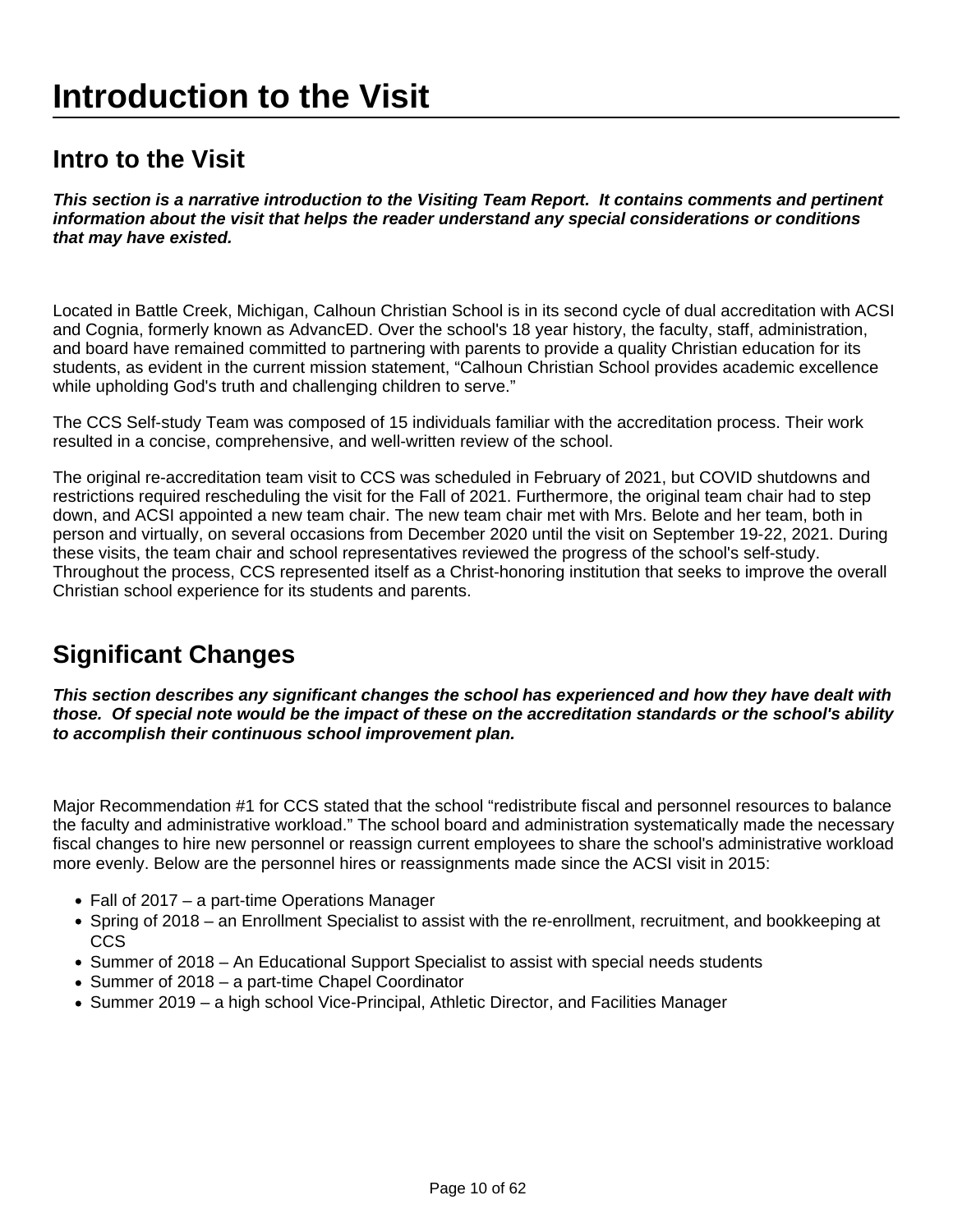# Introduction to the Visit

## Intro to the Visit

***This section is a narrative introduction to the Visiting Team Report. It contains comments and pertinent information about the visit that helps the reader understand any special considerations or conditions that may have existed.***

Located in Battle Creek, Michigan, Calhoun Christian School is in its second cycle of dual accreditation with ACSI and Cognia, formerly known as AdvancED. Over the school's 18 year history, the faculty, staff, administration, and board have remained committed to partnering with parents to provide a quality Christian education for its students, as evident in the current mission statement, "Calhoun Christian School provides academic excellence while upholding God's truth and challenging children to serve."

The CCS Self-study Team was composed of 15 individuals familiar with the accreditation process. Their work resulted in a concise, comprehensive, and well-written review of the school.

The original re-accreditation team visit to CCS was scheduled in February of 2021, but COVID shutdowns and restrictions required rescheduling the visit for the Fall of 2021. Furthermore, the original team chair had to step down, and ACSI appointed a new team chair. The new team chair met with Mrs. Belote and her team, both in person and virtually, on several occasions from December 2020 until the visit on September 19-22, 2021. During these visits, the team chair and school representatives reviewed the progress of the school's self-study. Throughout the process, CCS represented itself as a Christ-honoring institution that seeks to improve the overall Christian school experience for its students and parents.

## Significant Changes

***This section describes any significant changes the school has experienced and how they have dealt with those. Of special note would be the impact of these on the accreditation standards or the school's ability to accomplish their continuous school improvement plan.***

Major Recommendation #1 for CCS stated that the school "redistribute fiscal and personnel resources to balance the faculty and administrative workload." The school board and administration systematically made the necessary fiscal changes to hire new personnel or reassign current employees to share the school's administrative workload more evenly. Below are the personnel hires or reassignments made since the ACSI visit in 2015:

- Fall of 2017 – a part-time Operations Manager
- Spring of 2018 – an Enrollment Specialist to assist with the re-enrollment, recruitment, and bookkeeping at CCS
- Summer of 2018 – An Educational Support Specialist to assist with special needs students
- Summer of 2018 – a part-time Chapel Coordinator
- Summer 2019 – a high school Vice-Principal, Athletic Director, and Facilities Manager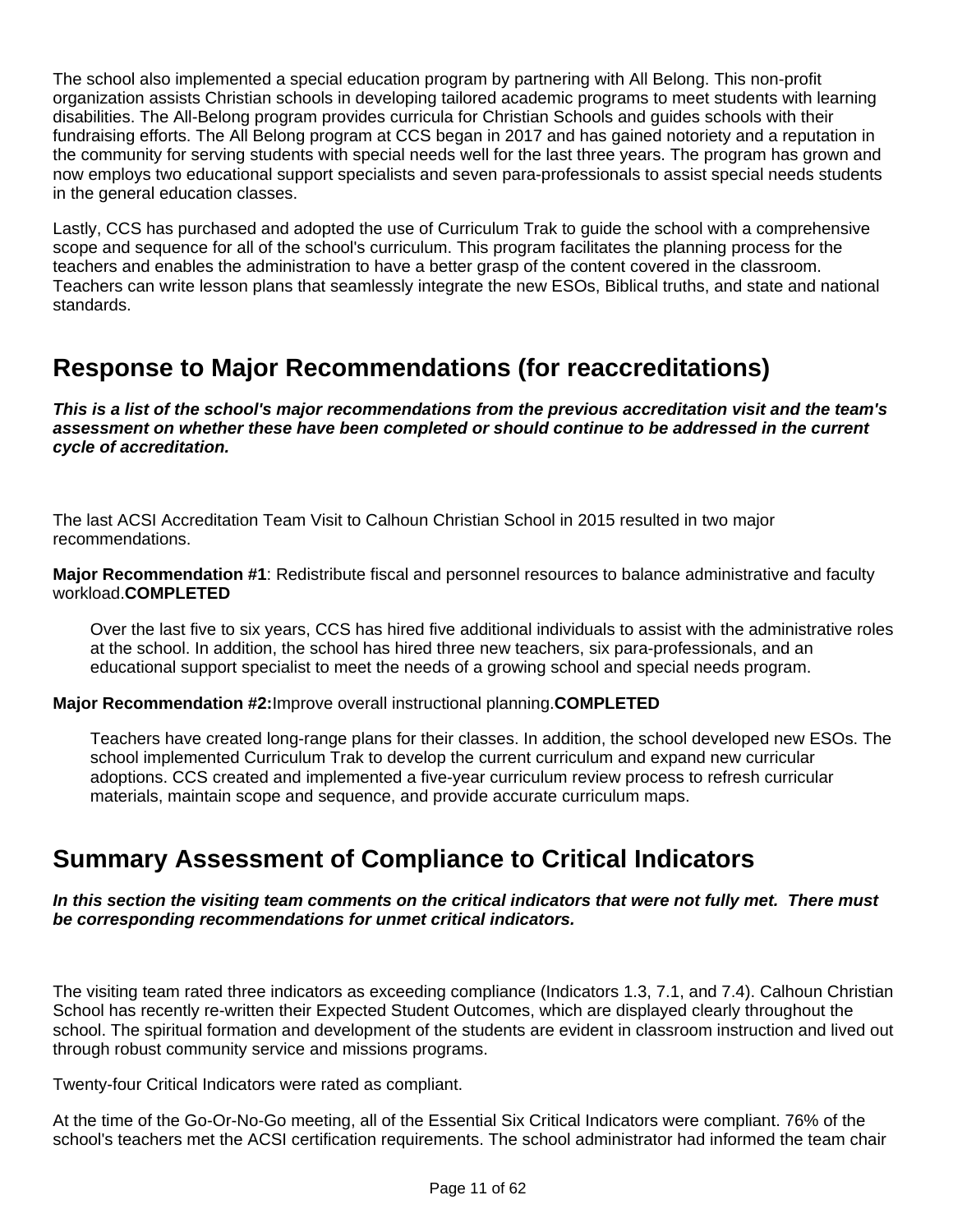The school also implemented a special education program by partnering with All Belong. This non-profit organization assists Christian schools in developing tailored academic programs to meet students with learning disabilities. The All-Belong program provides curricula for Christian Schools and guides schools with their fundraising efforts. The All Belong program at CCS began in 2017 and has gained notoriety and a reputation in the community for serving students with special needs well for the last three years. The program has grown and now employs two educational support specialists and seven para-professionals to assist special needs students in the general education classes.

Lastly, CCS has purchased and adopted the use of Curriculum Trak to guide the school with a comprehensive scope and sequence for all of the school's curriculum. This program facilitates the planning process for the teachers and enables the administration to have a better grasp of the content covered in the classroom. Teachers can write lesson plans that seamlessly integrate the new ESOs, Biblical truths, and state and national standards.

## Response to Major Recommendations (for reaccreditations)

***This is a list of the school's major recommendations from the previous accreditation visit and the team's assessment on whether these have been completed or should continue to be addressed in the current cycle of accreditation.***

The last ACSI Accreditation Team Visit to Calhoun Christian School in 2015 resulted in two major recommendations.

**Major Recommendation #1**: Redistribute fiscal and personnel resources to balance administrative and faculty workload.**COMPLETED**

> Over the last five to six years, CCS has hired five additional individuals to assist with the administrative roles at the school. In addition, the school has hired three new teachers, six para-professionals, and an educational support specialist to meet the needs of a growing school and special needs program.

**Major Recommendation #2:**Improve overall instructional planning.**COMPLETED**

> Teachers have created long-range plans for their classes. In addition, the school developed new ESOs. The school implemented Curriculum Trak to develop the current curriculum and expand new curricular adoptions. CCS created and implemented a five-year curriculum review process to refresh curricular materials, maintain scope and sequence, and provide accurate curriculum maps.

## Summary Assessment of Compliance to Critical Indicators

***In this section the visiting team comments on the critical indicators that were not fully met. There must be corresponding recommendations for unmet critical indicators.***

The visiting team rated three indicators as exceeding compliance (Indicators 1.3, 7.1, and 7.4). Calhoun Christian School has recently re-written their Expected Student Outcomes, which are displayed clearly throughout the school. The spiritual formation and development of the students are evident in classroom instruction and lived out through robust community service and missions programs.

Twenty-four Critical Indicators were rated as compliant.

At the time of the Go-Or-No-Go meeting, all of the Essential Six Critical Indicators were compliant. 76% of the school's teachers met the ACSI certification requirements. The school administrator had informed the team chair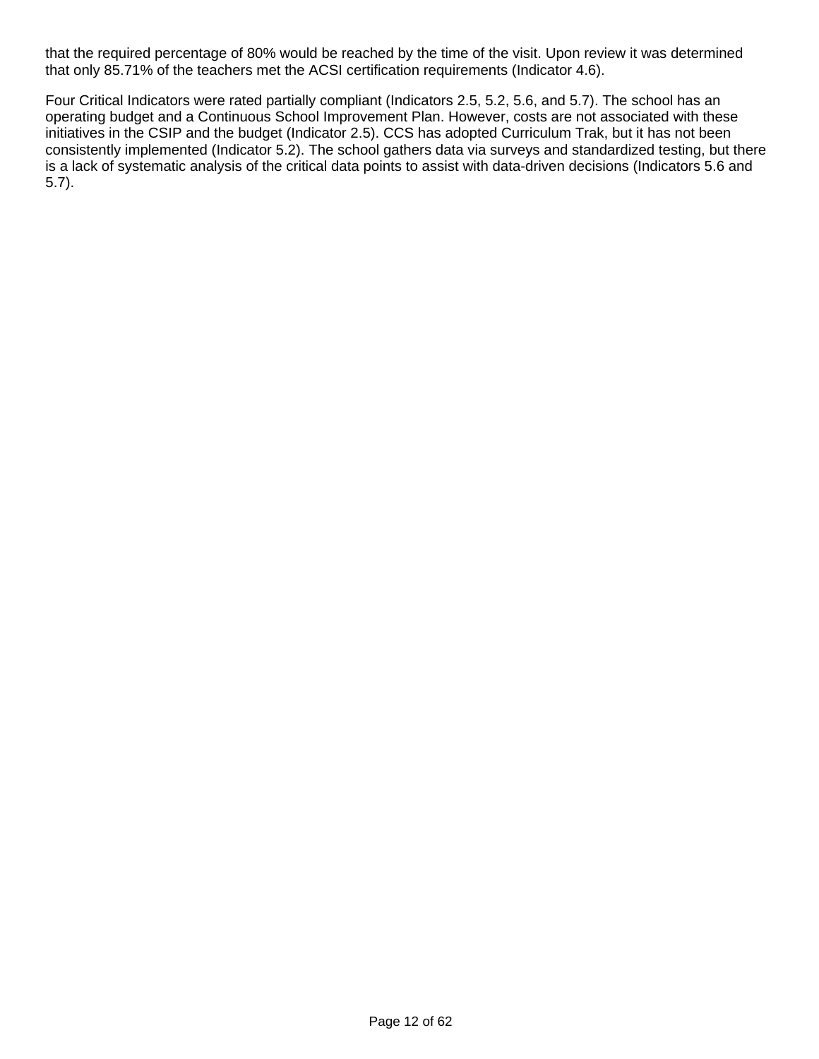that the required percentage of 80% would be reached by the time of the visit. Upon review it was determined that only 85.71% of the teachers met the ACSI certification requirements (Indicator 4.6).

Four Critical Indicators were rated partially compliant (Indicators 2.5, 5.2, 5.6, and 5.7). The school has an operating budget and a Continuous School Improvement Plan. However, costs are not associated with these initiatives in the CSIP and the budget (Indicator 2.5). CCS has adopted Curriculum Trak, but it has not been consistently implemented (Indicator 5.2). The school gathers data via surveys and standardized testing, but there is a lack of systematic analysis of the critical data points to assist with data-driven decisions (Indicators 5.6 and 5.7).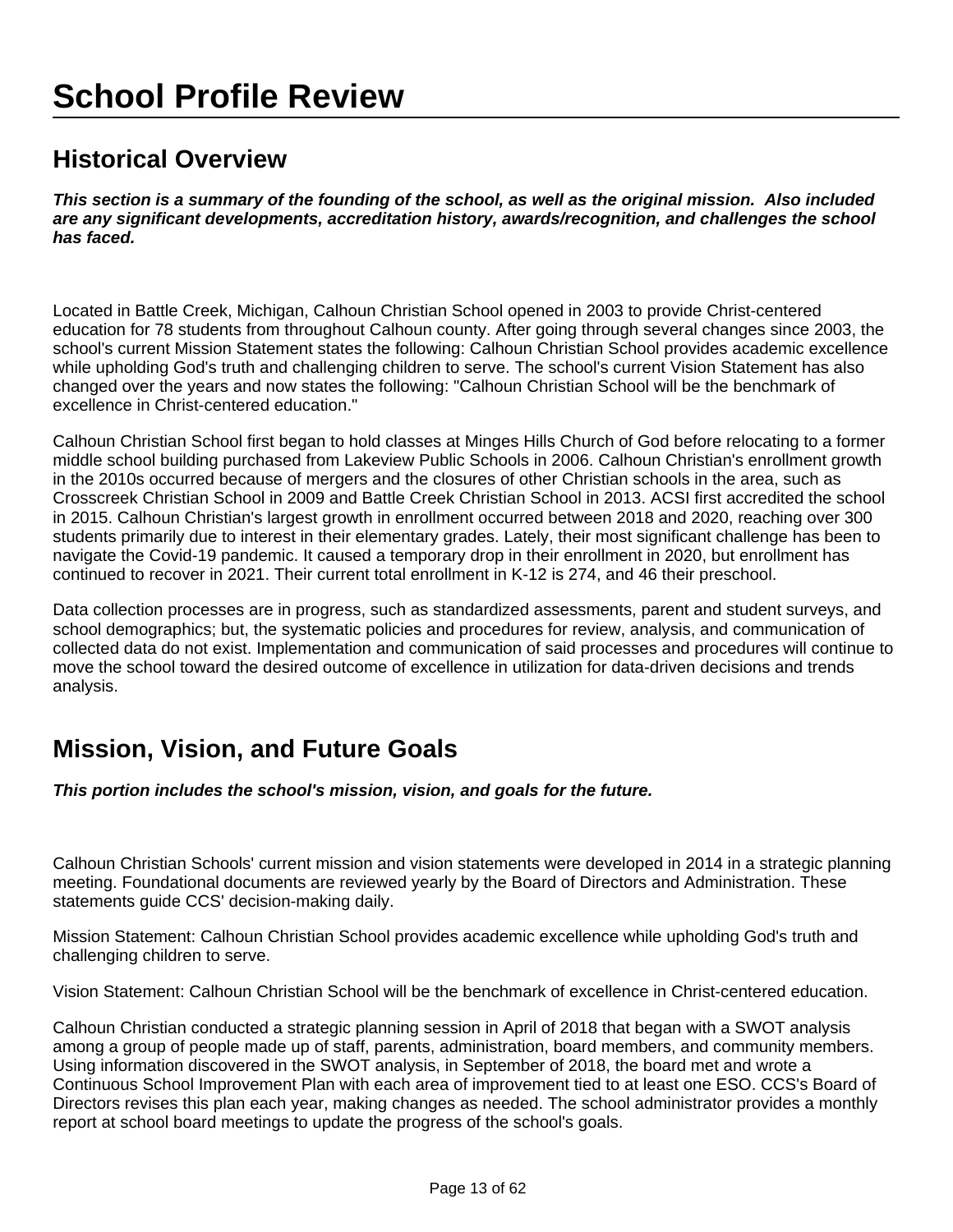# School Profile Review

## Historical Overview

***This section is a summary of the founding of the school, as well as the original mission. Also included are any significant developments, accreditation history, awards/recognition, and challenges the school has faced.***

Located in Battle Creek, Michigan, Calhoun Christian School opened in 2003 to provide Christ-centered education for 78 students from throughout Calhoun county. After going through several changes since 2003, the school's current Mission Statement states the following: Calhoun Christian School provides academic excellence while upholding God's truth and challenging children to serve. The school's current Vision Statement has also changed over the years and now states the following: "Calhoun Christian School will be the benchmark of excellence in Christ-centered education."

Calhoun Christian School first began to hold classes at Minges Hills Church of God before relocating to a former middle school building purchased from Lakeview Public Schools in 2006. Calhoun Christian's enrollment growth in the 2010s occurred because of mergers and the closures of other Christian schools in the area, such as Crosscreek Christian School in 2009 and Battle Creek Christian School in 2013. ACSI first accredited the school in 2015. Calhoun Christian's largest growth in enrollment occurred between 2018 and 2020, reaching over 300 students primarily due to interest in their elementary grades. Lately, their most significant challenge has been to navigate the Covid-19 pandemic. It caused a temporary drop in their enrollment in 2020, but enrollment has continued to recover in 2021. Their current total enrollment in K-12 is 274, and 46 their preschool.

Data collection processes are in progress, such as standardized assessments, parent and student surveys, and school demographics; but, the systematic policies and procedures for review, analysis, and communication of collected data do not exist. Implementation and communication of said processes and procedures will continue to move the school toward the desired outcome of excellence in utilization for data-driven decisions and trends analysis.

## Mission, Vision, and Future Goals

***This portion includes the school's mission, vision, and goals for the future.***

Calhoun Christian Schools' current mission and vision statements were developed in 2014 in a strategic planning meeting. Foundational documents are reviewed yearly by the Board of Directors and Administration. These statements guide CCS' decision-making daily.

Mission Statement: Calhoun Christian School provides academic excellence while upholding God's truth and challenging children to serve.

Vision Statement: Calhoun Christian School will be the benchmark of excellence in Christ-centered education.

Calhoun Christian conducted a strategic planning session in April of 2018 that began with a SWOT analysis among a group of people made up of staff, parents, administration, board members, and community members. Using information discovered in the SWOT analysis, in September of 2018, the board met and wrote a Continuous School Improvement Plan with each area of improvement tied to at least one ESO. CCS's Board of Directors revises this plan each year, making changes as needed. The school administrator provides a monthly report at school board meetings to update the progress of the school's goals.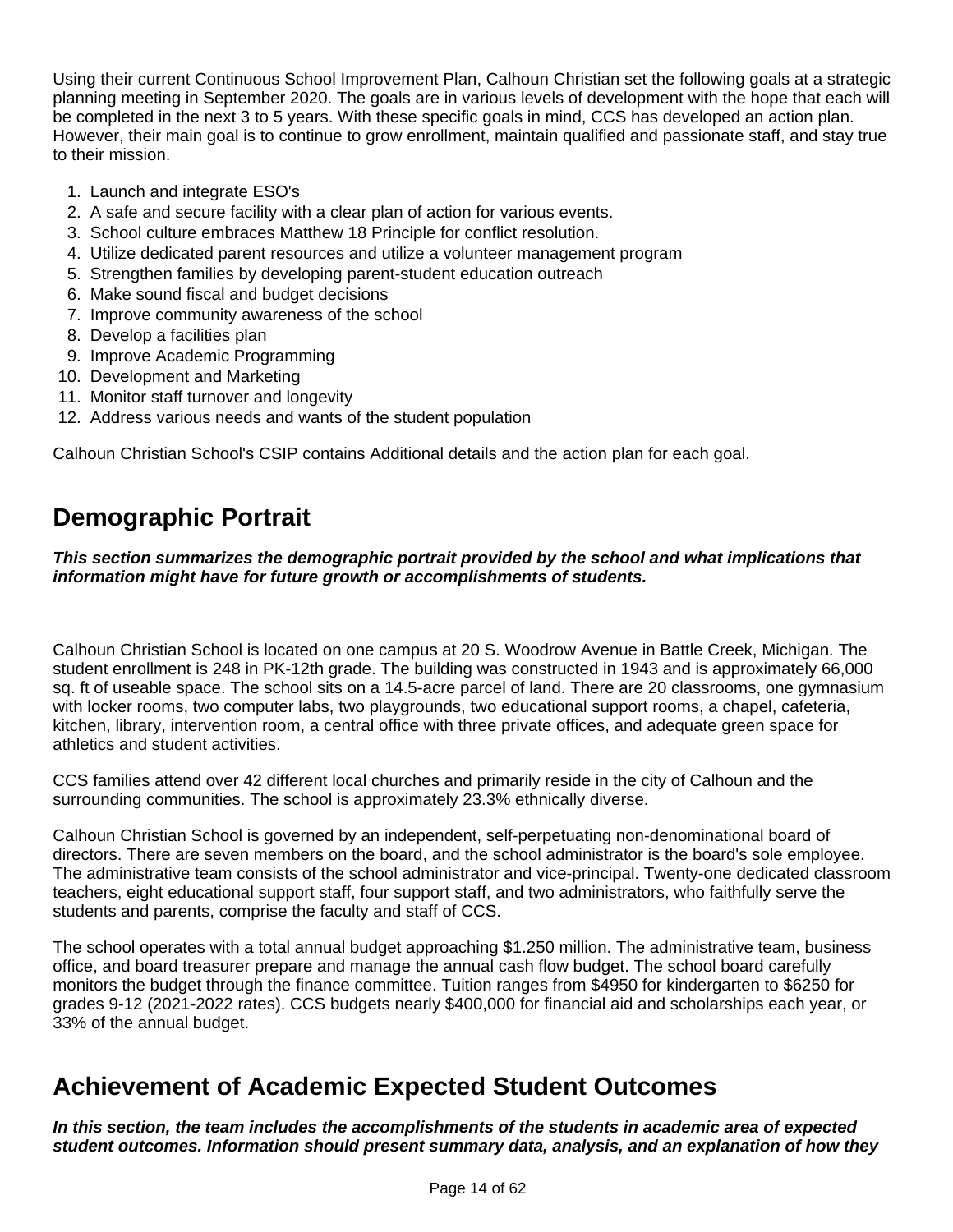Using their current Continuous School Improvement Plan, Calhoun Christian set the following goals at a strategic planning meeting in September 2020. The goals are in various levels of development with the hope that each will be completed in the next 3 to 5 years. With these specific goals in mind, CCS has developed an action plan. However, their main goal is to continue to grow enrollment, maintain qualified and passionate staff, and stay true to their mission.

1. Launch and integrate ESO's
2. A safe and secure facility with a clear plan of action for various events.
3. School culture embraces Matthew 18 Principle for conflict resolution.
4. Utilize dedicated parent resources and utilize a volunteer management program
5. Strengthen families by developing parent-student education outreach
6. Make sound fiscal and budget decisions
7. Improve community awareness of the school
8. Develop a facilities plan
9. Improve Academic Programming
10. Development and Marketing
11. Monitor staff turnover and longevity
12. Address various needs and wants of the student population

Calhoun Christian School's CSIP contains Additional details and the action plan for each goal.

## Demographic Portrait

***This section summarizes the demographic portrait provided by the school and what implications that information might have for future growth or accomplishments of students.***

Calhoun Christian School is located on one campus at 20 S. Woodrow Avenue in Battle Creek, Michigan. The student enrollment is 248 in PK-12th grade. The building was constructed in 1943 and is approximately 66,000 sq. ft of useable space. The school sits on a 14.5-acre parcel of land. There are 20 classrooms, one gymnasium with locker rooms, two computer labs, two playgrounds, two educational support rooms, a chapel, cafeteria, kitchen, library, intervention room, a central office with three private offices, and adequate green space for athletics and student activities.

CCS families attend over 42 different local churches and primarily reside in the city of Calhoun and the surrounding communities. The school is approximately 23.3% ethnically diverse.

Calhoun Christian School is governed by an independent, self-perpetuating non-denominational board of directors. There are seven members on the board, and the school administrator is the board's sole employee. The administrative team consists of the school administrator and vice-principal. Twenty-one dedicated classroom teachers, eight educational support staff, four support staff, and two administrators, who faithfully serve the students and parents, comprise the faculty and staff of CCS.

The school operates with a total annual budget approaching $1.250 million. The administrative team, business office, and board treasurer prepare and manage the annual cash flow budget. The school board carefully monitors the budget through the finance committee. Tuition ranges from $4950 for kindergarten to $6250 for grades 9-12 (2021-2022 rates). CCS budgets nearly $400,000 for financial aid and scholarships each year, or 33% of the annual budget.

## Achievement of Academic Expected Student Outcomes

***In this section, the team includes the accomplishments of the students in academic area of expected student outcomes. Information should present summary data, analysis, and an explanation of how they***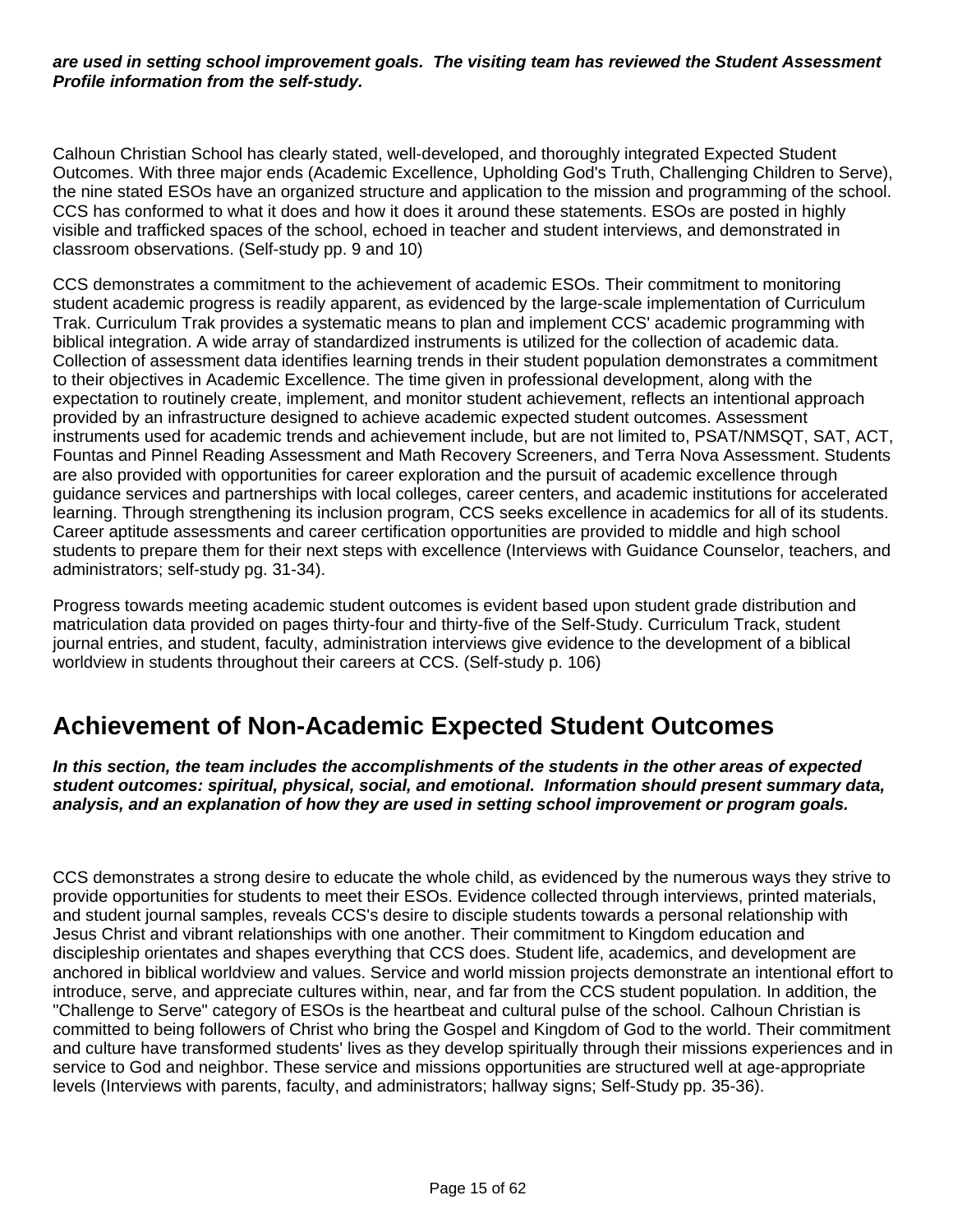***are used in setting school improvement goals. The visiting team has reviewed the Student Assessment Profile information from the self-study.***

Calhoun Christian School has clearly stated, well-developed, and thoroughly integrated Expected Student Outcomes. With three major ends (Academic Excellence, Upholding God's Truth, Challenging Children to Serve), the nine stated ESOs have an organized structure and application to the mission and programming of the school. CCS has conformed to what it does and how it does it around these statements. ESOs are posted in highly visible and trafficked spaces of the school, echoed in teacher and student interviews, and demonstrated in classroom observations. (Self-study pp. 9 and 10)

CCS demonstrates a commitment to the achievement of academic ESOs. Their commitment to monitoring student academic progress is readily apparent, as evidenced by the large-scale implementation of Curriculum Trak. Curriculum Trak provides a systematic means to plan and implement CCS' academic programming with biblical integration. A wide array of standardized instruments is utilized for the collection of academic data. Collection of assessment data identifies learning trends in their student population demonstrates a commitment to their objectives in Academic Excellence. The time given in professional development, along with the expectation to routinely create, implement, and monitor student achievement, reflects an intentional approach provided by an infrastructure designed to achieve academic expected student outcomes. Assessment instruments used for academic trends and achievement include, but are not limited to, PSAT/NMSQT, SAT, ACT, Fountas and Pinnel Reading Assessment and Math Recovery Screeners, and Terra Nova Assessment. Students are also provided with opportunities for career exploration and the pursuit of academic excellence through guidance services and partnerships with local colleges, career centers, and academic institutions for accelerated learning. Through strengthening its inclusion program, CCS seeks excellence in academics for all of its students. Career aptitude assessments and career certification opportunities are provided to middle and high school students to prepare them for their next steps with excellence (Interviews with Guidance Counselor, teachers, and administrators; self-study pg. 31-34).

Progress towards meeting academic student outcomes is evident based upon student grade distribution and matriculation data provided on pages thirty-four and thirty-five of the Self-Study. Curriculum Track, student journal entries, and student, faculty, administration interviews give evidence to the development of a biblical worldview in students throughout their careers at CCS. (Self-study p. 106)

## Achievement of Non-Academic Expected Student Outcomes

***In this section, the team includes the accomplishments of the students in the other areas of expected student outcomes: spiritual, physical, social, and emotional. Information should present summary data, analysis, and an explanation of how they are used in setting school improvement or program goals.***

CCS demonstrates a strong desire to educate the whole child, as evidenced by the numerous ways they strive to provide opportunities for students to meet their ESOs. Evidence collected through interviews, printed materials, and student journal samples, reveals CCS's desire to disciple students towards a personal relationship with Jesus Christ and vibrant relationships with one another. Their commitment to Kingdom education and discipleship orientates and shapes everything that CCS does. Student life, academics, and development are anchored in biblical worldview and values. Service and world mission projects demonstrate an intentional effort to introduce, serve, and appreciate cultures within, near, and far from the CCS student population. In addition, the "Challenge to Serve" category of ESOs is the heartbeat and cultural pulse of the school. Calhoun Christian is committed to being followers of Christ who bring the Gospel and Kingdom of God to the world. Their commitment and culture have transformed students' lives as they develop spiritually through their missions experiences and in service to God and neighbor. These service and missions opportunities are structured well at age-appropriate levels (Interviews with parents, faculty, and administrators; hallway signs; Self-Study pp. 35-36).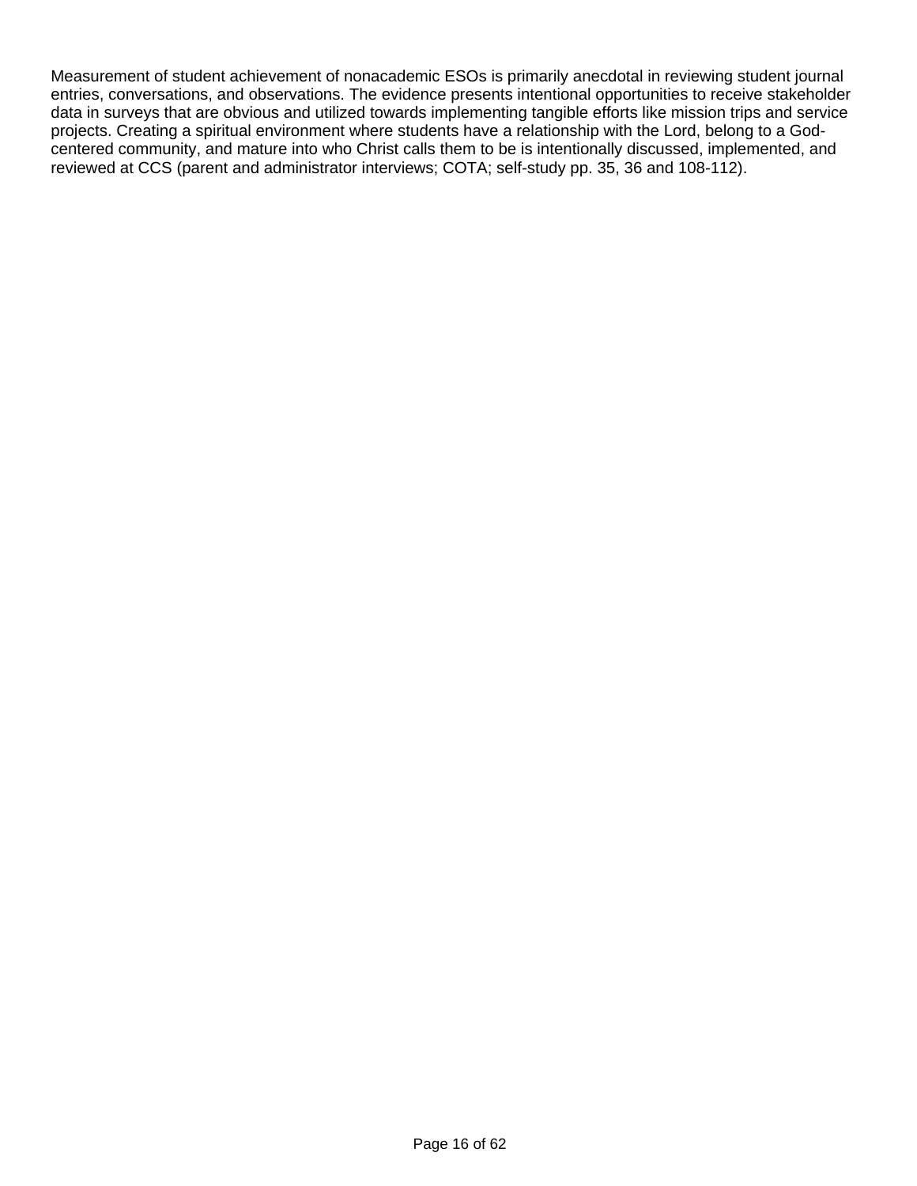Measurement of student achievement of nonacademic ESOs is primarily anecdotal in reviewing student journal entries, conversations, and observations. The evidence presents intentional opportunities to receive stakeholder data in surveys that are obvious and utilized towards implementing tangible efforts like mission trips and service projects. Creating a spiritual environment where students have a relationship with the Lord, belong to a God-centered community, and mature into who Christ calls them to be is intentionally discussed, implemented, and reviewed at CCS (parent and administrator interviews; COTA; self-study pp. 35, 36 and 108-112).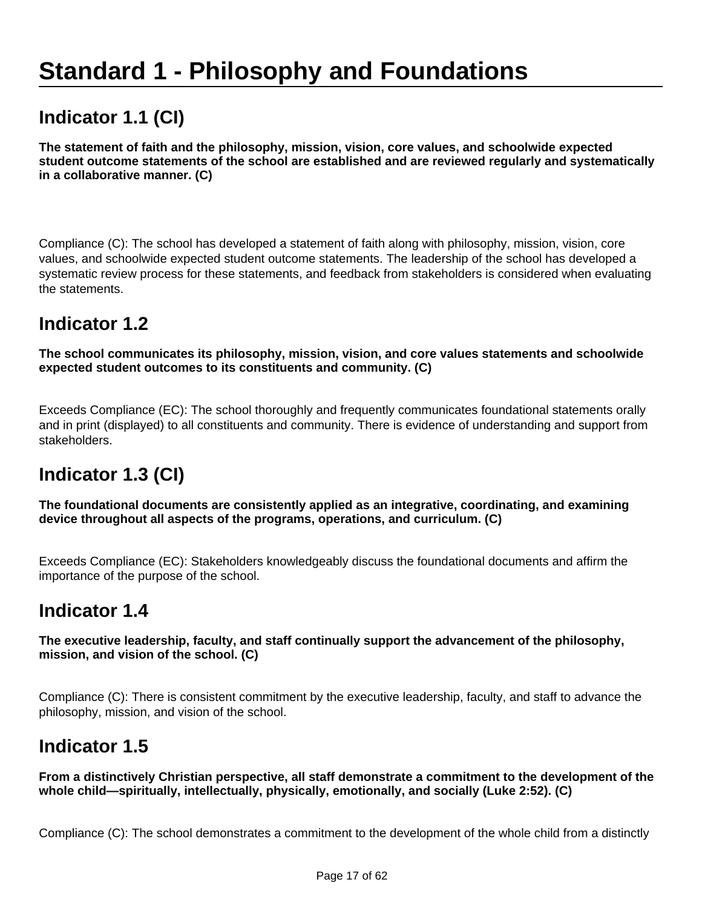# Standard 1 - Philosophy and Foundations

## Indicator 1.1 (CI)

**The statement of faith and the philosophy, mission, vision, core values, and schoolwide expected student outcome statements of the school are established and are reviewed regularly and systematically in a collaborative manner. (C)**

Compliance (C): The school has developed a statement of faith along with philosophy, mission, vision, core values, and schoolwide expected student outcome statements. The leadership of the school has developed a systematic review process for these statements, and feedback from stakeholders is considered when evaluating the statements.

## Indicator 1.2

**The school communicates its philosophy, mission, vision, and core values statements and schoolwide expected student outcomes to its constituents and community. (C)**

Exceeds Compliance (EC): The school thoroughly and frequently communicates foundational statements orally and in print (displayed) to all constituents and community. There is evidence of understanding and support from stakeholders.

## Indicator 1.3 (CI)

**The foundational documents are consistently applied as an integrative, coordinating, and examining device throughout all aspects of the programs, operations, and curriculum. (C)**

Exceeds Compliance (EC): Stakeholders knowledgeably discuss the foundational documents and affirm the importance of the purpose of the school.

## Indicator 1.4

**The executive leadership, faculty, and staff continually support the advancement of the philosophy, mission, and vision of the school. (C)**

Compliance (C): There is consistent commitment by the executive leadership, faculty, and staff to advance the philosophy, mission, and vision of the school.

## Indicator 1.5

**From a distinctively Christian perspective, all staff demonstrate a commitment to the development of the whole child—spiritually, intellectually, physically, emotionally, and socially (Luke 2:52). (C)**

Compliance (C): The school demonstrates a commitment to the development of the whole child from a distinctly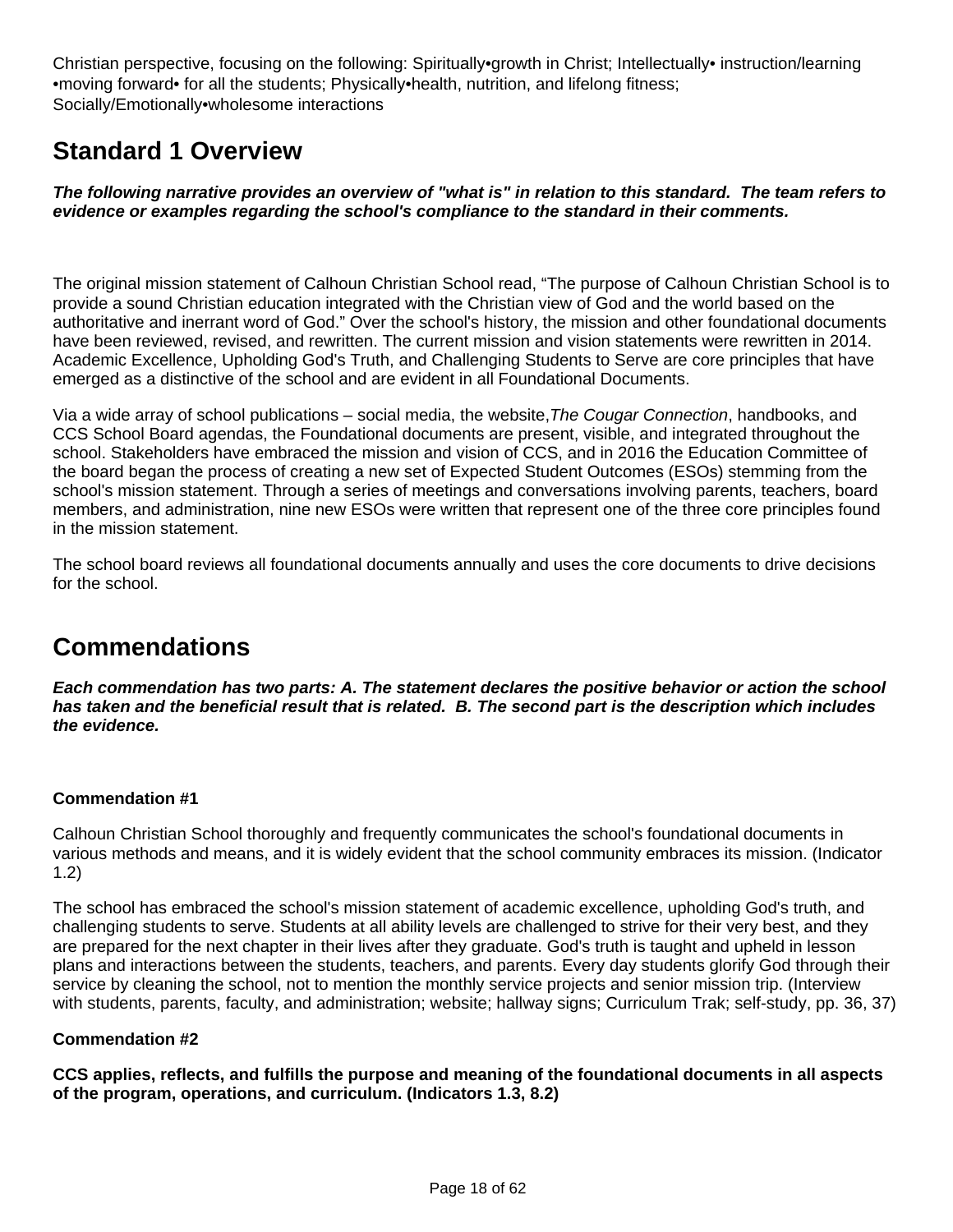Christian perspective, focusing on the following: Spiritually•growth in Christ; Intellectually• instruction/learning •moving forward• for all the students; Physically•health, nutrition, and lifelong fitness; Socially/Emotionally•wholesome interactions

## Standard 1 Overview

***The following narrative provides an overview of "what is" in relation to this standard. The team refers to evidence or examples regarding the school's compliance to the standard in their comments.***

The original mission statement of Calhoun Christian School read, "The purpose of Calhoun Christian School is to provide a sound Christian education integrated with the Christian view of God and the world based on the authoritative and inerrant word of God." Over the school's history, the mission and other foundational documents have been reviewed, revised, and rewritten. The current mission and vision statements were rewritten in 2014. Academic Excellence, Upholding God's Truth, and Challenging Students to Serve are core principles that have emerged as a distinctive of the school and are evident in all Foundational Documents.

Via a wide array of school publications – social media, the website, *The Cougar Connection*, handbooks, and CCS School Board agendas, the Foundational documents are present, visible, and integrated throughout the school. Stakeholders have embraced the mission and vision of CCS, and in 2016 the Education Committee of the board began the process of creating a new set of Expected Student Outcomes (ESOs) stemming from the school's mission statement. Through a series of meetings and conversations involving parents, teachers, board members, and administration, nine new ESOs were written that represent one of the three core principles found in the mission statement.

The school board reviews all foundational documents annually and uses the core documents to drive decisions for the school.

## Commendations

***Each commendation has two parts: A. The statement declares the positive behavior or action the school has taken and the beneficial result that is related. B. The second part is the description which includes the evidence.***

**Commendation #1**

Calhoun Christian School thoroughly and frequently communicates the school's foundational documents in various methods and means, and it is widely evident that the school community embraces its mission. (Indicator 1.2)

The school has embraced the school's mission statement of academic excellence, upholding God's truth, and challenging students to serve. Students at all ability levels are challenged to strive for their very best, and they are prepared for the next chapter in their lives after they graduate. God's truth is taught and upheld in lesson plans and interactions between the students, teachers, and parents. Every day students glorify God through their service by cleaning the school, not to mention the monthly service projects and senior mission trip. (Interview with students, parents, faculty, and administration; website; hallway signs; Curriculum Trak; self-study, pp. 36, 37)

**Commendation #2**

**CCS applies, reflects, and fulfills the purpose and meaning of the foundational documents in all aspects of the program, operations, and curriculum. (Indicators 1.3, 8.2)**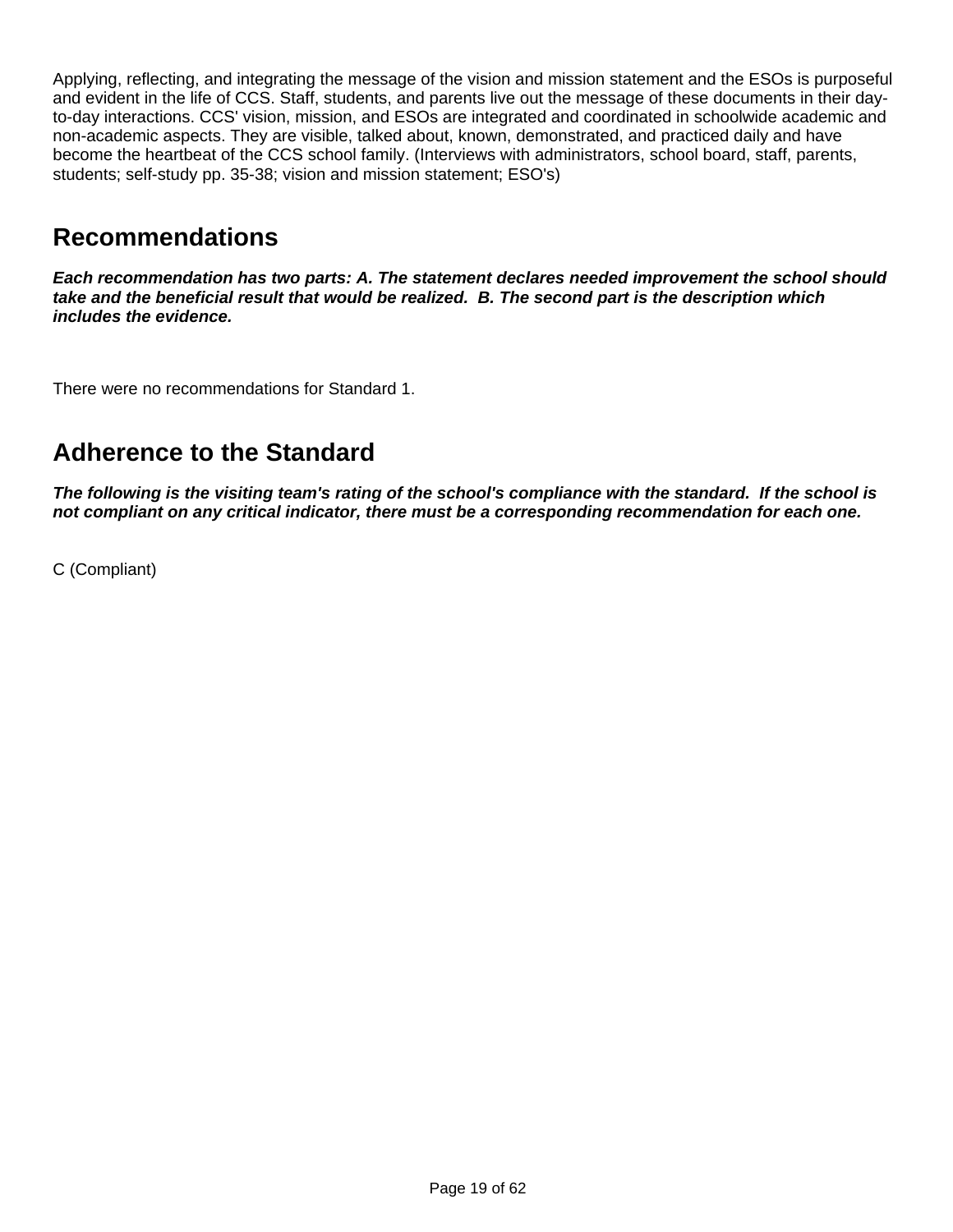Applying, reflecting, and integrating the message of the vision and mission statement and the ESOs is purposeful and evident in the life of CCS. Staff, students, and parents live out the message of these documents in their day-to-day interactions. CCS' vision, mission, and ESOs are integrated and coordinated in schoolwide academic and non-academic aspects. They are visible, talked about, known, demonstrated, and practiced daily and have become the heartbeat of the CCS school family. (Interviews with administrators, school board, staff, parents, students; self-study pp. 35-38; vision and mission statement; ESO's)

## Recommendations

***Each recommendation has two parts: A. The statement declares needed improvement the school should take and the beneficial result that would be realized. B. The second part is the description which includes the evidence.***

There were no recommendations for Standard 1.

## Adherence to the Standard

***The following is the visiting team's rating of the school's compliance with the standard. If the school is not compliant on any critical indicator, there must be a corresponding recommendation for each one.***

C (Compliant)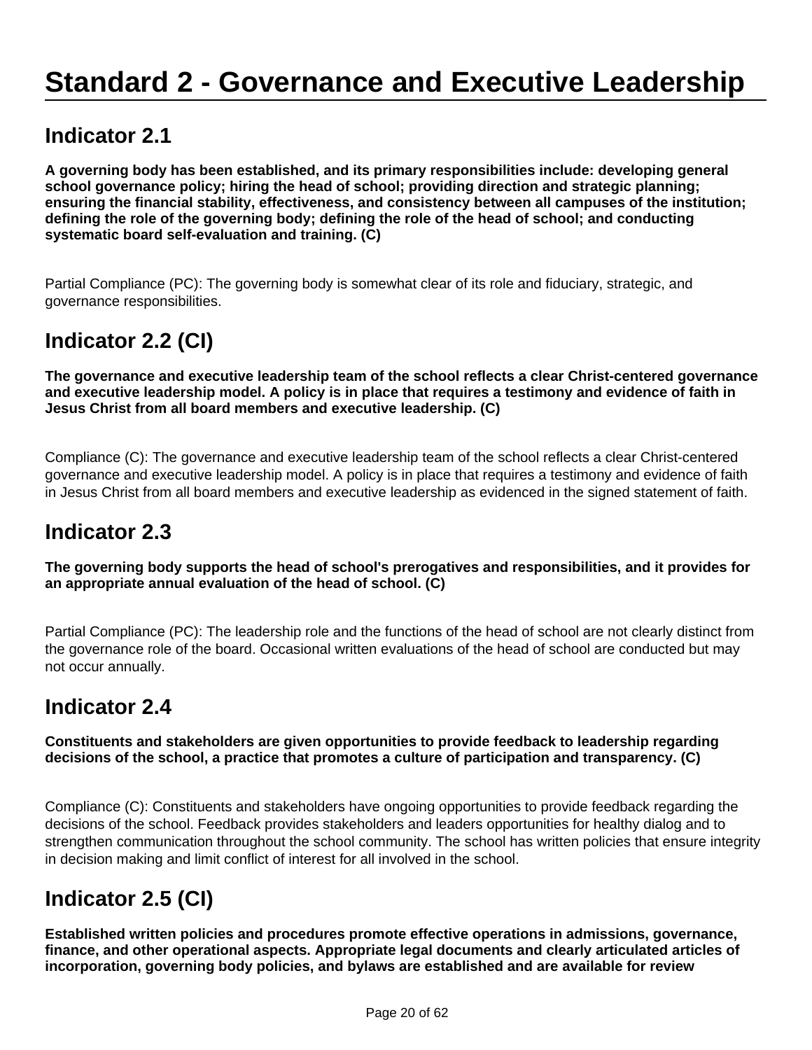# Standard 2 - Governance and Executive Leadership

## Indicator 2.1

**A governing body has been established, and its primary responsibilities include: developing general school governance policy; hiring the head of school; providing direction and strategic planning; ensuring the financial stability, effectiveness, and consistency between all campuses of the institution; defining the role of the governing body; defining the role of the head of school; and conducting systematic board self-evaluation and training. (C)**

Partial Compliance (PC): The governing body is somewhat clear of its role and fiduciary, strategic, and governance responsibilities.

## Indicator 2.2 (CI)

**The governance and executive leadership team of the school reflects a clear Christ-centered governance and executive leadership model. A policy is in place that requires a testimony and evidence of faith in Jesus Christ from all board members and executive leadership. (C)**

Compliance (C): The governance and executive leadership team of the school reflects a clear Christ-centered governance and executive leadership model. A policy is in place that requires a testimony and evidence of faith in Jesus Christ from all board members and executive leadership as evidenced in the signed statement of faith.

## Indicator 2.3

**The governing body supports the head of school's prerogatives and responsibilities, and it provides for an appropriate annual evaluation of the head of school. (C)**

Partial Compliance (PC): The leadership role and the functions of the head of school are not clearly distinct from the governance role of the board. Occasional written evaluations of the head of school are conducted but may not occur annually.

## Indicator 2.4

**Constituents and stakeholders are given opportunities to provide feedback to leadership regarding decisions of the school, a practice that promotes a culture of participation and transparency. (C)**

Compliance (C): Constituents and stakeholders have ongoing opportunities to provide feedback regarding the decisions of the school. Feedback provides stakeholders and leaders opportunities for healthy dialog and to strengthen communication throughout the school community. The school has written policies that ensure integrity in decision making and limit conflict of interest for all involved in the school.

## Indicator 2.5 (CI)

**Established written policies and procedures promote effective operations in admissions, governance, finance, and other operational aspects. Appropriate legal documents and clearly articulated articles of incorporation, governing body policies, and bylaws are established and are available for review**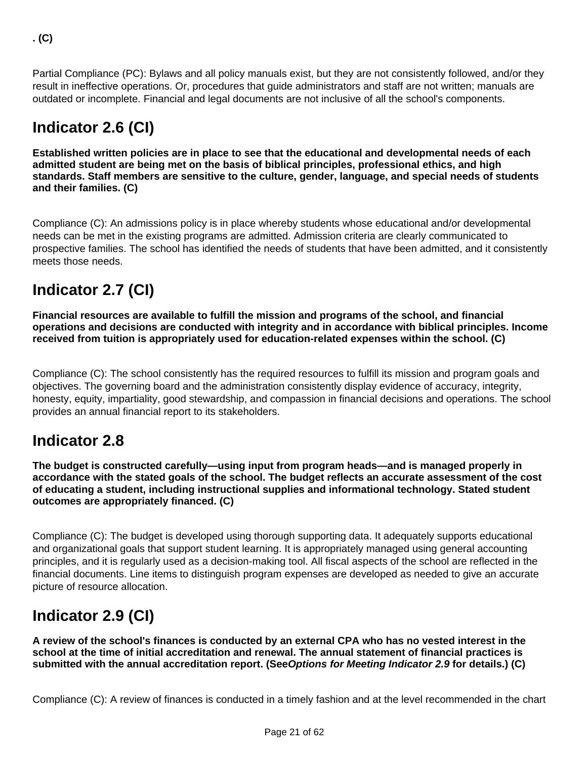**. (C)**

Partial Compliance (PC): Bylaws and all policy manuals exist, but they are not consistently followed, and/or they result in ineffective operations. Or, procedures that guide administrators and staff are not written; manuals are outdated or incomplete. Financial and legal documents are not inclusive of all the school's components.

## Indicator 2.6 (CI)

**Established written policies are in place to see that the educational and developmental needs of each admitted student are being met on the basis of biblical principles, professional ethics, and high standards. Staff members are sensitive to the culture, gender, language, and special needs of students and their families. (C)**

Compliance (C): An admissions policy is in place whereby students whose educational and/or developmental needs can be met in the existing programs are admitted. Admission criteria are clearly communicated to prospective families. The school has identified the needs of students that have been admitted, and it consistently meets those needs.

## Indicator 2.7 (CI)

**Financial resources are available to fulfill the mission and programs of the school, and financial operations and decisions are conducted with integrity and in accordance with biblical principles. Income received from tuition is appropriately used for education-related expenses within the school. (C)**

Compliance (C): The school consistently has the required resources to fulfill its mission and program goals and objectives. The governing board and the administration consistently display evidence of accuracy, integrity, honesty, equity, impartiality, good stewardship, and compassion in financial decisions and operations. The school provides an annual financial report to its stakeholders.

## Indicator 2.8

**The budget is constructed carefully—using input from program heads—and is managed properly in accordance with the stated goals of the school. The budget reflects an accurate assessment of the cost of educating a student, including instructional supplies and informational technology. Stated student outcomes are appropriately financed. (C)**

Compliance (C): The budget is developed using thorough supporting data. It adequately supports educational and organizational goals that support student learning. It is appropriately managed using general accounting principles, and it is regularly used as a decision-making tool. All fiscal aspects of the school are reflected in the financial documents. Line items to distinguish program expenses are developed as needed to give an accurate picture of resource allocation.

## Indicator 2.9 (CI)

**A review of the school's finances is conducted by an external CPA who has no vested interest in the school at the time of initial accreditation and renewal. The annual statement of financial practices is submitted with the annual accreditation report. (See*Options for Meeting Indicator 2.9* for details.) (C)**

Compliance (C): A review of finances is conducted in a timely fashion and at the level recommended in the chart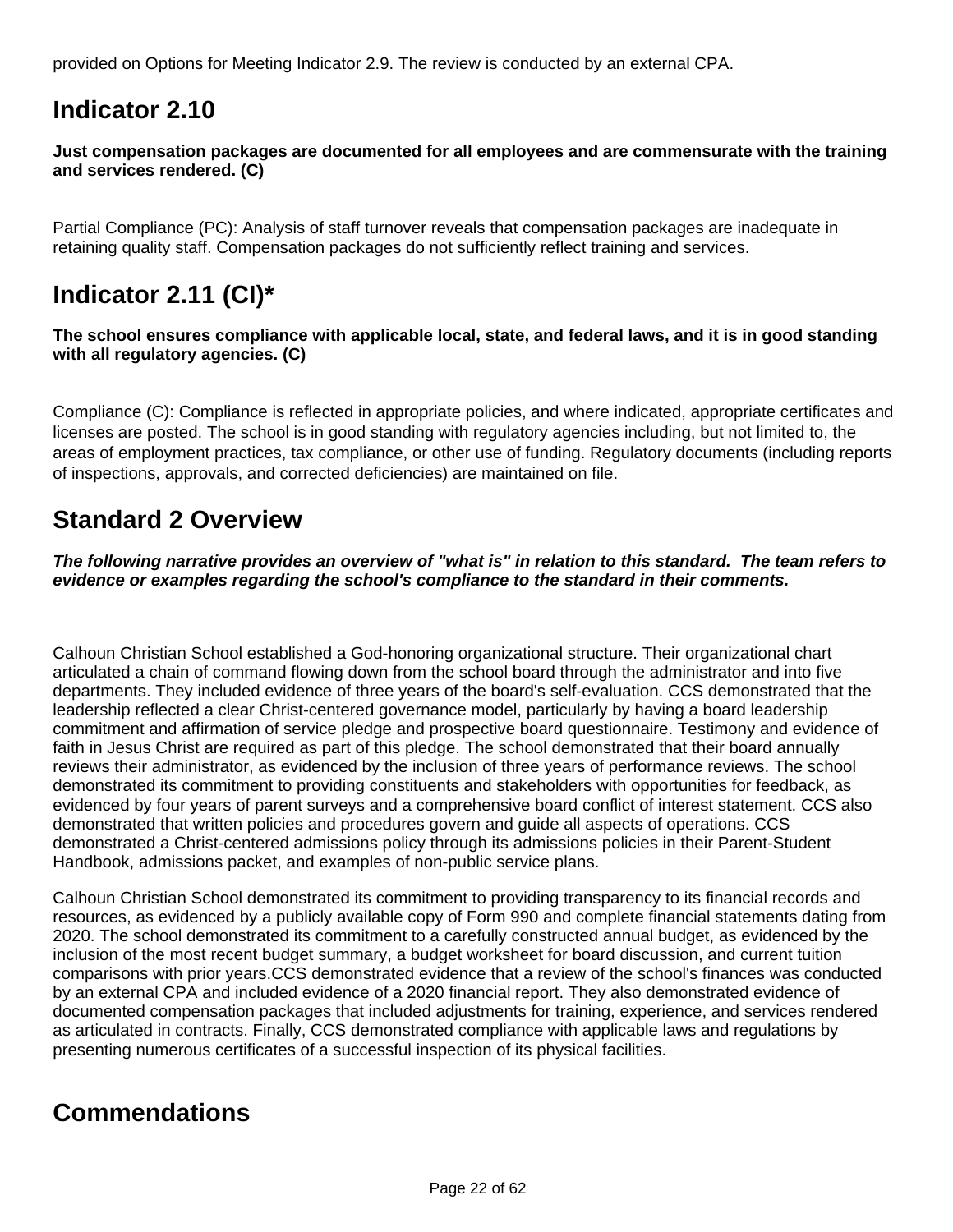provided on Options for Meeting Indicator 2.9. The review is conducted by an external CPA.

## Indicator 2.10

**Just compensation packages are documented for all employees and are commensurate with the training and services rendered. (C)**

Partial Compliance (PC): Analysis of staff turnover reveals that compensation packages are inadequate in retaining quality staff. Compensation packages do not sufficiently reflect training and services.

## Indicator 2.11 (CI)*

**The school ensures compliance with applicable local, state, and federal laws, and it is in good standing with all regulatory agencies. (C)**

Compliance (C): Compliance is reflected in appropriate policies, and where indicated, appropriate certificates and licenses are posted. The school is in good standing with regulatory agencies including, but not limited to, the areas of employment practices, tax compliance, or other use of funding. Regulatory documents (including reports of inspections, approvals, and corrected deficiencies) are maintained on file.

## Standard 2 Overview

***The following narrative provides an overview of "what is" in relation to this standard. The team refers to evidence or examples regarding the school's compliance to the standard in their comments.***

Calhoun Christian School established a God-honoring organizational structure. Their organizational chart articulated a chain of command flowing down from the school board through the administrator and into five departments. They included evidence of three years of the board's self-evaluation. CCS demonstrated that the leadership reflected a clear Christ-centered governance model, particularly by having a board leadership commitment and affirmation of service pledge and prospective board questionnaire. Testimony and evidence of faith in Jesus Christ are required as part of this pledge. The school demonstrated that their board annually reviews their administrator, as evidenced by the inclusion of three years of performance reviews. The school demonstrated its commitment to providing constituents and stakeholders with opportunities for feedback, as evidenced by four years of parent surveys and a comprehensive board conflict of interest statement. CCS also demonstrated that written policies and procedures govern and guide all aspects of operations. CCS demonstrated a Christ-centered admissions policy through its admissions policies in their Parent-Student Handbook, admissions packet, and examples of non-public service plans.

Calhoun Christian School demonstrated its commitment to providing transparency to its financial records and resources, as evidenced by a publicly available copy of Form 990 and complete financial statements dating from 2020. The school demonstrated its commitment to a carefully constructed annual budget, as evidenced by the inclusion of the most recent budget summary, a budget worksheet for board discussion, and current tuition comparisons with prior years.CCS demonstrated evidence that a review of the school's finances was conducted by an external CPA and included evidence of a 2020 financial report. They also demonstrated evidence of documented compensation packages that included adjustments for training, experience, and services rendered as articulated in contracts. Finally, CCS demonstrated compliance with applicable laws and regulations by presenting numerous certificates of a successful inspection of its physical facilities.

## Commendations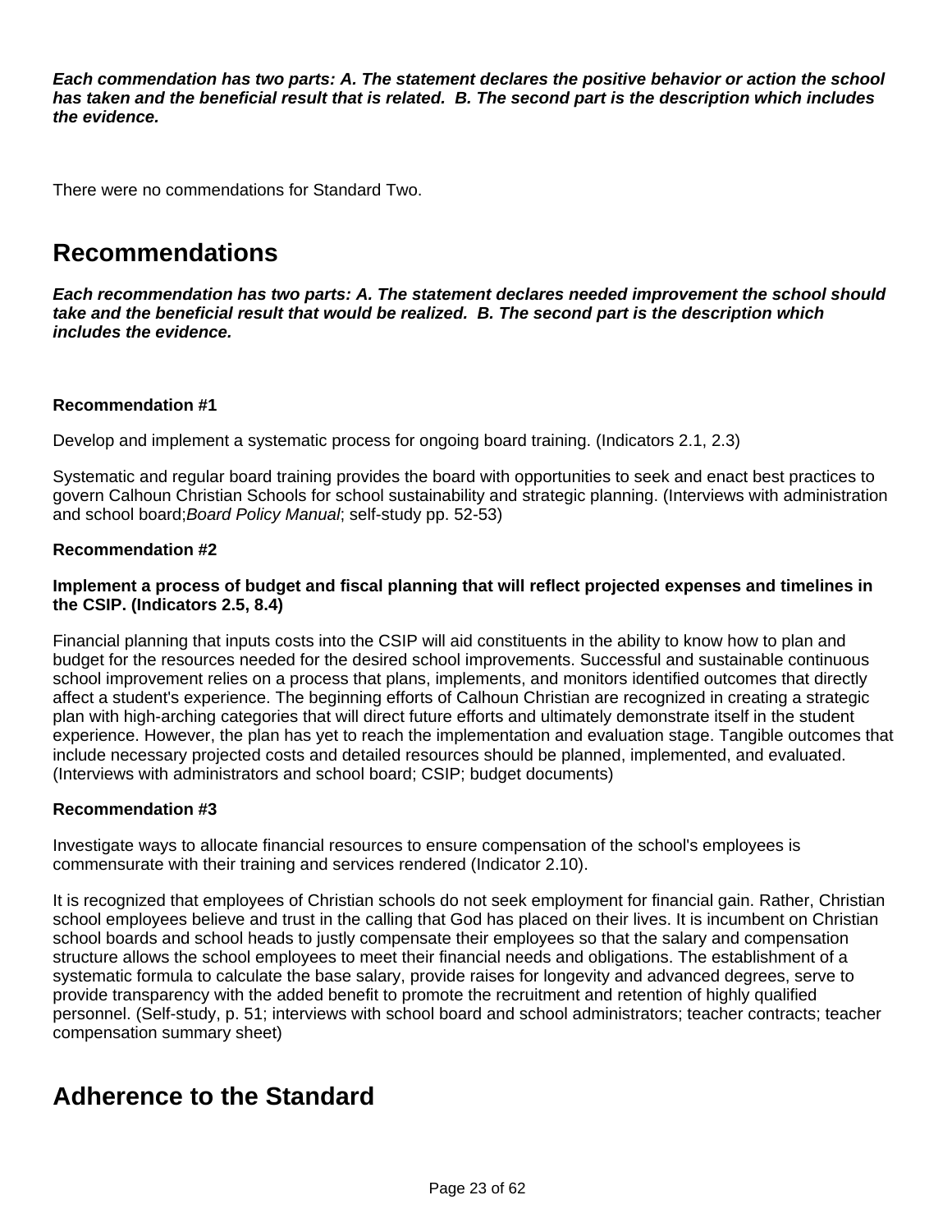***Each commendation has two parts: A. The statement declares the positive behavior or action the school has taken and the beneficial result that is related. B. The second part is the description which includes the evidence.***

There were no commendations for Standard Two.

## Recommendations

***Each recommendation has two parts: A. The statement declares needed improvement the school should take and the beneficial result that would be realized. B. The second part is the description which includes the evidence.***

**Recommendation #1**

Develop and implement a systematic process for ongoing board training. (Indicators 2.1, 2.3)

Systematic and regular board training provides the board with opportunities to seek and enact best practices to govern Calhoun Christian Schools for school sustainability and strategic planning. (Interviews with administration and school board;*Board Policy Manual*; self-study pp. 52-53)

**Recommendation #2**

**Implement a process of budget and fiscal planning that will reflect projected expenses and timelines in the CSIP. (Indicators 2.5, 8.4)**

Financial planning that inputs costs into the CSIP will aid constituents in the ability to know how to plan and budget for the resources needed for the desired school improvements. Successful and sustainable continuous school improvement relies on a process that plans, implements, and monitors identified outcomes that directly affect a student's experience. The beginning efforts of Calhoun Christian are recognized in creating a strategic plan with high-arching categories that will direct future efforts and ultimately demonstrate itself in the student experience. However, the plan has yet to reach the implementation and evaluation stage. Tangible outcomes that include necessary projected costs and detailed resources should be planned, implemented, and evaluated. (Interviews with administrators and school board; CSIP; budget documents)

**Recommendation #3**

Investigate ways to allocate financial resources to ensure compensation of the school's employees is commensurate with their training and services rendered (Indicator 2.10).

It is recognized that employees of Christian schools do not seek employment for financial gain. Rather, Christian school employees believe and trust in the calling that God has placed on their lives. It is incumbent on Christian school boards and school heads to justly compensate their employees so that the salary and compensation structure allows the school employees to meet their financial needs and obligations. The establishment of a systematic formula to calculate the base salary, provide raises for longevity and advanced degrees, serve to provide transparency with the added benefit to promote the recruitment and retention of highly qualified personnel. (Self-study, p. 51; interviews with school board and school administrators; teacher contracts; teacher compensation summary sheet)

## Adherence to the Standard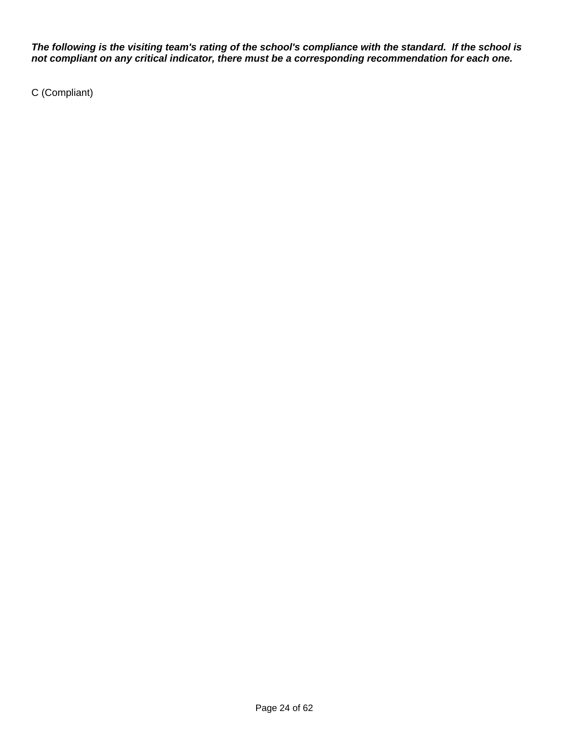***The following is the visiting team's rating of the school's compliance with the standard. If the school is not compliant on any critical indicator, there must be a corresponding recommendation for each one.***

C (Compliant)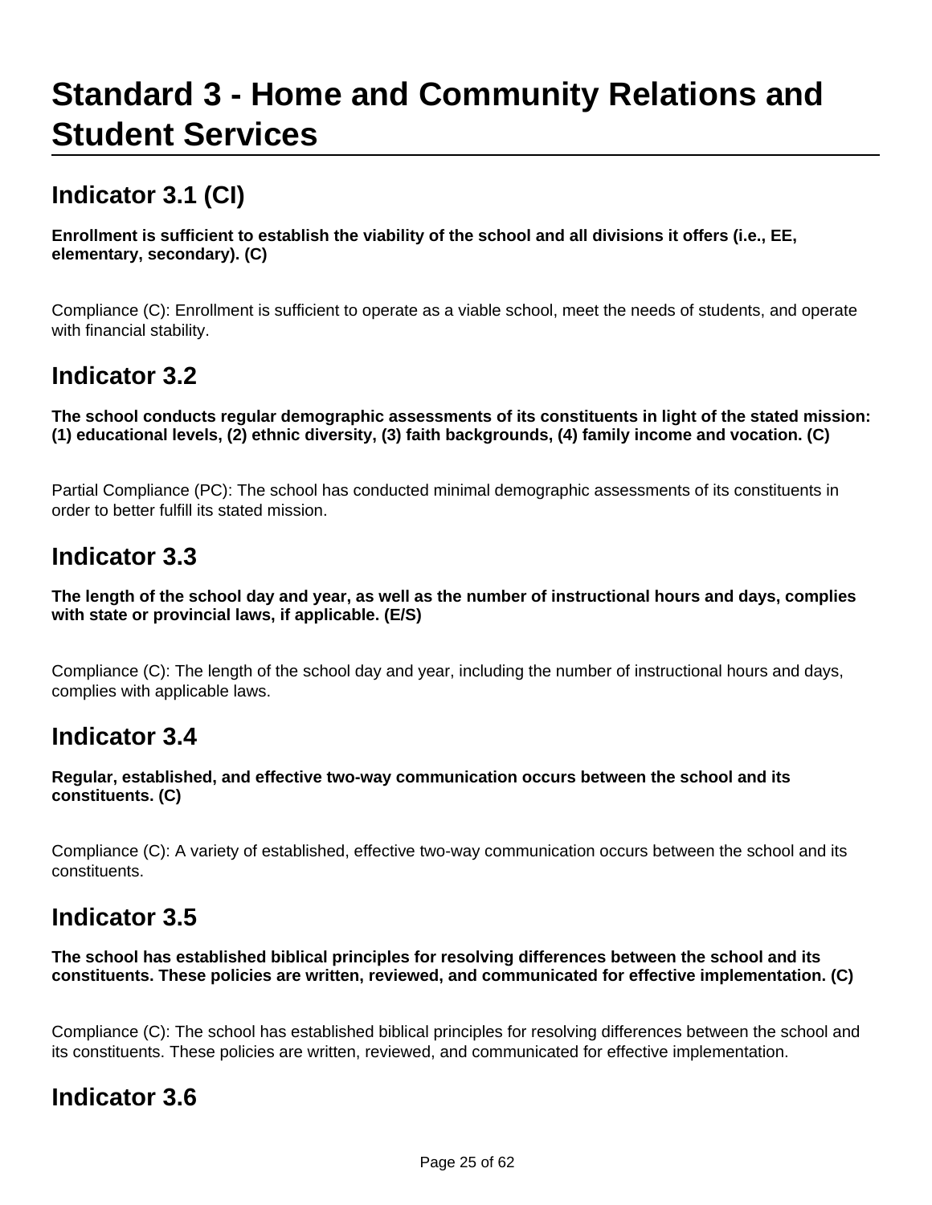# Standard 3 - Home and Community Relations and Student Services

## Indicator 3.1 (CI)

**Enrollment is sufficient to establish the viability of the school and all divisions it offers (i.e., EE, elementary, secondary). (C)**

Compliance (C): Enrollment is sufficient to operate as a viable school, meet the needs of students, and operate with financial stability.

## Indicator 3.2

**The school conducts regular demographic assessments of its constituents in light of the stated mission: (1) educational levels, (2) ethnic diversity, (3) faith backgrounds, (4) family income and vocation. (C)**

Partial Compliance (PC): The school has conducted minimal demographic assessments of its constituents in order to better fulfill its stated mission.

## Indicator 3.3

**The length of the school day and year, as well as the number of instructional hours and days, complies with state or provincial laws, if applicable. (E/S)**

Compliance (C): The length of the school day and year, including the number of instructional hours and days, complies with applicable laws.

## Indicator 3.4

**Regular, established, and effective two-way communication occurs between the school and its constituents. (C)**

Compliance (C): A variety of established, effective two-way communication occurs between the school and its constituents.

## Indicator 3.5

**The school has established biblical principles for resolving differences between the school and its constituents. These policies are written, reviewed, and communicated for effective implementation. (C)**

Compliance (C): The school has established biblical principles for resolving differences between the school and its constituents. These policies are written, reviewed, and communicated for effective implementation.

## Indicator 3.6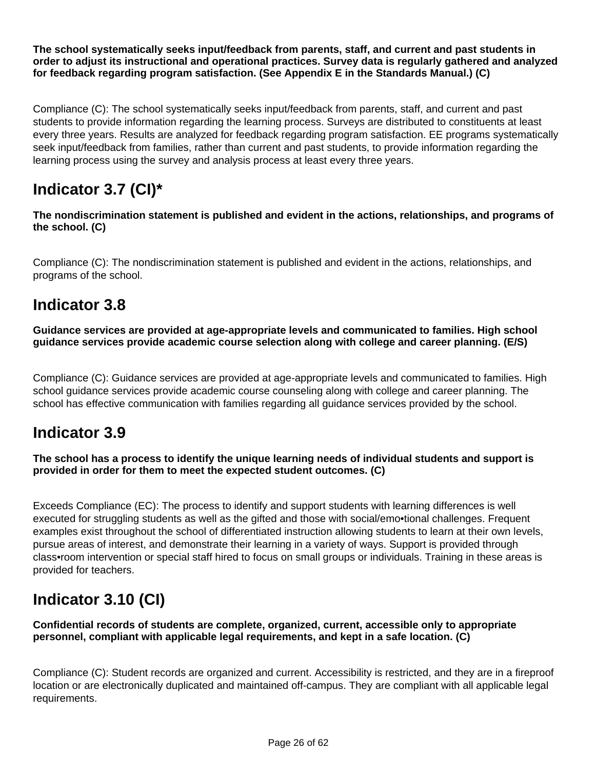**The school systematically seeks input/feedback from parents, staff, and current and past students in order to adjust its instructional and operational practices. Survey data is regularly gathered and analyzed for feedback regarding program satisfaction. (See Appendix E in the Standards Manual.) (C)**

Compliance (C): The school systematically seeks input/feedback from parents, staff, and current and past students to provide information regarding the learning process. Surveys are distributed to constituents at least every three years. Results are analyzed for feedback regarding program satisfaction. EE programs systematically seek input/feedback from families, rather than current and past students, to provide information regarding the learning process using the survey and analysis process at least every three years.

## Indicator 3.7 (CI)*

**The nondiscrimination statement is published and evident in the actions, relationships, and programs of the school. (C)**

Compliance (C): The nondiscrimination statement is published and evident in the actions, relationships, and programs of the school.

## Indicator 3.8

**Guidance services are provided at age-appropriate levels and communicated to families. High school guidance services provide academic course selection along with college and career planning. (E/S)**

Compliance (C): Guidance services are provided at age-appropriate levels and communicated to families. High school guidance services provide academic course counseling along with college and career planning. The school has effective communication with families regarding all guidance services provided by the school.

## Indicator 3.9

**The school has a process to identify the unique learning needs of individual students and support is provided in order for them to meet the expected student outcomes. (C)**

Exceeds Compliance (EC): The process to identify and support students with learning differences is well executed for struggling students as well as the gifted and those with social/emo•tional challenges. Frequent examples exist throughout the school of differentiated instruction allowing students to learn at their own levels, pursue areas of interest, and demonstrate their learning in a variety of ways. Support is provided through class•room intervention or special staff hired to focus on small groups or individuals. Training in these areas is provided for teachers.

## Indicator 3.10 (CI)

**Confidential records of students are complete, organized, current, accessible only to appropriate personnel, compliant with applicable legal requirements, and kept in a safe location. (C)**

Compliance (C): Student records are organized and current. Accessibility is restricted, and they are in a fireproof location or are electronically duplicated and maintained off-campus. They are compliant with all applicable legal requirements.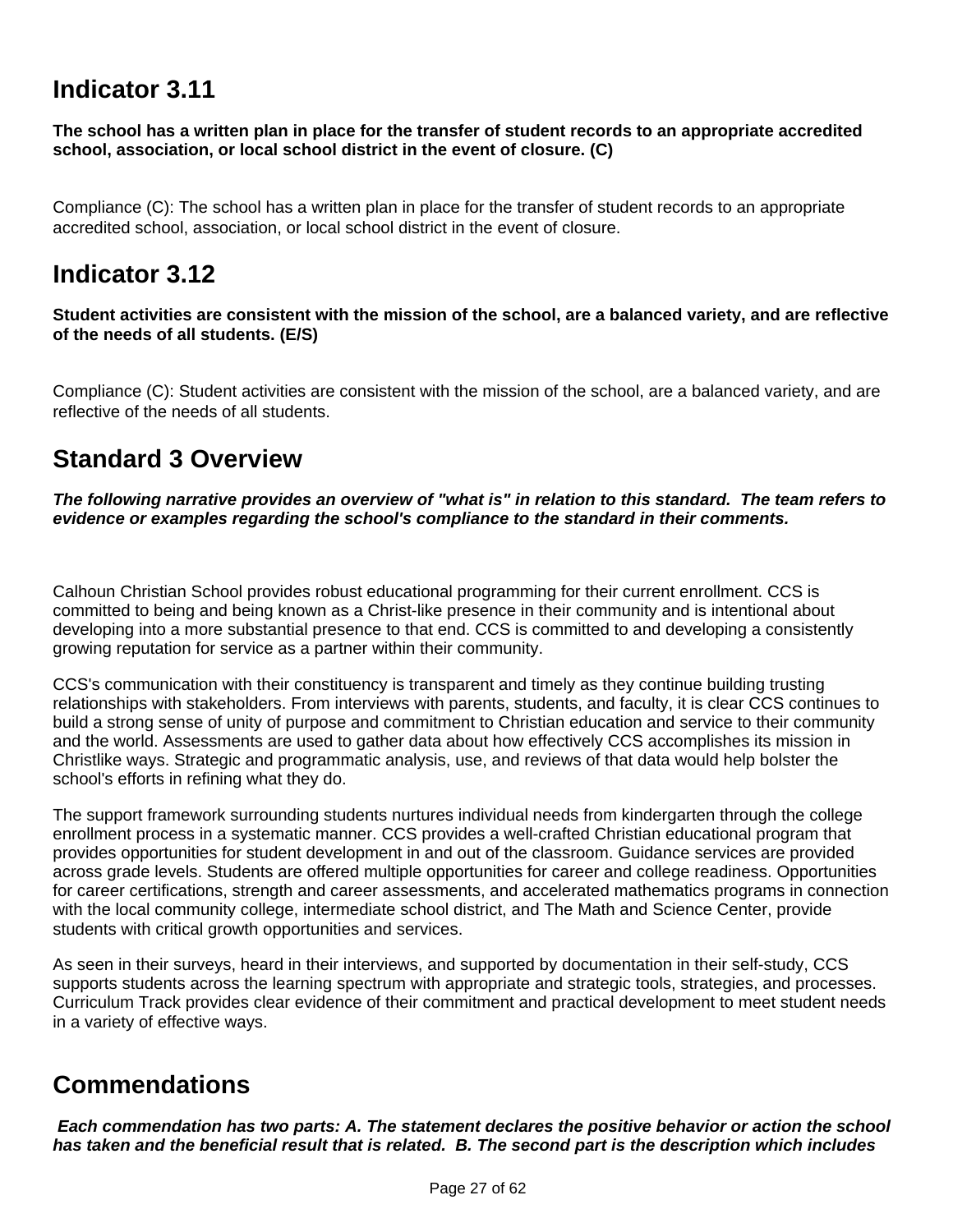## Indicator 3.11

**The school has a written plan in place for the transfer of student records to an appropriate accredited school, association, or local school district in the event of closure. (C)**

Compliance (C): The school has a written plan in place for the transfer of student records to an appropriate accredited school, association, or local school district in the event of closure.

## Indicator 3.12

**Student activities are consistent with the mission of the school, are a balanced variety, and are reflective of the needs of all students. (E/S)**

Compliance (C): Student activities are consistent with the mission of the school, are a balanced variety, and are reflective of the needs of all students.

## Standard 3 Overview

***The following narrative provides an overview of "what is" in relation to this standard. The team refers to evidence or examples regarding the school's compliance to the standard in their comments.***

Calhoun Christian School provides robust educational programming for their current enrollment. CCS is committed to being and being known as a Christ-like presence in their community and is intentional about developing into a more substantial presence to that end. CCS is committed to and developing a consistently growing reputation for service as a partner within their community.

CCS's communication with their constituency is transparent and timely as they continue building trusting relationships with stakeholders. From interviews with parents, students, and faculty, it is clear CCS continues to build a strong sense of unity of purpose and commitment to Christian education and service to their community and the world. Assessments are used to gather data about how effectively CCS accomplishes its mission in Christlike ways. Strategic and programmatic analysis, use, and reviews of that data would help bolster the school's efforts in refining what they do.

The support framework surrounding students nurtures individual needs from kindergarten through the college enrollment process in a systematic manner. CCS provides a well-crafted Christian educational program that provides opportunities for student development in and out of the classroom. Guidance services are provided across grade levels. Students are offered multiple opportunities for career and college readiness. Opportunities for career certifications, strength and career assessments, and accelerated mathematics programs in connection with the local community college, intermediate school district, and The Math and Science Center, provide students with critical growth opportunities and services.

As seen in their surveys, heard in their interviews, and supported by documentation in their self-study, CCS supports students across the learning spectrum with appropriate and strategic tools, strategies, and processes. Curriculum Track provides clear evidence of their commitment and practical development to meet student needs in a variety of effective ways.

## Commendations

***Each commendation has two parts: A. The statement declares the positive behavior or action the school has taken and the beneficial result that is related. B. The second part is the description which includes***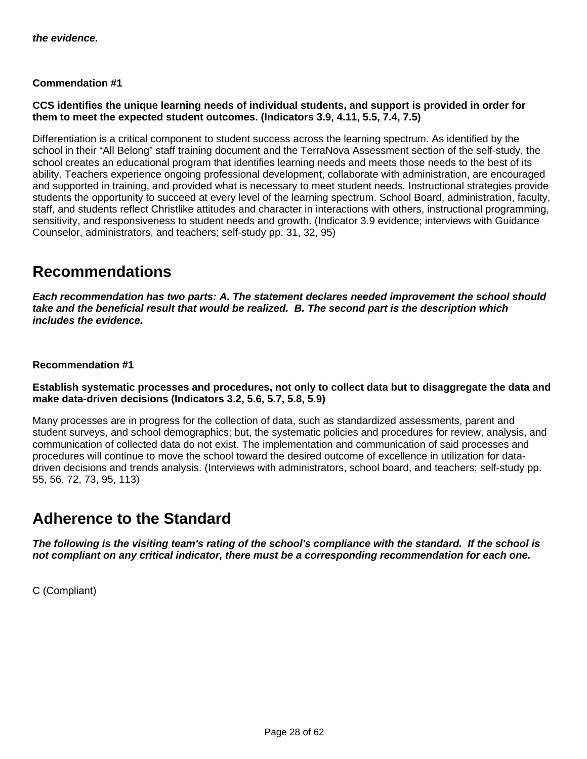***the evidence.***

**Commendation #1**

**CCS identifies the unique learning needs of individual students, and support is provided in order for them to meet the expected student outcomes. (Indicators 3.9, 4.11, 5.5, 7.4, 7.5)**

Differentiation is a critical component to student success across the learning spectrum. As identified by the school in their "All Belong" staff training document and the TerraNova Assessment section of the self-study, the school creates an educational program that identifies learning needs and meets those needs to the best of its ability. Teachers experience ongoing professional development, collaborate with administration, are encouraged and supported in training, and provided what is necessary to meet student needs. Instructional strategies provide students the opportunity to succeed at every level of the learning spectrum. School Board, administration, faculty, staff, and students reflect Christlike attitudes and character in interactions with others, instructional programming, sensitivity, and responsiveness to student needs and growth. (Indicator 3.9 evidence; interviews with Guidance Counselor, administrators, and teachers; self-study pp. 31, 32, 95)

## Recommendations

***Each recommendation has two parts: A. The statement declares needed improvement the school should take and the beneficial result that would be realized. B. The second part is the description which includes the evidence.***

**Recommendation #1**

**Establish systematic processes and procedures, not only to collect data but to disaggregate the data and make data-driven decisions (Indicators 3.2, 5.6, 5.7, 5.8, 5.9)**

Many processes are in progress for the collection of data, such as standardized assessments, parent and student surveys, and school demographics; but, the systematic policies and procedures for review, analysis, and communication of collected data do not exist. The implementation and communication of said processes and procedures will continue to move the school toward the desired outcome of excellence in utilization for data-driven decisions and trends analysis. (Interviews with administrators, school board, and teachers; self-study pp. 55, 56, 72, 73, 95, 113)

## Adherence to the Standard

***The following is the visiting team's rating of the school's compliance with the standard. If the school is not compliant on any critical indicator, there must be a corresponding recommendation for each one.***

C (Compliant)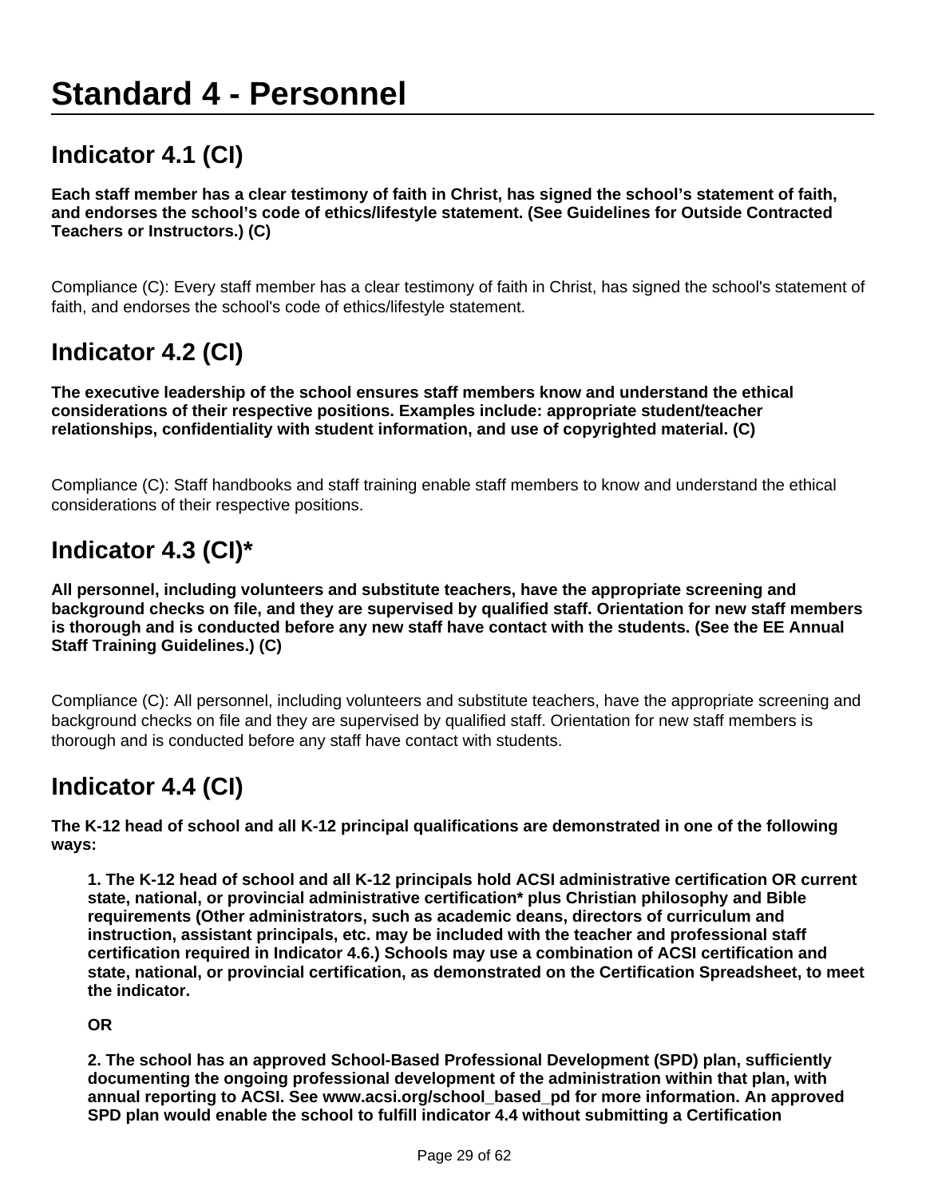# Standard 4 - Personnel

## Indicator 4.1 (CI)

**Each staff member has a clear testimony of faith in Christ, has signed the school's statement of faith, and endorses the school's code of ethics/lifestyle statement. (See Guidelines for Outside Contracted Teachers or Instructors.) (C)**

Compliance (C): Every staff member has a clear testimony of faith in Christ, has signed the school's statement of faith, and endorses the school's code of ethics/lifestyle statement.

## Indicator 4.2 (CI)

**The executive leadership of the school ensures staff members know and understand the ethical considerations of their respective positions. Examples include: appropriate student/teacher relationships, confidentiality with student information, and use of copyrighted material. (C)**

Compliance (C): Staff handbooks and staff training enable staff members to know and understand the ethical considerations of their respective positions.

## Indicator 4.3 (CI)*

**All personnel, including volunteers and substitute teachers, have the appropriate screening and background checks on file, and they are supervised by qualified staff. Orientation for new staff members is thorough and is conducted before any new staff have contact with the students. (See the EE Annual Staff Training Guidelines.) (C)**

Compliance (C): All personnel, including volunteers and substitute teachers, have the appropriate screening and background checks on file and they are supervised by qualified staff. Orientation for new staff members is thorough and is conducted before any staff have contact with students.

## Indicator 4.4 (CI)

**The K-12 head of school and all K-12 principal qualifications are demonstrated in one of the following ways:**

> **1. The K-12 head of school and all K-12 principals hold ACSI administrative certification OR current state, national, or provincial administrative certification* plus Christian philosophy and Bible requirements (Other administrators, such as academic deans, directors of curriculum and instruction, assistant principals, etc. may be included with the teacher and professional staff certification required in Indicator 4.6.) Schools may use a combination of ACSI certification and state, national, or provincial certification, as demonstrated on the Certification Spreadsheet, to meet the indicator.**
>
> **OR**
>
> **2. The school has an approved School-Based Professional Development (SPD) plan, sufficiently documenting the ongoing professional development of the administration within that plan, with annual reporting to ACSI. See www.acsi.org/school_based_pd for more information. An approved SPD plan would enable the school to fulfill indicator 4.4 without submitting a Certification**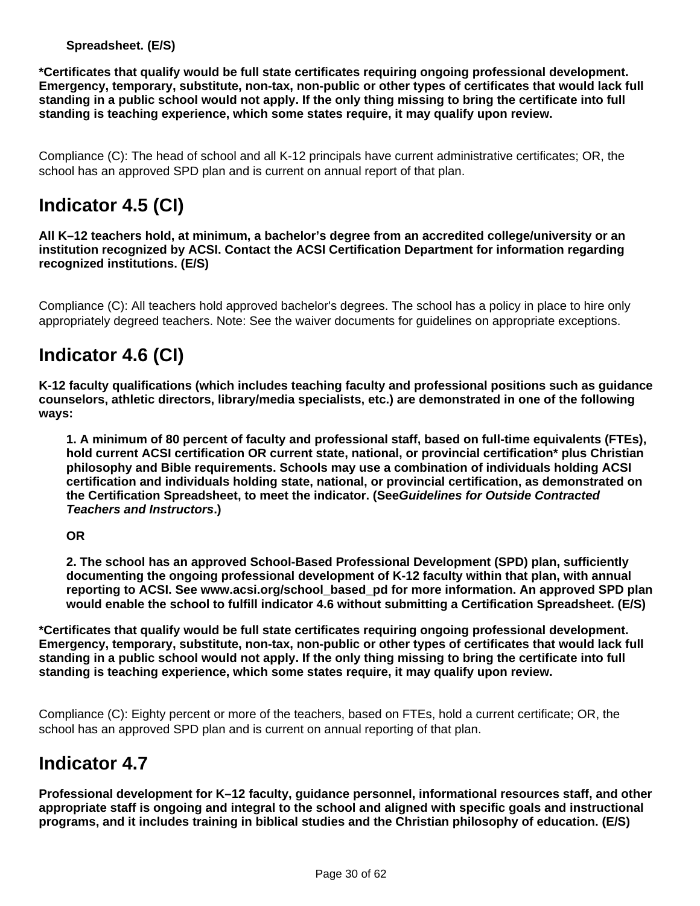**Spreadsheet. (E/S)**

**\*Certificates that qualify would be full state certificates requiring ongoing professional development. Emergency, temporary, substitute, non-tax, non-public or other types of certificates that would lack full standing in a public school would not apply. If the only thing missing to bring the certificate into full standing is teaching experience, which some states require, it may qualify upon review.**

Compliance (C): The head of school and all K-12 principals have current administrative certificates; OR, the school has an approved SPD plan and is current on annual report of that plan.

## Indicator 4.5 (CI)

**All K–12 teachers hold, at minimum, a bachelor's degree from an accredited college/university or an institution recognized by ACSI. Contact the ACSI Certification Department for information regarding recognized institutions. (E/S)**

Compliance (C): All teachers hold approved bachelor's degrees. The school has a policy in place to hire only appropriately degreed teachers. Note: See the waiver documents for guidelines on appropriate exceptions.

## Indicator 4.6 (CI)

**K-12 faculty qualifications (which includes teaching faculty and professional positions such as guidance counselors, athletic directors, library/media specialists, etc.) are demonstrated in one of the following ways:**

> **1. A minimum of 80 percent of faculty and professional staff, based on full-time equivalents (FTEs), hold current ACSI certification OR current state, national, or provincial certification\* plus Christian philosophy and Bible requirements. Schools may use a combination of individuals holding ACSI certification and individuals holding state, national, or provincial certification, as demonstrated on the Certification Spreadsheet, to meet the indicator. (See*Guidelines for Outside Contracted Teachers and Instructors*.)**
>
> **OR**
>
> **2. The school has an approved School-Based Professional Development (SPD) plan, sufficiently documenting the ongoing professional development of K-12 faculty within that plan, with annual reporting to ACSI. See www.acsi.org/school_based_pd for more information. An approved SPD plan would enable the school to fulfill indicator 4.6 without submitting a Certification Spreadsheet. (E/S)**

**\*Certificates that qualify would be full state certificates requiring ongoing professional development. Emergency, temporary, substitute, non-tax, non-public or other types of certificates that would lack full standing in a public school would not apply. If the only thing missing to bring the certificate into full standing is teaching experience, which some states require, it may qualify upon review.**

Compliance (C): Eighty percent or more of the teachers, based on FTEs, hold a current certificate; OR, the school has an approved SPD plan and is current on annual reporting of that plan.

## Indicator 4.7

**Professional development for K–12 faculty, guidance personnel, informational resources staff, and other appropriate staff is ongoing and integral to the school and aligned with specific goals and instructional programs, and it includes training in biblical studies and the Christian philosophy of education. (E/S)**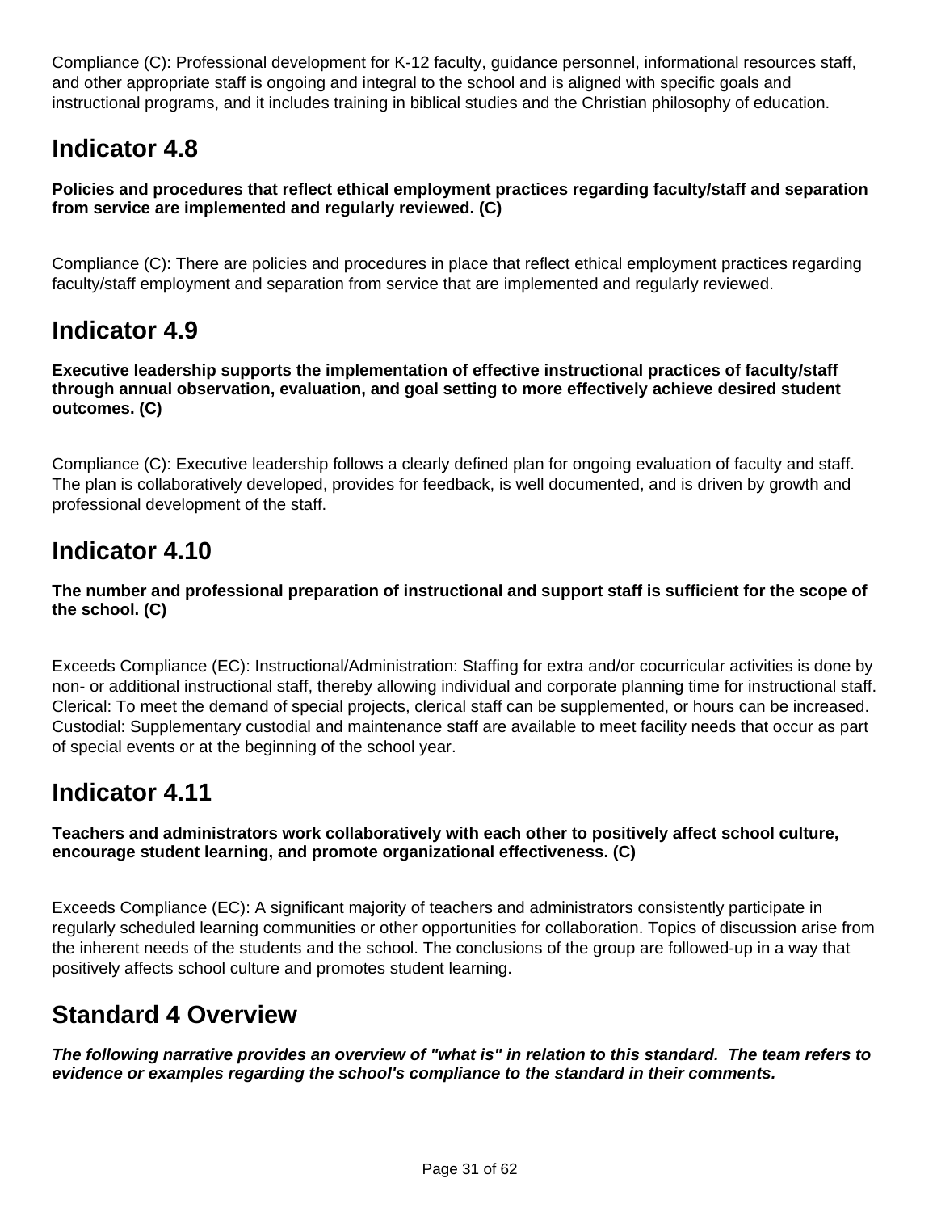Compliance (C): Professional development for K-12 faculty, guidance personnel, informational resources staff, and other appropriate staff is ongoing and integral to the school and is aligned with specific goals and instructional programs, and it includes training in biblical studies and the Christian philosophy of education.

## Indicator 4.8

**Policies and procedures that reflect ethical employment practices regarding faculty/staff and separation from service are implemented and regularly reviewed. (C)**

Compliance (C): There are policies and procedures in place that reflect ethical employment practices regarding faculty/staff employment and separation from service that are implemented and regularly reviewed.

## Indicator 4.9

**Executive leadership supports the implementation of effective instructional practices of faculty/staff through annual observation, evaluation, and goal setting to more effectively achieve desired student outcomes. (C)**

Compliance (C): Executive leadership follows a clearly defined plan for ongoing evaluation of faculty and staff. The plan is collaboratively developed, provides for feedback, is well documented, and is driven by growth and professional development of the staff.

## Indicator 4.10

**The number and professional preparation of instructional and support staff is sufficient for the scope of the school. (C)**

Exceeds Compliance (EC): Instructional/Administration: Staffing for extra and/or cocurricular activities is done by non- or additional instructional staff, thereby allowing individual and corporate planning time for instructional staff. Clerical: To meet the demand of special projects, clerical staff can be supplemented, or hours can be increased. Custodial: Supplementary custodial and maintenance staff are available to meet facility needs that occur as part of special events or at the beginning of the school year.

## Indicator 4.11

**Teachers and administrators work collaboratively with each other to positively affect school culture, encourage student learning, and promote organizational effectiveness. (C)**

Exceeds Compliance (EC): A significant majority of teachers and administrators consistently participate in regularly scheduled learning communities or other opportunities for collaboration. Topics of discussion arise from the inherent needs of the students and the school. The conclusions of the group are followed-up in a way that positively affects school culture and promotes student learning.

## Standard 4 Overview

***The following narrative provides an overview of "what is" in relation to this standard. The team refers to evidence or examples regarding the school's compliance to the standard in their comments.***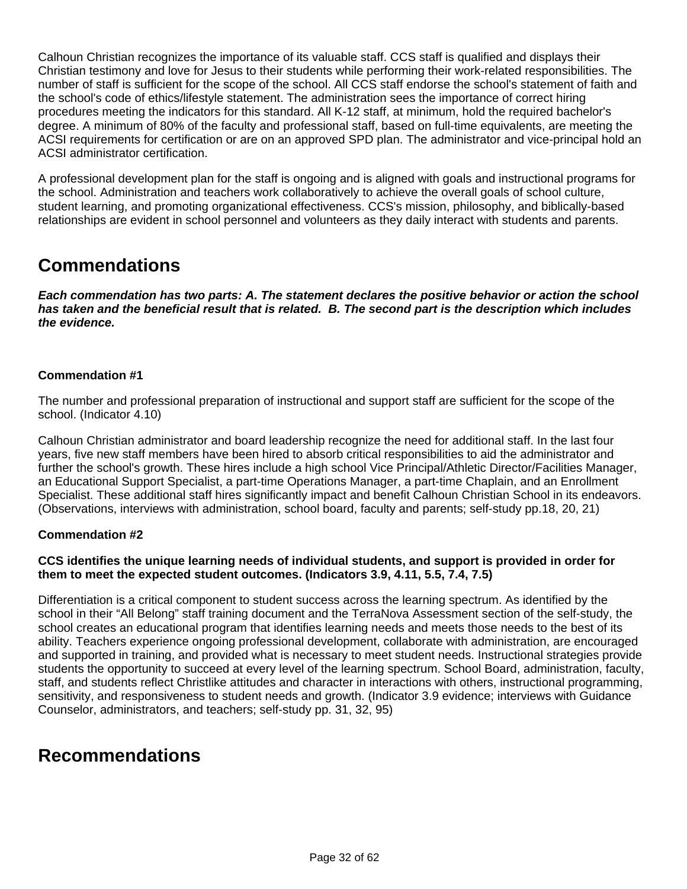Calhoun Christian recognizes the importance of its valuable staff. CCS staff is qualified and displays their Christian testimony and love for Jesus to their students while performing their work-related responsibilities. The number of staff is sufficient for the scope of the school. All CCS staff endorse the school's statement of faith and the school's code of ethics/lifestyle statement. The administration sees the importance of correct hiring procedures meeting the indicators for this standard. All K-12 staff, at minimum, hold the required bachelor's degree. A minimum of 80% of the faculty and professional staff, based on full-time equivalents, are meeting the ACSI requirements for certification or are on an approved SPD plan. The administrator and vice-principal hold an ACSI administrator certification.

A professional development plan for the staff is ongoing and is aligned with goals and instructional programs for the school. Administration and teachers work collaboratively to achieve the overall goals of school culture, student learning, and promoting organizational effectiveness. CCS's mission, philosophy, and biblically-based relationships are evident in school personnel and volunteers as they daily interact with students and parents.

# Commendations

***Each commendation has two parts: A. The statement declares the positive behavior or action the school has taken and the beneficial result that is related. B. The second part is the description which includes the evidence.***

**Commendation #1**

The number and professional preparation of instructional and support staff are sufficient for the scope of the school. (Indicator 4.10)

Calhoun Christian administrator and board leadership recognize the need for additional staff. In the last four years, five new staff members have been hired to absorb critical responsibilities to aid the administrator and further the school's growth. These hires include a high school Vice Principal/Athletic Director/Facilities Manager, an Educational Support Specialist, a part-time Operations Manager, a part-time Chaplain, and an Enrollment Specialist. These additional staff hires significantly impact and benefit Calhoun Christian School in its endeavors. (Observations, interviews with administration, school board, faculty and parents; self-study pp.18, 20, 21)

**Commendation #2**

**CCS identifies the unique learning needs of individual students, and support is provided in order for them to meet the expected student outcomes. (Indicators 3.9, 4.11, 5.5, 7.4, 7.5)**

Differentiation is a critical component to student success across the learning spectrum. As identified by the school in their "All Belong" staff training document and the TerraNova Assessment section of the self-study, the school creates an educational program that identifies learning needs and meets those needs to the best of its ability. Teachers experience ongoing professional development, collaborate with administration, are encouraged and supported in training, and provided what is necessary to meet student needs. Instructional strategies provide students the opportunity to succeed at every level of the learning spectrum. School Board, administration, faculty, staff, and students reflect Christlike attitudes and character in interactions with others, instructional programming, sensitivity, and responsiveness to student needs and growth. (Indicator 3.9 evidence; interviews with Guidance Counselor, administrators, and teachers; self-study pp. 31, 32, 95)

# Recommendations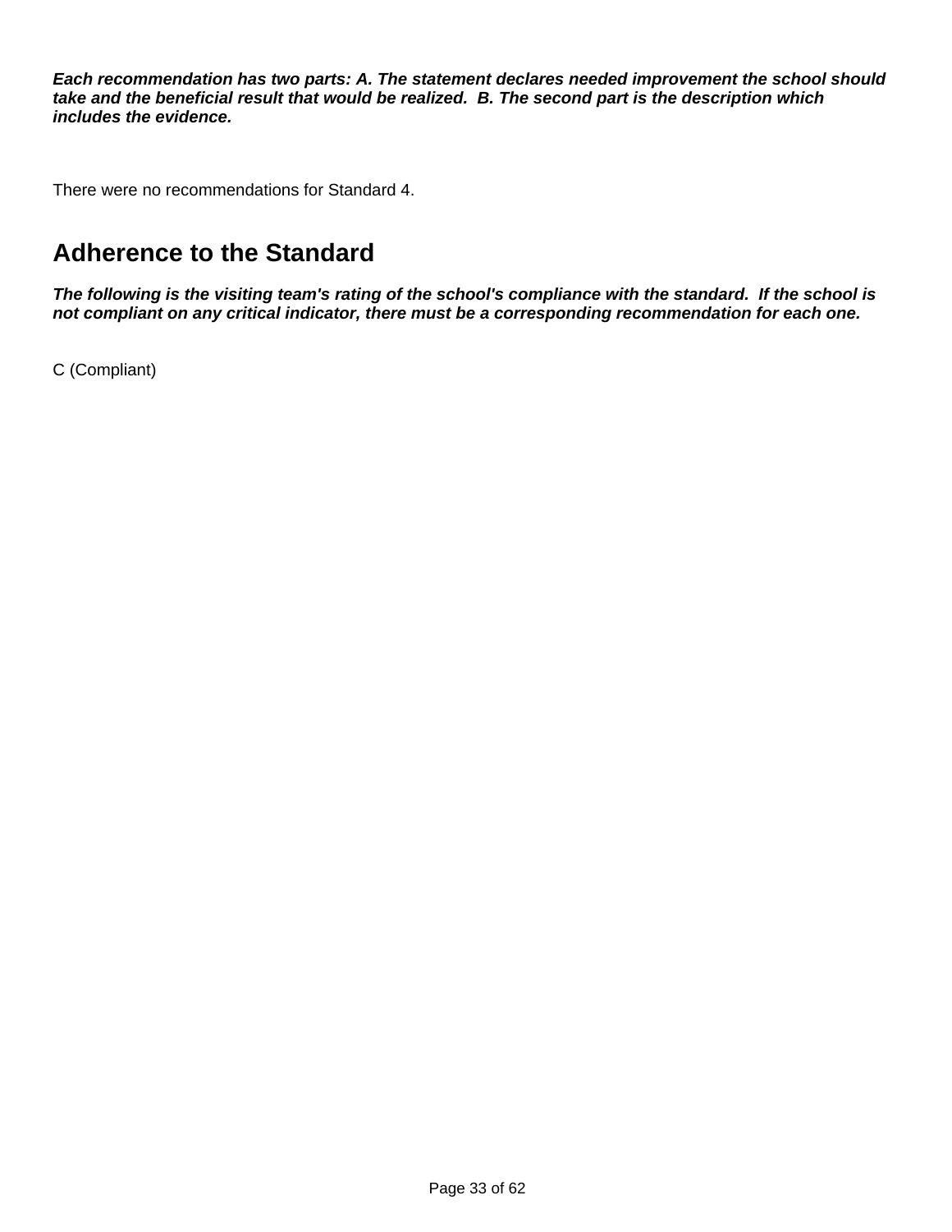***Each recommendation has two parts: A. The statement declares needed improvement the school should take and the beneficial result that would be realized. B. The second part is the description which includes the evidence.***

There were no recommendations for Standard 4.

## Adherence to the Standard

***The following is the visiting team's rating of the school's compliance with the standard. If the school is not compliant on any critical indicator, there must be a corresponding recommendation for each one.***

C (Compliant)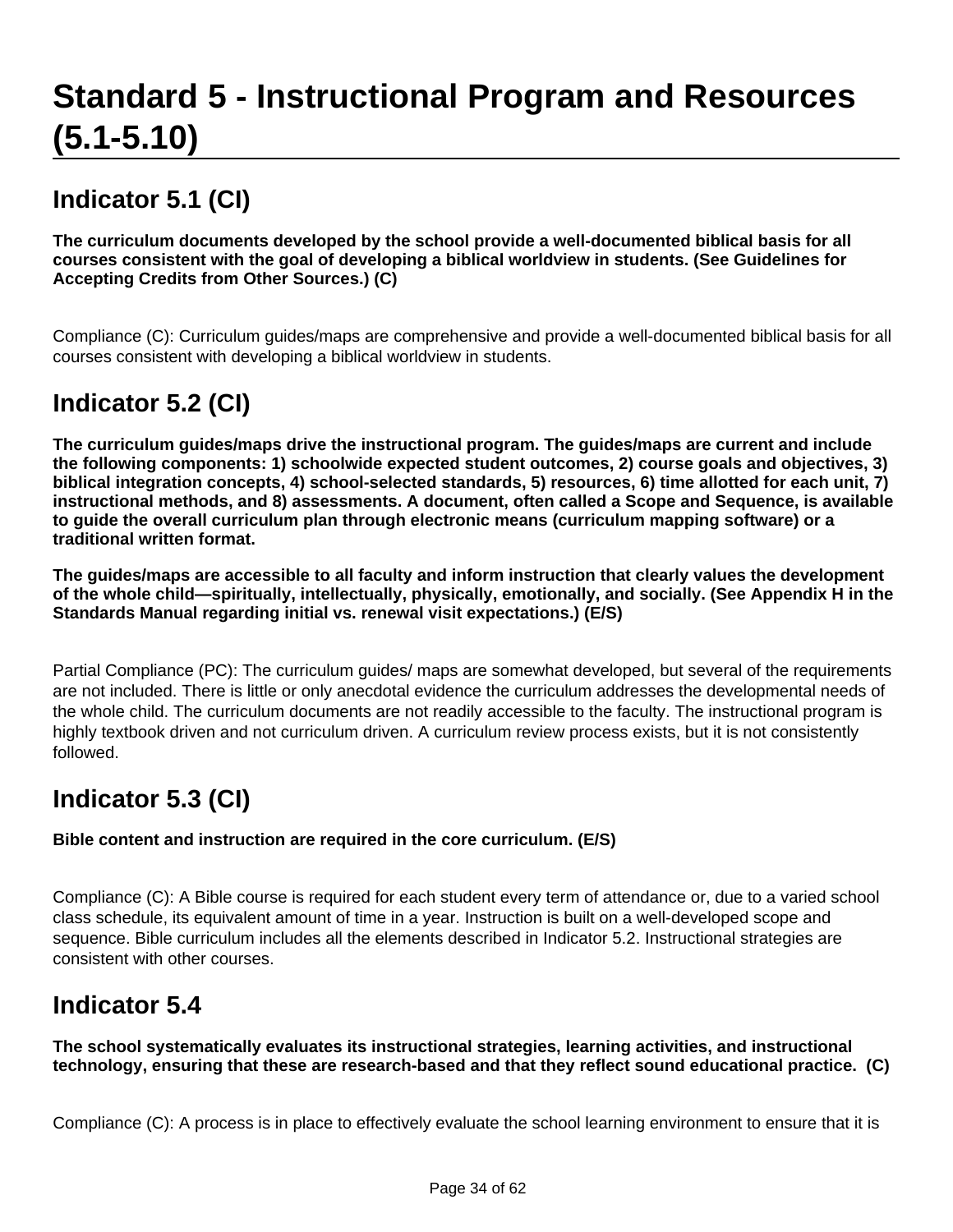# Standard 5 - Instructional Program and Resources (5.1-5.10)

## Indicator 5.1 (CI)

**The curriculum documents developed by the school provide a well-documented biblical basis for all courses consistent with the goal of developing a biblical worldview in students. (See Guidelines for Accepting Credits from Other Sources.) (C)**

Compliance (C): Curriculum guides/maps are comprehensive and provide a well-documented biblical basis for all courses consistent with developing a biblical worldview in students.

## Indicator 5.2 (CI)

**The curriculum guides/maps drive the instructional program. The guides/maps are current and include the following components: 1) schoolwide expected student outcomes, 2) course goals and objectives, 3) biblical integration concepts, 4) school-selected standards, 5) resources, 6) time allotted for each unit, 7) instructional methods, and 8) assessments. A document, often called a Scope and Sequence, is available to guide the overall curriculum plan through electronic means (curriculum mapping software) or a traditional written format.**

**The guides/maps are accessible to all faculty and inform instruction that clearly values the development of the whole child—spiritually, intellectually, physically, emotionally, and socially. (See Appendix H in the Standards Manual regarding initial vs. renewal visit expectations.) (E/S)**

Partial Compliance (PC): The curriculum guides/ maps are somewhat developed, but several of the requirements are not included. There is little or only anecdotal evidence the curriculum addresses the developmental needs of the whole child. The curriculum documents are not readily accessible to the faculty. The instructional program is highly textbook driven and not curriculum driven. A curriculum review process exists, but it is not consistently followed.

## Indicator 5.3 (CI)

**Bible content and instruction are required in the core curriculum. (E/S)**

Compliance (C): A Bible course is required for each student every term of attendance or, due to a varied school class schedule, its equivalent amount of time in a year. Instruction is built on a well-developed scope and sequence. Bible curriculum includes all the elements described in Indicator 5.2. Instructional strategies are consistent with other courses.

## Indicator 5.4

**The school systematically evaluates its instructional strategies, learning activities, and instructional technology, ensuring that these are research-based and that they reflect sound educational practice. (C)**

Compliance (C): A process is in place to effectively evaluate the school learning environment to ensure that it is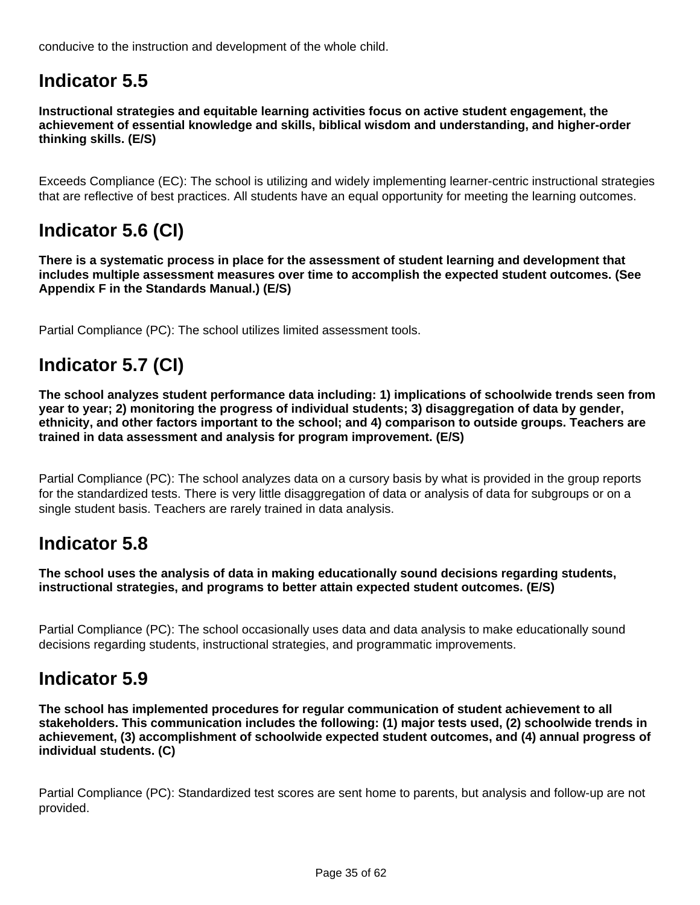conducive to the instruction and development of the whole child.

## Indicator 5.5

**Instructional strategies and equitable learning activities focus on active student engagement, the achievement of essential knowledge and skills, biblical wisdom and understanding, and higher-order thinking skills. (E/S)**

Exceeds Compliance (EC): The school is utilizing and widely implementing learner-centric instructional strategies that are reflective of best practices. All students have an equal opportunity for meeting the learning outcomes.

## Indicator 5.6 (CI)

**There is a systematic process in place for the assessment of student learning and development that includes multiple assessment measures over time to accomplish the expected student outcomes. (See Appendix F in the Standards Manual.) (E/S)**

Partial Compliance (PC): The school utilizes limited assessment tools.

## Indicator 5.7 (CI)

**The school analyzes student performance data including: 1) implications of schoolwide trends seen from year to year; 2) monitoring the progress of individual students; 3) disaggregation of data by gender, ethnicity, and other factors important to the school; and 4) comparison to outside groups. Teachers are trained in data assessment and analysis for program improvement. (E/S)**

Partial Compliance (PC): The school analyzes data on a cursory basis by what is provided in the group reports for the standardized tests. There is very little disaggregation of data or analysis of data for subgroups or on a single student basis. Teachers are rarely trained in data analysis.

## Indicator 5.8

**The school uses the analysis of data in making educationally sound decisions regarding students, instructional strategies, and programs to better attain expected student outcomes. (E/S)**

Partial Compliance (PC): The school occasionally uses data and data analysis to make educationally sound decisions regarding students, instructional strategies, and programmatic improvements.

## Indicator 5.9

**The school has implemented procedures for regular communication of student achievement to all stakeholders. This communication includes the following: (1) major tests used, (2) schoolwide trends in achievement, (3) accomplishment of schoolwide expected student outcomes, and (4) annual progress of individual students. (C)**

Partial Compliance (PC): Standardized test scores are sent home to parents, but analysis and follow-up are not provided.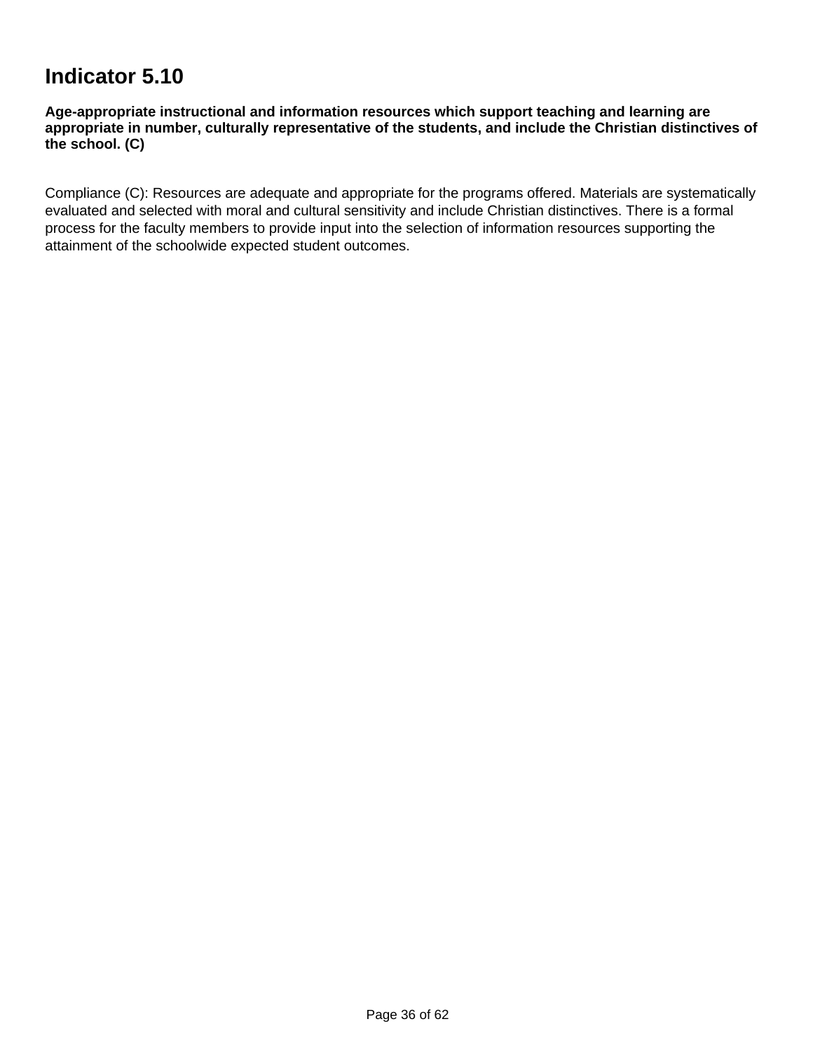# Indicator 5.10

**Age-appropriate instructional and information resources which support teaching and learning are appropriate in number, culturally representative of the students, and include the Christian distinctives of the school. (C)**

Compliance (C): Resources are adequate and appropriate for the programs offered. Materials are systematically evaluated and selected with moral and cultural sensitivity and include Christian distinctives. There is a formal process for the faculty members to provide input into the selection of information resources supporting the attainment of the schoolwide expected student outcomes.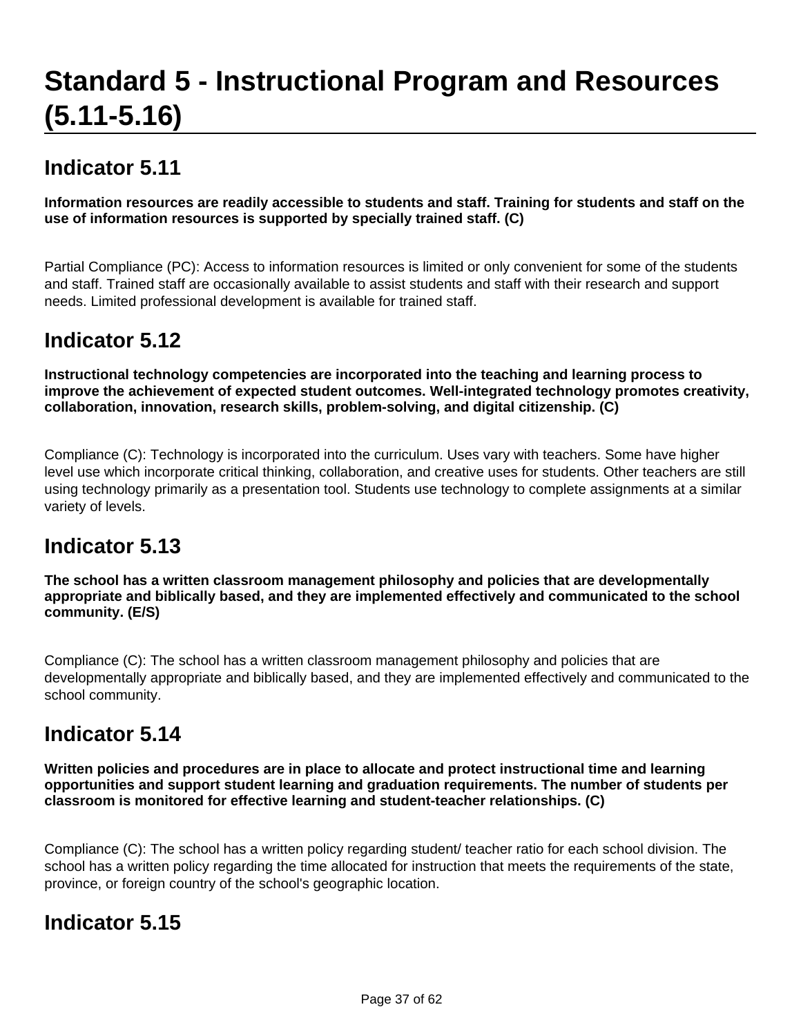# Standard 5 - Instructional Program and Resources (5.11-5.16)

## Indicator 5.11

**Information resources are readily accessible to students and staff. Training for students and staff on the use of information resources is supported by specially trained staff. (C)**

Partial Compliance (PC): Access to information resources is limited or only convenient for some of the students and staff. Trained staff are occasionally available to assist students and staff with their research and support needs. Limited professional development is available for trained staff.

## Indicator 5.12

**Instructional technology competencies are incorporated into the teaching and learning process to improve the achievement of expected student outcomes. Well-integrated technology promotes creativity, collaboration, innovation, research skills, problem-solving, and digital citizenship. (C)**

Compliance (C): Technology is incorporated into the curriculum. Uses vary with teachers. Some have higher level use which incorporate critical thinking, collaboration, and creative uses for students. Other teachers are still using technology primarily as a presentation tool. Students use technology to complete assignments at a similar variety of levels.

## Indicator 5.13

**The school has a written classroom management philosophy and policies that are developmentally appropriate and biblically based, and they are implemented effectively and communicated to the school community. (E/S)**

Compliance (C): The school has a written classroom management philosophy and policies that are developmentally appropriate and biblically based, and they are implemented effectively and communicated to the school community.

## Indicator 5.14

**Written policies and procedures are in place to allocate and protect instructional time and learning opportunities and support student learning and graduation requirements. The number of students per classroom is monitored for effective learning and student-teacher relationships. (C)**

Compliance (C): The school has a written policy regarding student/ teacher ratio for each school division. The school has a written policy regarding the time allocated for instruction that meets the requirements of the state, province, or foreign country of the school's geographic location.

## Indicator 5.15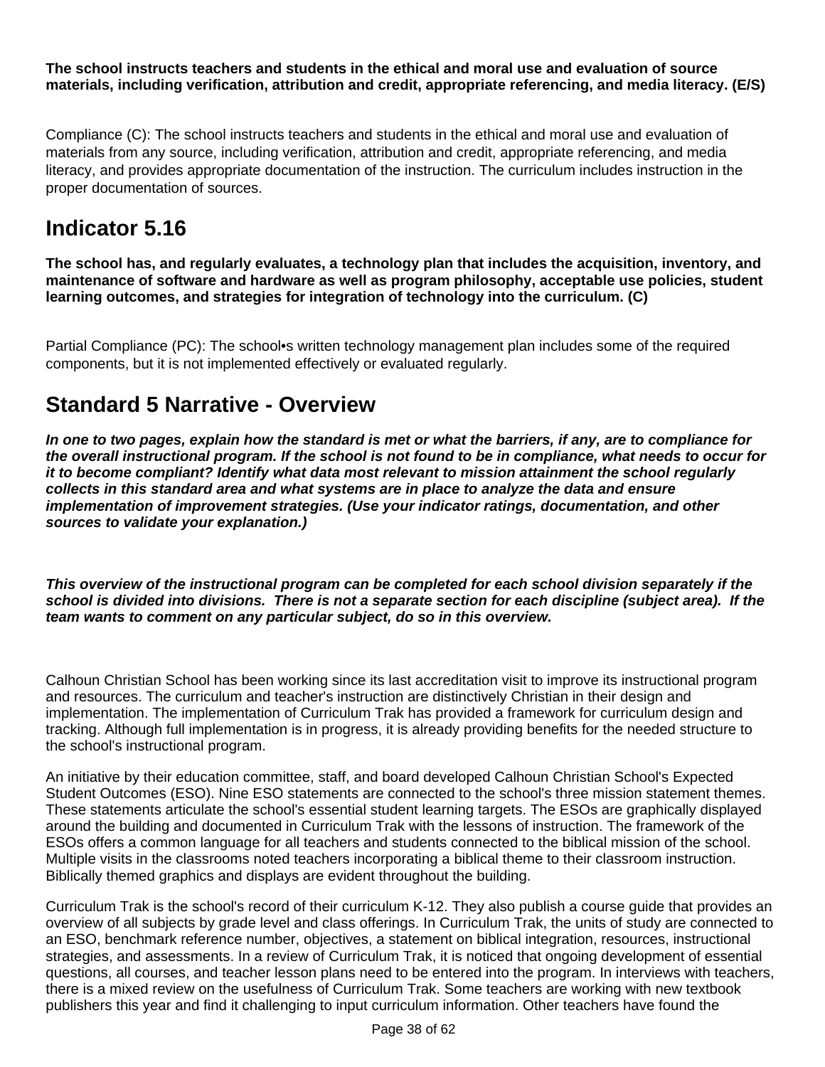**The school instructs teachers and students in the ethical and moral use and evaluation of source materials, including verification, attribution and credit, appropriate referencing, and media literacy. (E/S)**

Compliance (C): The school instructs teachers and students in the ethical and moral use and evaluation of materials from any source, including verification, attribution and credit, appropriate referencing, and media literacy, and provides appropriate documentation of the instruction. The curriculum includes instruction in the proper documentation of sources.

## Indicator 5.16

**The school has, and regularly evaluates, a technology plan that includes the acquisition, inventory, and maintenance of software and hardware as well as program philosophy, acceptable use policies, student learning outcomes, and strategies for integration of technology into the curriculum. (C)**

Partial Compliance (PC): The school•s written technology management plan includes some of the required components, but it is not implemented effectively or evaluated regularly.

## Standard 5 Narrative - Overview

***In one to two pages, explain how the standard is met or what the barriers, if any, are to compliance for the overall instructional program. If the school is not found to be in compliance, what needs to occur for it to become compliant? Identify what data most relevant to mission attainment the school regularly collects in this standard area and what systems are in place to analyze the data and ensure implementation of improvement strategies. (Use your indicator ratings, documentation, and other sources to validate your explanation.)***

***This overview of the instructional program can be completed for each school division separately if the school is divided into divisions. There is not a separate section for each discipline (subject area). If the team wants to comment on any particular subject, do so in this overview.***

Calhoun Christian School has been working since its last accreditation visit to improve its instructional program and resources. The curriculum and teacher's instruction are distinctively Christian in their design and implementation. The implementation of Curriculum Trak has provided a framework for curriculum design and tracking. Although full implementation is in progress, it is already providing benefits for the needed structure to the school's instructional program.

An initiative by their education committee, staff, and board developed Calhoun Christian School's Expected Student Outcomes (ESO). Nine ESO statements are connected to the school's three mission statement themes. These statements articulate the school's essential student learning targets. The ESOs are graphically displayed around the building and documented in Curriculum Trak with the lessons of instruction. The framework of the ESOs offers a common language for all teachers and students connected to the biblical mission of the school. Multiple visits in the classrooms noted teachers incorporating a biblical theme to their classroom instruction. Biblically themed graphics and displays are evident throughout the building.

Curriculum Trak is the school's record of their curriculum K-12. They also publish a course guide that provides an overview of all subjects by grade level and class offerings. In Curriculum Trak, the units of study are connected to an ESO, benchmark reference number, objectives, a statement on biblical integration, resources, instructional strategies, and assessments. In a review of Curriculum Trak, it is noticed that ongoing development of essential questions, all courses, and teacher lesson plans need to be entered into the program. In interviews with teachers, there is a mixed review on the usefulness of Curriculum Trak. Some teachers are working with new textbook publishers this year and find it challenging to input curriculum information. Other teachers have found the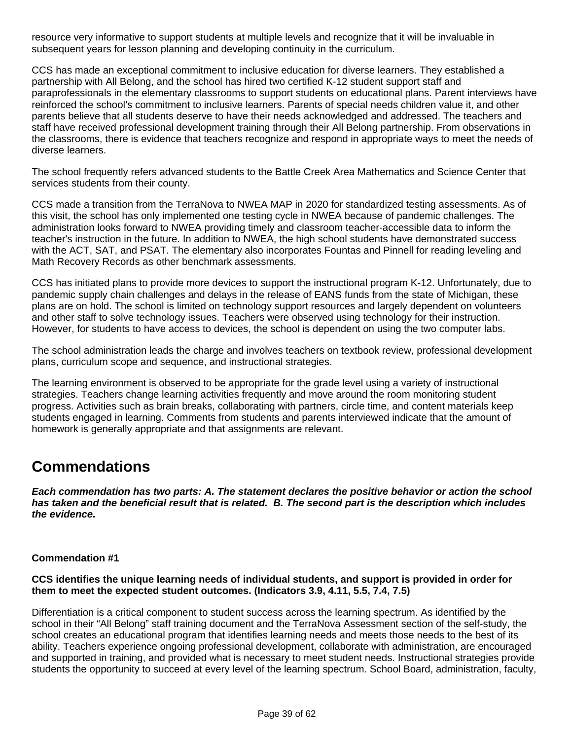resource very informative to support students at multiple levels and recognize that it will be invaluable in subsequent years for lesson planning and developing continuity in the curriculum.

CCS has made an exceptional commitment to inclusive education for diverse learners. They established a partnership with All Belong, and the school has hired two certified K-12 student support staff and paraprofessionals in the elementary classrooms to support students on educational plans. Parent interviews have reinforced the school's commitment to inclusive learners. Parents of special needs children value it, and other parents believe that all students deserve to have their needs acknowledged and addressed. The teachers and staff have received professional development training through their All Belong partnership. From observations in the classrooms, there is evidence that teachers recognize and respond in appropriate ways to meet the needs of diverse learners.

The school frequently refers advanced students to the Battle Creek Area Mathematics and Science Center that services students from their county.

CCS made a transition from the TerraNova to NWEA MAP in 2020 for standardized testing assessments. As of this visit, the school has only implemented one testing cycle in NWEA because of pandemic challenges. The administration looks forward to NWEA providing timely and classroom teacher-accessible data to inform the teacher's instruction in the future. In addition to NWEA, the high school students have demonstrated success with the ACT, SAT, and PSAT. The elementary also incorporates Fountas and Pinnell for reading leveling and Math Recovery Records as other benchmark assessments.

CCS has initiated plans to provide more devices to support the instructional program K-12. Unfortunately, due to pandemic supply chain challenges and delays in the release of EANS funds from the state of Michigan, these plans are on hold. The school is limited on technology support resources and largely dependent on volunteers and other staff to solve technology issues. Teachers were observed using technology for their instruction. However, for students to have access to devices, the school is dependent on using the two computer labs.

The school administration leads the charge and involves teachers on textbook review, professional development plans, curriculum scope and sequence, and instructional strategies.

The learning environment is observed to be appropriate for the grade level using a variety of instructional strategies. Teachers change learning activities frequently and move around the room monitoring student progress. Activities such as brain breaks, collaborating with partners, circle time, and content materials keep students engaged in learning. Comments from students and parents interviewed indicate that the amount of homework is generally appropriate and that assignments are relevant.

# Commendations

***Each commendation has two parts: A. The statement declares the positive behavior or action the school has taken and the beneficial result that is related. B. The second part is the description which includes the evidence.***

**Commendation #1**

**CCS identifies the unique learning needs of individual students, and support is provided in order for them to meet the expected student outcomes. (Indicators 3.9, 4.11, 5.5, 7.4, 7.5)**

Differentiation is a critical component to student success across the learning spectrum. As identified by the school in their "All Belong" staff training document and the TerraNova Assessment section of the self-study, the school creates an educational program that identifies learning needs and meets those needs to the best of its ability. Teachers experience ongoing professional development, collaborate with administration, are encouraged and supported in training, and provided what is necessary to meet student needs. Instructional strategies provide students the opportunity to succeed at every level of the learning spectrum. School Board, administration, faculty,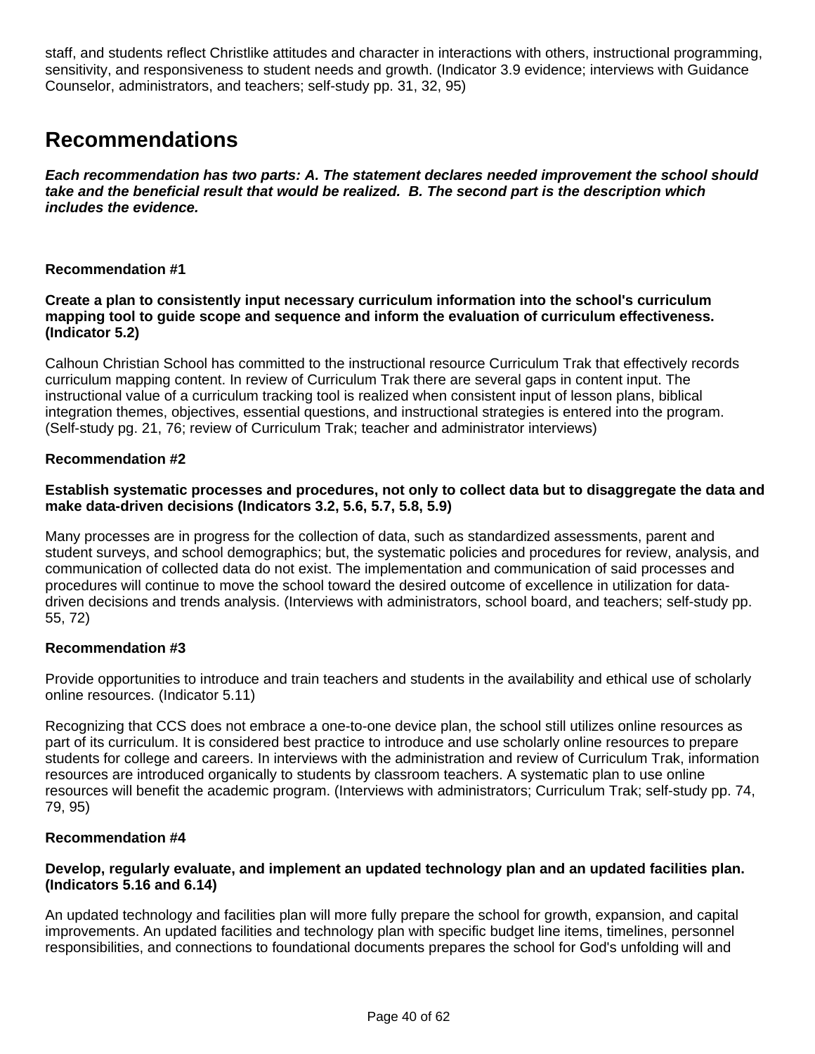staff, and students reflect Christlike attitudes and character in interactions with others, instructional programming, sensitivity, and responsiveness to student needs and growth. (Indicator 3.9 evidence; interviews with Guidance Counselor, administrators, and teachers; self-study pp. 31, 32, 95)

## Recommendations

***Each recommendation has two parts: A. The statement declares needed improvement the school should take and the beneficial result that would be realized. B. The second part is the description which includes the evidence.***

**Recommendation #1**

**Create a plan to consistently input necessary curriculum information into the school's curriculum mapping tool to guide scope and sequence and inform the evaluation of curriculum effectiveness. (Indicator 5.2)**

Calhoun Christian School has committed to the instructional resource Curriculum Trak that effectively records curriculum mapping content. In review of Curriculum Trak there are several gaps in content input. The instructional value of a curriculum tracking tool is realized when consistent input of lesson plans, biblical integration themes, objectives, essential questions, and instructional strategies is entered into the program. (Self-study pg. 21, 76; review of Curriculum Trak; teacher and administrator interviews)

**Recommendation #2**

**Establish systematic processes and procedures, not only to collect data but to disaggregate the data and make data-driven decisions (Indicators 3.2, 5.6, 5.7, 5.8, 5.9)**

Many processes are in progress for the collection of data, such as standardized assessments, parent and student surveys, and school demographics; but, the systematic policies and procedures for review, analysis, and communication of collected data do not exist. The implementation and communication of said processes and procedures will continue to move the school toward the desired outcome of excellence in utilization for data-driven decisions and trends analysis. (Interviews with administrators, school board, and teachers; self-study pp. 55, 72)

**Recommendation #3**

Provide opportunities to introduce and train teachers and students in the availability and ethical use of scholarly online resources. (Indicator 5.11)

Recognizing that CCS does not embrace a one-to-one device plan, the school still utilizes online resources as part of its curriculum. It is considered best practice to introduce and use scholarly online resources to prepare students for college and careers. In interviews with the administration and review of Curriculum Trak, information resources are introduced organically to students by classroom teachers. A systematic plan to use online resources will benefit the academic program. (Interviews with administrators; Curriculum Trak; self-study pp. 74, 79, 95)

**Recommendation #4**

**Develop, regularly evaluate, and implement an updated technology plan and an updated facilities plan. (Indicators 5.16 and 6.14)**

An updated technology and facilities plan will more fully prepare the school for growth, expansion, and capital improvements. An updated facilities and technology plan with specific budget line items, timelines, personnel responsibilities, and connections to foundational documents prepares the school for God's unfolding will and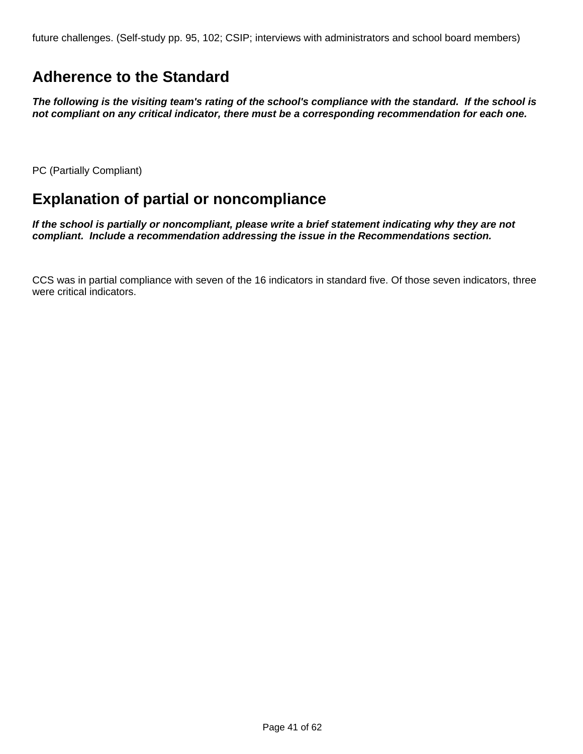future challenges. (Self-study pp. 95, 102; CSIP; interviews with administrators and school board members)

## Adherence to the Standard

***The following is the visiting team's rating of the school's compliance with the standard. If the school is not compliant on any critical indicator, there must be a corresponding recommendation for each one.***

PC (Partially Compliant)

## Explanation of partial or noncompliance

***If the school is partially or noncompliant, please write a brief statement indicating why they are not compliant. Include a recommendation addressing the issue in the Recommendations section.***

CCS was in partial compliance with seven of the 16 indicators in standard five. Of those seven indicators, three were critical indicators.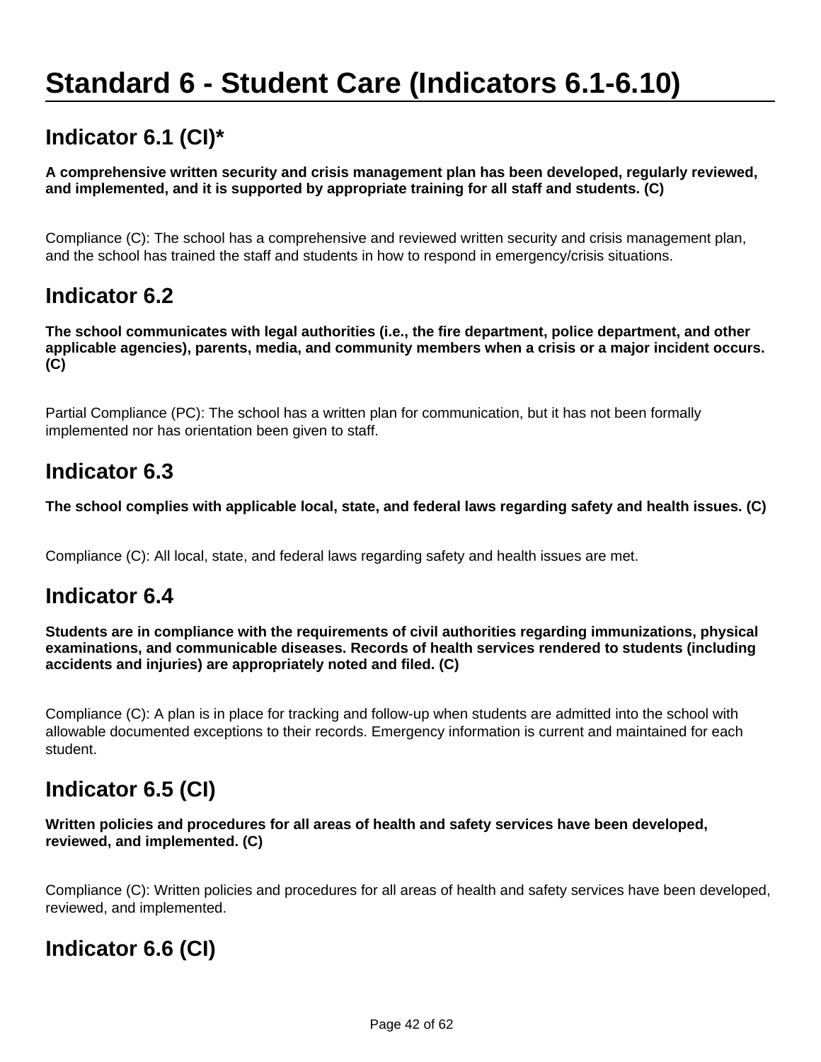# Standard 6 - Student Care (Indicators 6.1-6.10)

## Indicator 6.1 (CI)*

**A comprehensive written security and crisis management plan has been developed, regularly reviewed, and implemented, and it is supported by appropriate training for all staff and students. (C)**

Compliance (C): The school has a comprehensive and reviewed written security and crisis management plan, and the school has trained the staff and students in how to respond in emergency/crisis situations.

## Indicator 6.2

**The school communicates with legal authorities (i.e., the fire department, police department, and other applicable agencies), parents, media, and community members when a crisis or a major incident occurs. (C)**

Partial Compliance (PC): The school has a written plan for communication, but it has not been formally implemented nor has orientation been given to staff.

## Indicator 6.3

**The school complies with applicable local, state, and federal laws regarding safety and health issues. (C)**

Compliance (C): All local, state, and federal laws regarding safety and health issues are met.

## Indicator 6.4

**Students are in compliance with the requirements of civil authorities regarding immunizations, physical examinations, and communicable diseases. Records of health services rendered to students (including accidents and injuries) are appropriately noted and filed. (C)**

Compliance (C): A plan is in place for tracking and follow-up when students are admitted into the school with allowable documented exceptions to their records. Emergency information is current and maintained for each student.

## Indicator 6.5 (CI)

**Written policies and procedures for all areas of health and safety services have been developed, reviewed, and implemented. (C)**

Compliance (C): Written policies and procedures for all areas of health and safety services have been developed, reviewed, and implemented.

## Indicator 6.6 (CI)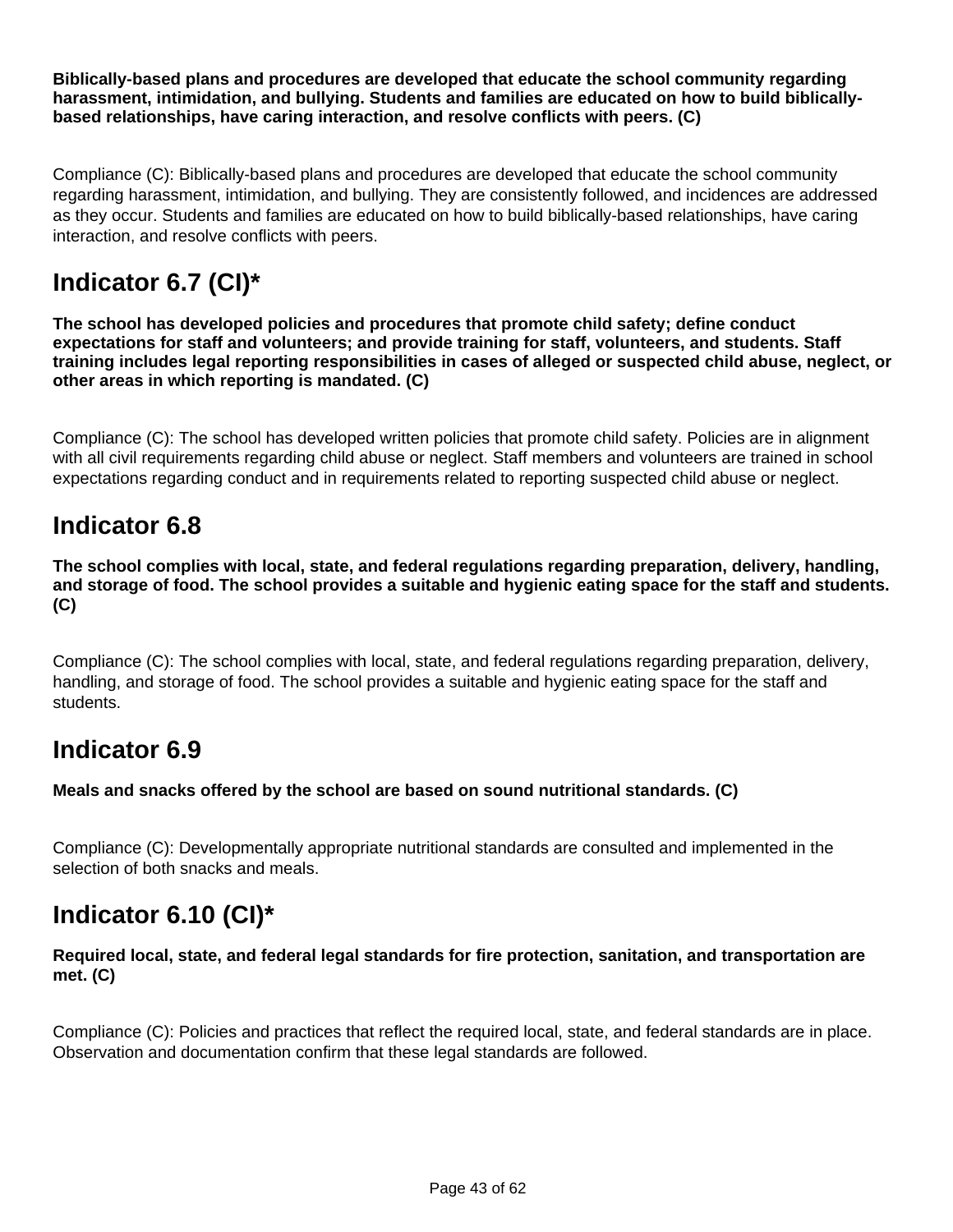**Biblically-based plans and procedures are developed that educate the school community regarding harassment, intimidation, and bullying. Students and families are educated on how to build biblically-based relationships, have caring interaction, and resolve conflicts with peers. (C)**

Compliance (C): Biblically-based plans and procedures are developed that educate the school community regarding harassment, intimidation, and bullying. They are consistently followed, and incidences are addressed as they occur. Students and families are educated on how to build biblically-based relationships, have caring interaction, and resolve conflicts with peers.

## Indicator 6.7 (CI)*

**The school has developed policies and procedures that promote child safety; define conduct expectations for staff and volunteers; and provide training for staff, volunteers, and students. Staff training includes legal reporting responsibilities in cases of alleged or suspected child abuse, neglect, or other areas in which reporting is mandated. (C)**

Compliance (C): The school has developed written policies that promote child safety. Policies are in alignment with all civil requirements regarding child abuse or neglect. Staff members and volunteers are trained in school expectations regarding conduct and in requirements related to reporting suspected child abuse or neglect.

## Indicator 6.8

**The school complies with local, state, and federal regulations regarding preparation, delivery, handling, and storage of food. The school provides a suitable and hygienic eating space for the staff and students. (C)**

Compliance (C): The school complies with local, state, and federal regulations regarding preparation, delivery, handling, and storage of food. The school provides a suitable and hygienic eating space for the staff and students.

## Indicator 6.9

**Meals and snacks offered by the school are based on sound nutritional standards. (C)**

Compliance (C): Developmentally appropriate nutritional standards are consulted and implemented in the selection of both snacks and meals.

## Indicator 6.10 (CI)*

**Required local, state, and federal legal standards for fire protection, sanitation, and transportation are met. (C)**

Compliance (C): Policies and practices that reflect the required local, state, and federal standards are in place. Observation and documentation confirm that these legal standards are followed.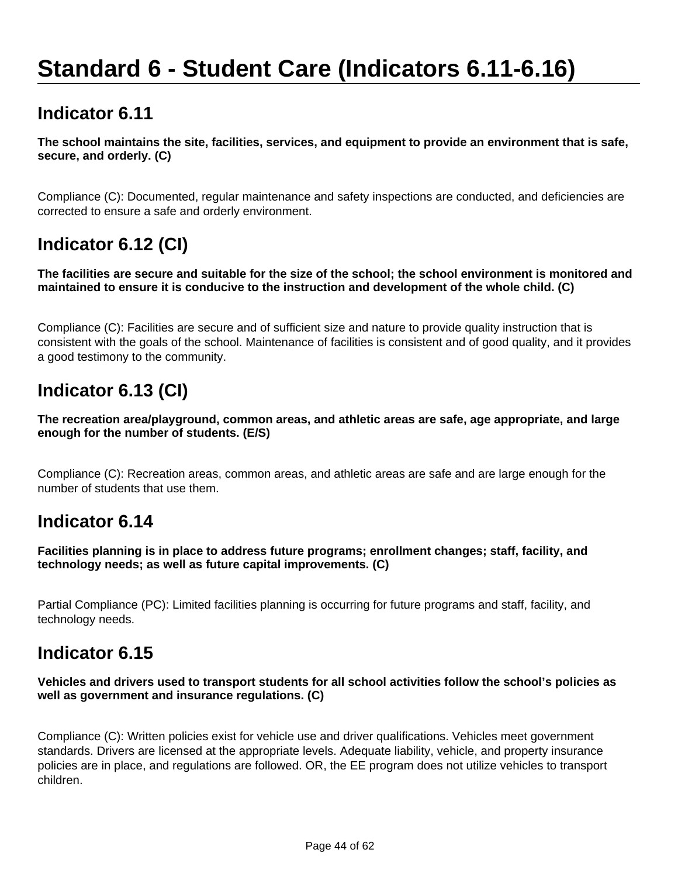# Standard 6 - Student Care (Indicators 6.11-6.16)

## Indicator 6.11

**The school maintains the site, facilities, services, and equipment to provide an environment that is safe, secure, and orderly. (C)**

Compliance (C): Documented, regular maintenance and safety inspections are conducted, and deficiencies are corrected to ensure a safe and orderly environment.

## Indicator 6.12 (CI)

**The facilities are secure and suitable for the size of the school; the school environment is monitored and maintained to ensure it is conducive to the instruction and development of the whole child. (C)**

Compliance (C): Facilities are secure and of sufficient size and nature to provide quality instruction that is consistent with the goals of the school. Maintenance of facilities is consistent and of good quality, and it provides a good testimony to the community.

## Indicator 6.13 (CI)

**The recreation area/playground, common areas, and athletic areas are safe, age appropriate, and large enough for the number of students. (E/S)**

Compliance (C): Recreation areas, common areas, and athletic areas are safe and are large enough for the number of students that use them.

## Indicator 6.14

**Facilities planning is in place to address future programs; enrollment changes; staff, facility, and technology needs; as well as future capital improvements. (C)**

Partial Compliance (PC): Limited facilities planning is occurring for future programs and staff, facility, and technology needs.

## Indicator 6.15

**Vehicles and drivers used to transport students for all school activities follow the school's policies as well as government and insurance regulations. (C)**

Compliance (C): Written policies exist for vehicle use and driver qualifications. Vehicles meet government standards. Drivers are licensed at the appropriate levels. Adequate liability, vehicle, and property insurance policies are in place, and regulations are followed. OR, the EE program does not utilize vehicles to transport children.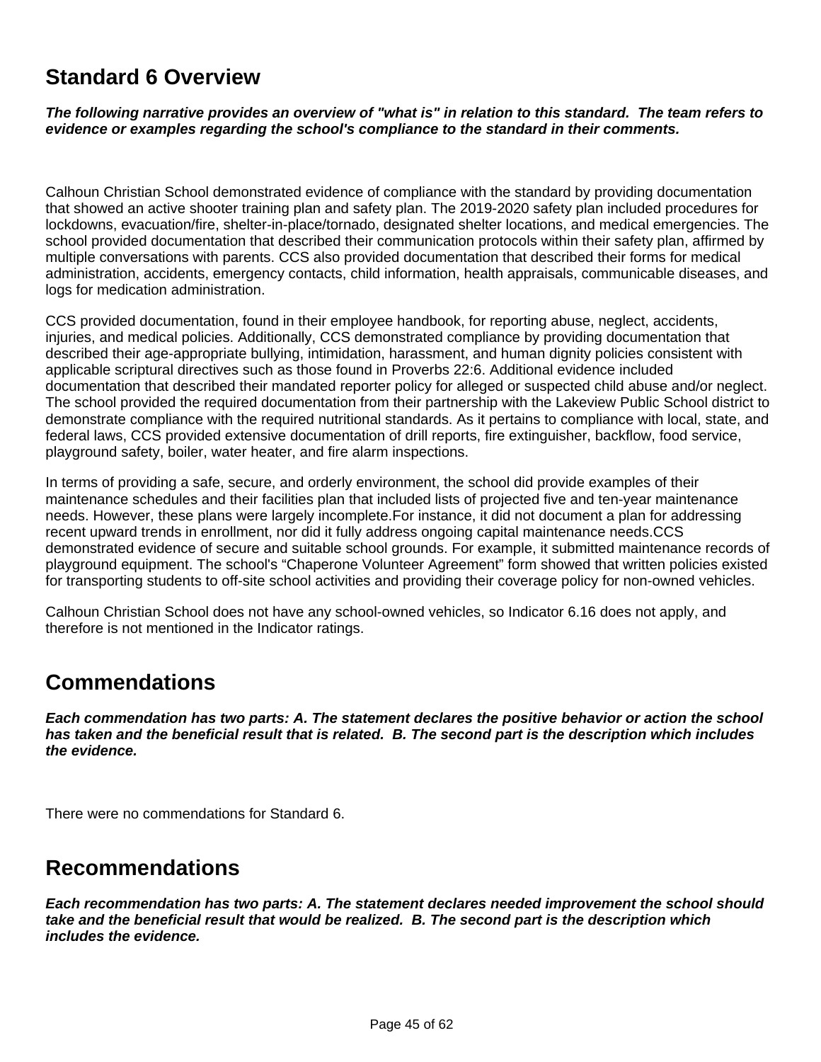## Standard 6 Overview

***The following narrative provides an overview of "what is" in relation to this standard. The team refers to evidence or examples regarding the school's compliance to the standard in their comments.***

Calhoun Christian School demonstrated evidence of compliance with the standard by providing documentation that showed an active shooter training plan and safety plan. The 2019-2020 safety plan included procedures for lockdowns, evacuation/fire, shelter-in-place/tornado, designated shelter locations, and medical emergencies. The school provided documentation that described their communication protocols within their safety plan, affirmed by multiple conversations with parents. CCS also provided documentation that described their forms for medical administration, accidents, emergency contacts, child information, health appraisals, communicable diseases, and logs for medication administration.

CCS provided documentation, found in their employee handbook, for reporting abuse, neglect, accidents, injuries, and medical policies. Additionally, CCS demonstrated compliance by providing documentation that described their age-appropriate bullying, intimidation, harassment, and human dignity policies consistent with applicable scriptural directives such as those found in Proverbs 22:6. Additional evidence included documentation that described their mandated reporter policy for alleged or suspected child abuse and/or neglect. The school provided the required documentation from their partnership with the Lakeview Public School district to demonstrate compliance with the required nutritional standards. As it pertains to compliance with local, state, and federal laws, CCS provided extensive documentation of drill reports, fire extinguisher, backflow, food service, playground safety, boiler, water heater, and fire alarm inspections.

In terms of providing a safe, secure, and orderly environment, the school did provide examples of their maintenance schedules and their facilities plan that included lists of projected five and ten-year maintenance needs. However, these plans were largely incomplete.For instance, it did not document a plan for addressing recent upward trends in enrollment, nor did it fully address ongoing capital maintenance needs.CCS demonstrated evidence of secure and suitable school grounds. For example, it submitted maintenance records of playground equipment. The school's “Chaperone Volunteer Agreement” form showed that written policies existed for transporting students to off-site school activities and providing their coverage policy for non-owned vehicles.

Calhoun Christian School does not have any school-owned vehicles, so Indicator 6.16 does not apply, and therefore is not mentioned in the Indicator ratings.

## Commendations

***Each commendation has two parts: A. The statement declares the positive behavior or action the school has taken and the beneficial result that is related. B. The second part is the description which includes the evidence.***

There were no commendations for Standard 6.

## Recommendations

***Each recommendation has two parts: A. The statement declares needed improvement the school should take and the beneficial result that would be realized. B. The second part is the description which includes the evidence.***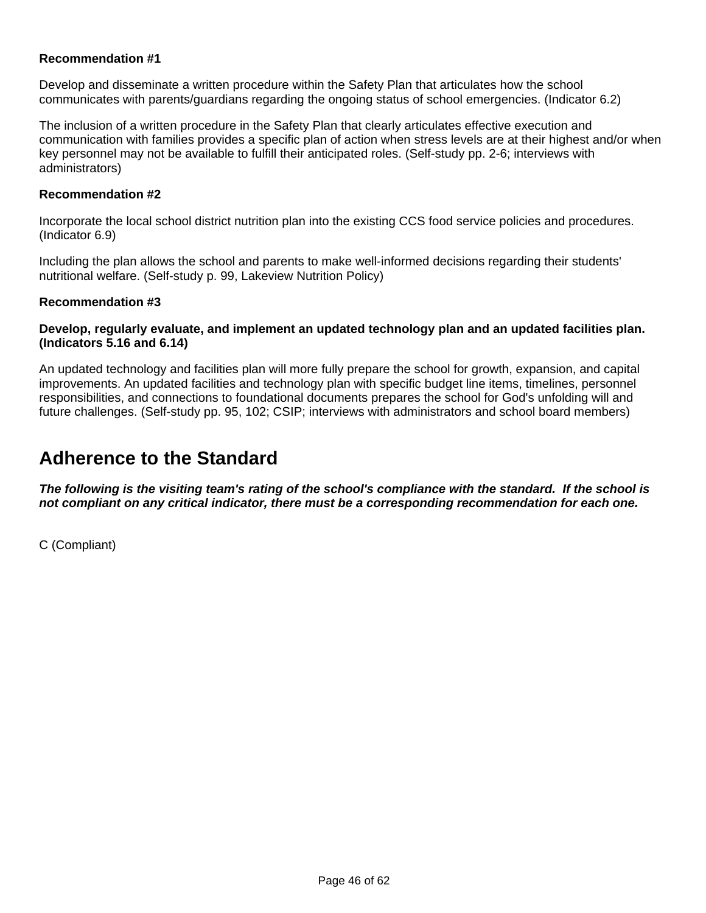**Recommendation #1**

Develop and disseminate a written procedure within the Safety Plan that articulates how the school communicates with parents/guardians regarding the ongoing status of school emergencies. (Indicator 6.2)

The inclusion of a written procedure in the Safety Plan that clearly articulates effective execution and communication with families provides a specific plan of action when stress levels are at their highest and/or when key personnel may not be available to fulfill their anticipated roles. (Self-study pp. 2-6; interviews with administrators)

**Recommendation #2**

Incorporate the local school district nutrition plan into the existing CCS food service policies and procedures. (Indicator 6.9)

Including the plan allows the school and parents to make well-informed decisions regarding their students' nutritional welfare. (Self-study p. 99, Lakeview Nutrition Policy)

**Recommendation #3**

**Develop, regularly evaluate, and implement an updated technology plan and an updated facilities plan. (Indicators 5.16 and 6.14)**

An updated technology and facilities plan will more fully prepare the school for growth, expansion, and capital improvements. An updated facilities and technology plan with specific budget line items, timelines, personnel responsibilities, and connections to foundational documents prepares the school for God's unfolding will and future challenges. (Self-study pp. 95, 102; CSIP; interviews with administrators and school board members)

## Adherence to the Standard

***The following is the visiting team's rating of the school's compliance with the standard. If the school is not compliant on any critical indicator, there must be a corresponding recommendation for each one.***

C (Compliant)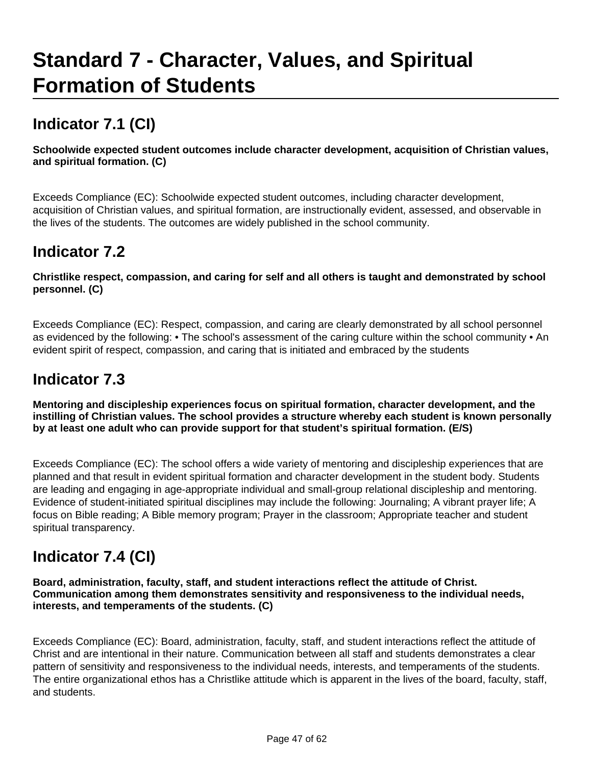# Standard 7 - Character, Values, and Spiritual Formation of Students

## Indicator 7.1 (CI)

**Schoolwide expected student outcomes include character development, acquisition of Christian values, and spiritual formation. (C)**

Exceeds Compliance (EC): Schoolwide expected student outcomes, including character development, acquisition of Christian values, and spiritual formation, are instructionally evident, assessed, and observable in the lives of the students. The outcomes are widely published in the school community.

## Indicator 7.2

**Christlike respect, compassion, and caring for self and all others is taught and demonstrated by school personnel. (C)**

Exceeds Compliance (EC): Respect, compassion, and caring are clearly demonstrated by all school personnel as evidenced by the following: • The school's assessment of the caring culture within the school community • An evident spirit of respect, compassion, and caring that is initiated and embraced by the students

## Indicator 7.3

**Mentoring and discipleship experiences focus on spiritual formation, character development, and the instilling of Christian values. The school provides a structure whereby each student is known personally by at least one adult who can provide support for that student's spiritual formation. (E/S)**

Exceeds Compliance (EC): The school offers a wide variety of mentoring and discipleship experiences that are planned and that result in evident spiritual formation and character development in the student body. Students are leading and engaging in age-appropriate individual and small-group relational discipleship and mentoring. Evidence of student-initiated spiritual disciplines may include the following: Journaling; A vibrant prayer life; A focus on Bible reading; A Bible memory program; Prayer in the classroom; Appropriate teacher and student spiritual transparency.

## Indicator 7.4 (CI)

**Board, administration, faculty, staff, and student interactions reflect the attitude of Christ. Communication among them demonstrates sensitivity and responsiveness to the individual needs, interests, and temperaments of the students. (C)**

Exceeds Compliance (EC): Board, administration, faculty, staff, and student interactions reflect the attitude of Christ and are intentional in their nature. Communication between all staff and students demonstrates a clear pattern of sensitivity and responsiveness to the individual needs, interests, and temperaments of the students. The entire organizational ethos has a Christlike attitude which is apparent in the lives of the board, faculty, staff, and students.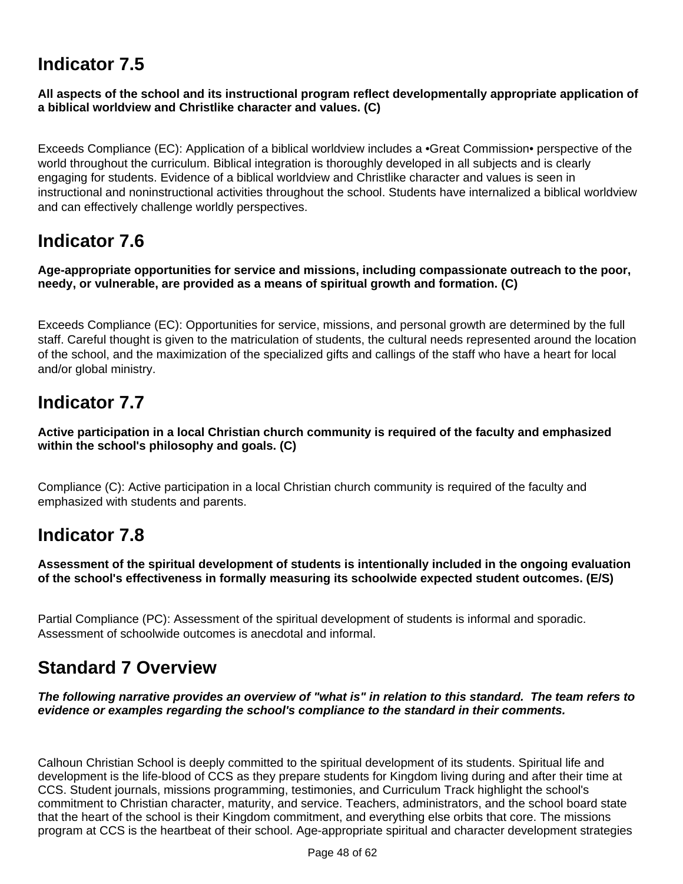## Indicator 7.5

**All aspects of the school and its instructional program reflect developmentally appropriate application of a biblical worldview and Christlike character and values. (C)**

Exceeds Compliance (EC): Application of a biblical worldview includes a •Great Commission• perspective of the world throughout the curriculum. Biblical integration is thoroughly developed in all subjects and is clearly engaging for students. Evidence of a biblical worldview and Christlike character and values is seen in instructional and noninstructional activities throughout the school. Students have internalized a biblical worldview and can effectively challenge worldly perspectives.

## Indicator 7.6

**Age-appropriate opportunities for service and missions, including compassionate outreach to the poor, needy, or vulnerable, are provided as a means of spiritual growth and formation. (C)**

Exceeds Compliance (EC): Opportunities for service, missions, and personal growth are determined by the full staff. Careful thought is given to the matriculation of students, the cultural needs represented around the location of the school, and the maximization of the specialized gifts and callings of the staff who have a heart for local and/or global ministry.

## Indicator 7.7

**Active participation in a local Christian church community is required of the faculty and emphasized within the school's philosophy and goals. (C)**

Compliance (C): Active participation in a local Christian church community is required of the faculty and emphasized with students and parents.

## Indicator 7.8

**Assessment of the spiritual development of students is intentionally included in the ongoing evaluation of the school's effectiveness in formally measuring its schoolwide expected student outcomes. (E/S)**

Partial Compliance (PC): Assessment of the spiritual development of students is informal and sporadic. Assessment of schoolwide outcomes is anecdotal and informal.

## Standard 7 Overview

***The following narrative provides an overview of "what is" in relation to this standard. The team refers to evidence or examples regarding the school's compliance to the standard in their comments.***

Calhoun Christian School is deeply committed to the spiritual development of its students. Spiritual life and development is the life-blood of CCS as they prepare students for Kingdom living during and after their time at CCS. Student journals, missions programming, testimonies, and Curriculum Track highlight the school's commitment to Christian character, maturity, and service. Teachers, administrators, and the school board state that the heart of the school is their Kingdom commitment, and everything else orbits that core. The missions program at CCS is the heartbeat of their school. Age-appropriate spiritual and character development strategies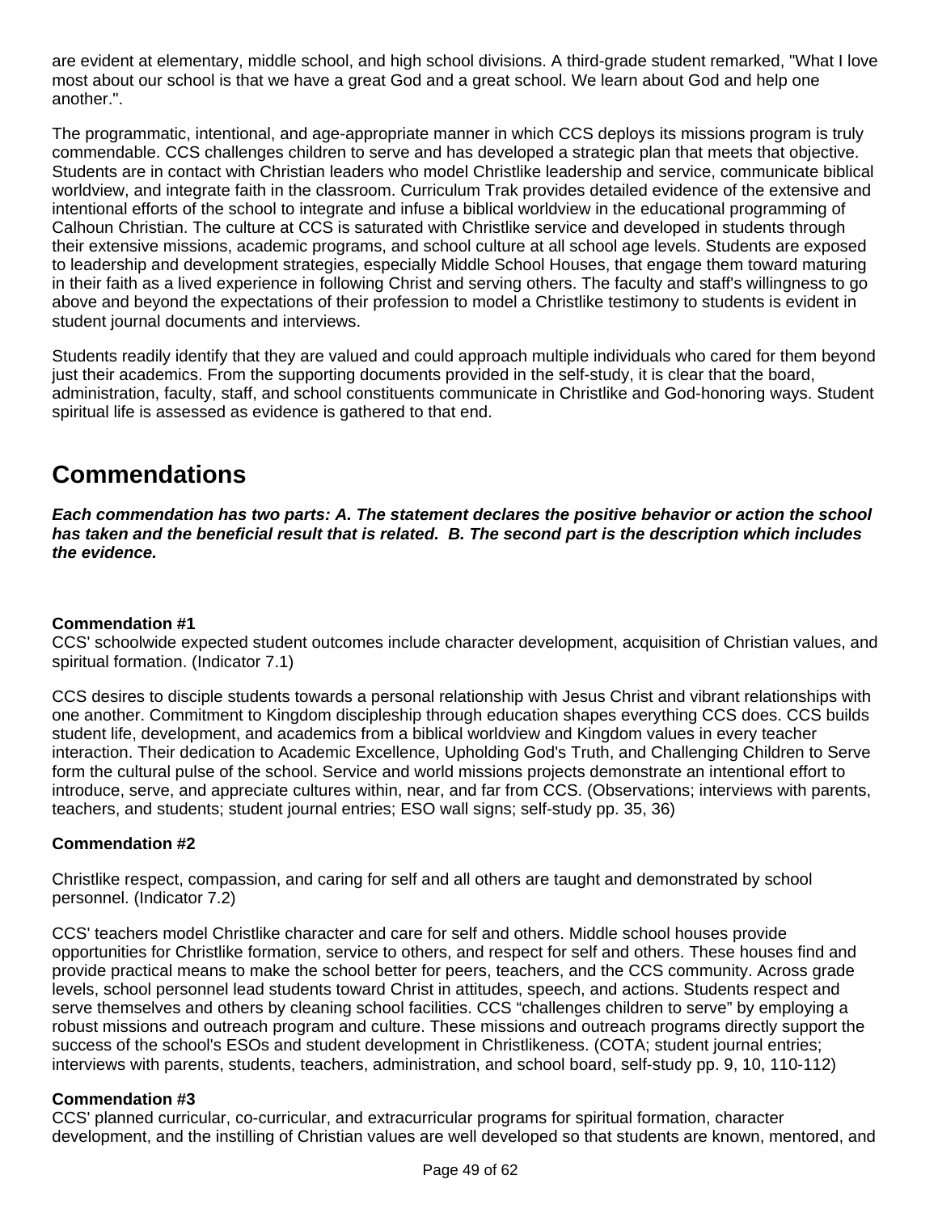are evident at elementary, middle school, and high school divisions. A third-grade student remarked, "What I love most about our school is that we have a great God and a great school. We learn about God and help one another.".

The programmatic, intentional, and age-appropriate manner in which CCS deploys its missions program is truly commendable. CCS challenges children to serve and has developed a strategic plan that meets that objective. Students are in contact with Christian leaders who model Christlike leadership and service, communicate biblical worldview, and integrate faith in the classroom. Curriculum Trak provides detailed evidence of the extensive and intentional efforts of the school to integrate and infuse a biblical worldview in the educational programming of Calhoun Christian. The culture at CCS is saturated with Christlike service and developed in students through their extensive missions, academic programs, and school culture at all school age levels. Students are exposed to leadership and development strategies, especially Middle School Houses, that engage them toward maturing in their faith as a lived experience in following Christ and serving others. The faculty and staff's willingness to go above and beyond the expectations of their profession to model a Christlike testimony to students is evident in student journal documents and interviews.

Students readily identify that they are valued and could approach multiple individuals who cared for them beyond just their academics. From the supporting documents provided in the self-study, it is clear that the board, administration, faculty, staff, and school constituents communicate in Christlike and God-honoring ways. Student spiritual life is assessed as evidence is gathered to that end.

## Commendations

***Each commendation has two parts: A. The statement declares the positive behavior or action the school has taken and the beneficial result that is related. B. The second part is the description which includes the evidence.***

**Commendation #1**
CCS' schoolwide expected student outcomes include character development, acquisition of Christian values, and spiritual formation. (Indicator 7.1)

CCS desires to disciple students towards a personal relationship with Jesus Christ and vibrant relationships with one another. Commitment to Kingdom discipleship through education shapes everything CCS does. CCS builds student life, development, and academics from a biblical worldview and Kingdom values in every teacher interaction. Their dedication to Academic Excellence, Upholding God's Truth, and Challenging Children to Serve form the cultural pulse of the school. Service and world missions projects demonstrate an intentional effort to introduce, serve, and appreciate cultures within, near, and far from CCS. (Observations; interviews with parents, teachers, and students; student journal entries; ESO wall signs; self-study pp. 35, 36)

**Commendation #2**

Christlike respect, compassion, and caring for self and all others are taught and demonstrated by school personnel. (Indicator 7.2)

CCS' teachers model Christlike character and care for self and others. Middle school houses provide opportunities for Christlike formation, service to others, and respect for self and others. These houses find and provide practical means to make the school better for peers, teachers, and the CCS community. Across grade levels, school personnel lead students toward Christ in attitudes, speech, and actions. Students respect and serve themselves and others by cleaning school facilities. CCS "challenges children to serve" by employing a robust missions and outreach program and culture. These missions and outreach programs directly support the success of the school's ESOs and student development in Christlikeness. (COTA; student journal entries; interviews with parents, students, teachers, administration, and school board, self-study pp. 9, 10, 110-112)

**Commendation #3**
CCS' planned curricular, co-curricular, and extracurricular programs for spiritual formation, character development, and the instilling of Christian values are well developed so that students are known, mentored, and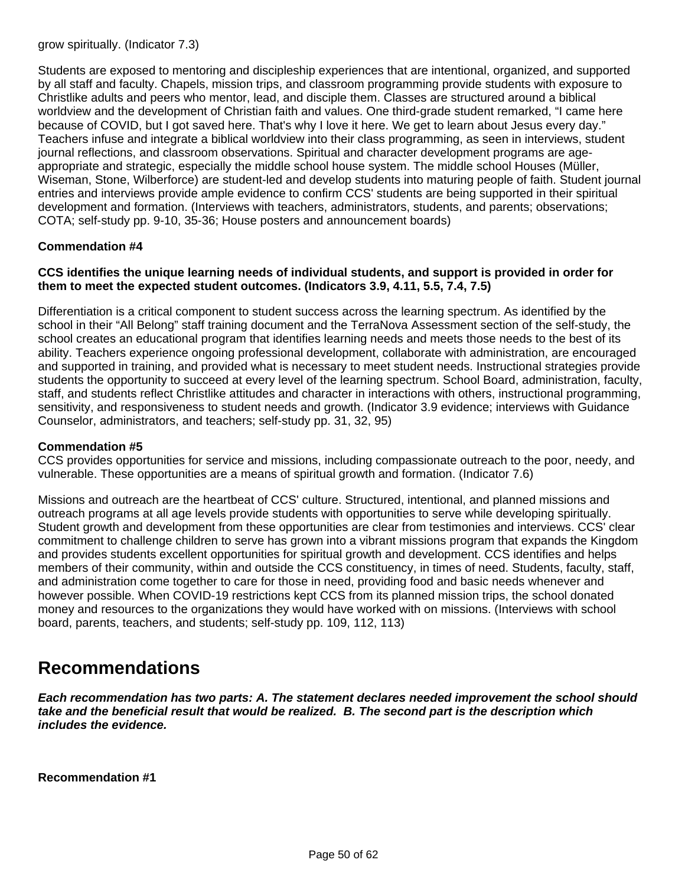grow spiritually. (Indicator 7.3)

Students are exposed to mentoring and discipleship experiences that are intentional, organized, and supported by all staff and faculty. Chapels, mission trips, and classroom programming provide students with exposure to Christlike adults and peers who mentor, lead, and disciple them. Classes are structured around a biblical worldview and the development of Christian faith and values. One third-grade student remarked, "I came here because of COVID, but I got saved here. That's why I love it here. We get to learn about Jesus every day." Teachers infuse and integrate a biblical worldview into their class programming, as seen in interviews, student journal reflections, and classroom observations. Spiritual and character development programs are age-appropriate and strategic, especially the middle school house system. The middle school Houses (Müller, Wiseman, Stone, Wilberforce) are student-led and develop students into maturing people of faith. Student journal entries and interviews provide ample evidence to confirm CCS' students are being supported in their spiritual development and formation. (Interviews with teachers, administrators, students, and parents; observations; COTA; self-study pp. 9-10, 35-36; House posters and announcement boards)

**Commendation #4**

**CCS identifies the unique learning needs of individual students, and support is provided in order for them to meet the expected student outcomes. (Indicators 3.9, 4.11, 5.5, 7.4, 7.5)**

Differentiation is a critical component to student success across the learning spectrum. As identified by the school in their "All Belong" staff training document and the TerraNova Assessment section of the self-study, the school creates an educational program that identifies learning needs and meets those needs to the best of its ability. Teachers experience ongoing professional development, collaborate with administration, are encouraged and supported in training, and provided what is necessary to meet student needs. Instructional strategies provide students the opportunity to succeed at every level of the learning spectrum. School Board, administration, faculty, staff, and students reflect Christlike attitudes and character in interactions with others, instructional programming, sensitivity, and responsiveness to student needs and growth. (Indicator 3.9 evidence; interviews with Guidance Counselor, administrators, and teachers; self-study pp. 31, 32, 95)

**Commendation #5**

CCS provides opportunities for service and missions, including compassionate outreach to the poor, needy, and vulnerable. These opportunities are a means of spiritual growth and formation. (Indicator 7.6)

Missions and outreach are the heartbeat of CCS' culture. Structured, intentional, and planned missions and outreach programs at all age levels provide students with opportunities to serve while developing spiritually. Student growth and development from these opportunities are clear from testimonies and interviews. CCS' clear commitment to challenge children to serve has grown into a vibrant missions program that expands the Kingdom and provides students excellent opportunities for spiritual growth and development. CCS identifies and helps members of their community, within and outside the CCS constituency, in times of need. Students, faculty, staff, and administration come together to care for those in need, providing food and basic needs whenever and however possible. When COVID-19 restrictions kept CCS from its planned mission trips, the school donated money and resources to the organizations they would have worked with on missions. (Interviews with school board, parents, teachers, and students; self-study pp. 109, 112, 113)

# Recommendations

***Each recommendation has two parts: A. The statement declares needed improvement the school should take and the beneficial result that would be realized. B. The second part is the description which includes the evidence.***

**Recommendation #1**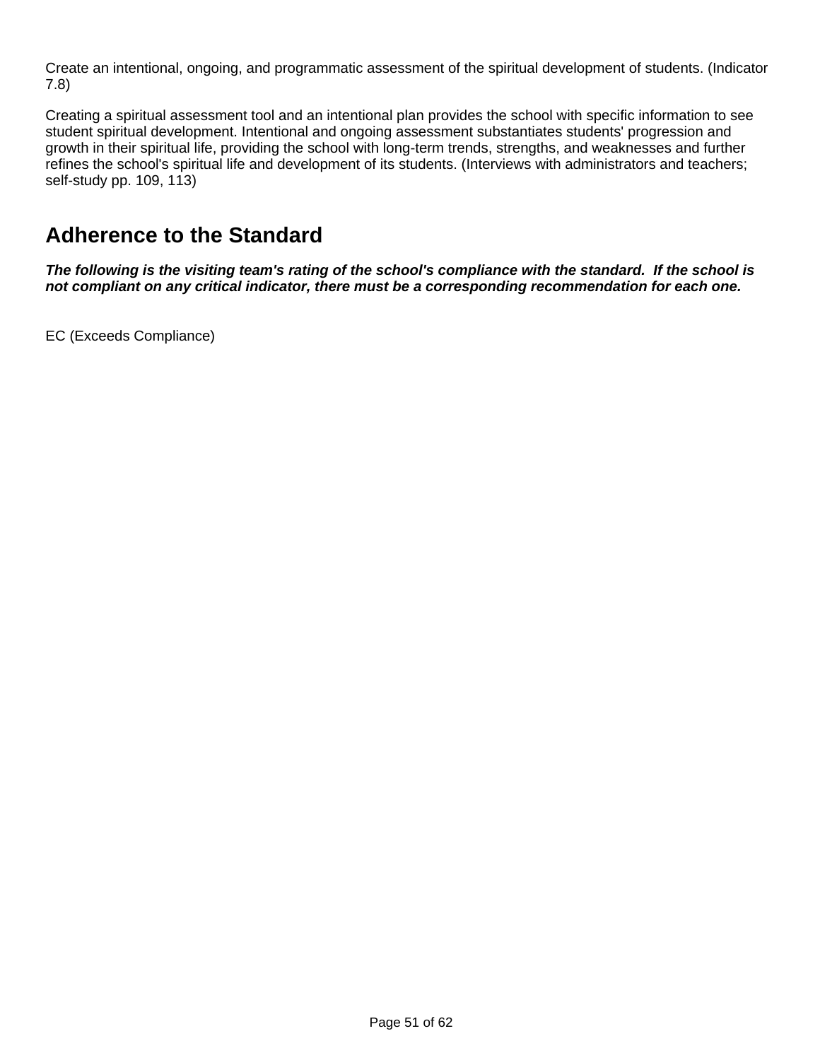Create an intentional, ongoing, and programmatic assessment of the spiritual development of students. (Indicator 7.8)

Creating a spiritual assessment tool and an intentional plan provides the school with specific information to see student spiritual development. Intentional and ongoing assessment substantiates students' progression and growth in their spiritual life, providing the school with long-term trends, strengths, and weaknesses and further refines the school's spiritual life and development of its students. (Interviews with administrators and teachers; self-study pp. 109, 113)

## Adherence to the Standard

***The following is the visiting team's rating of the school's compliance with the standard. If the school is not compliant on any critical indicator, there must be a corresponding recommendation for each one.***

EC (Exceeds Compliance)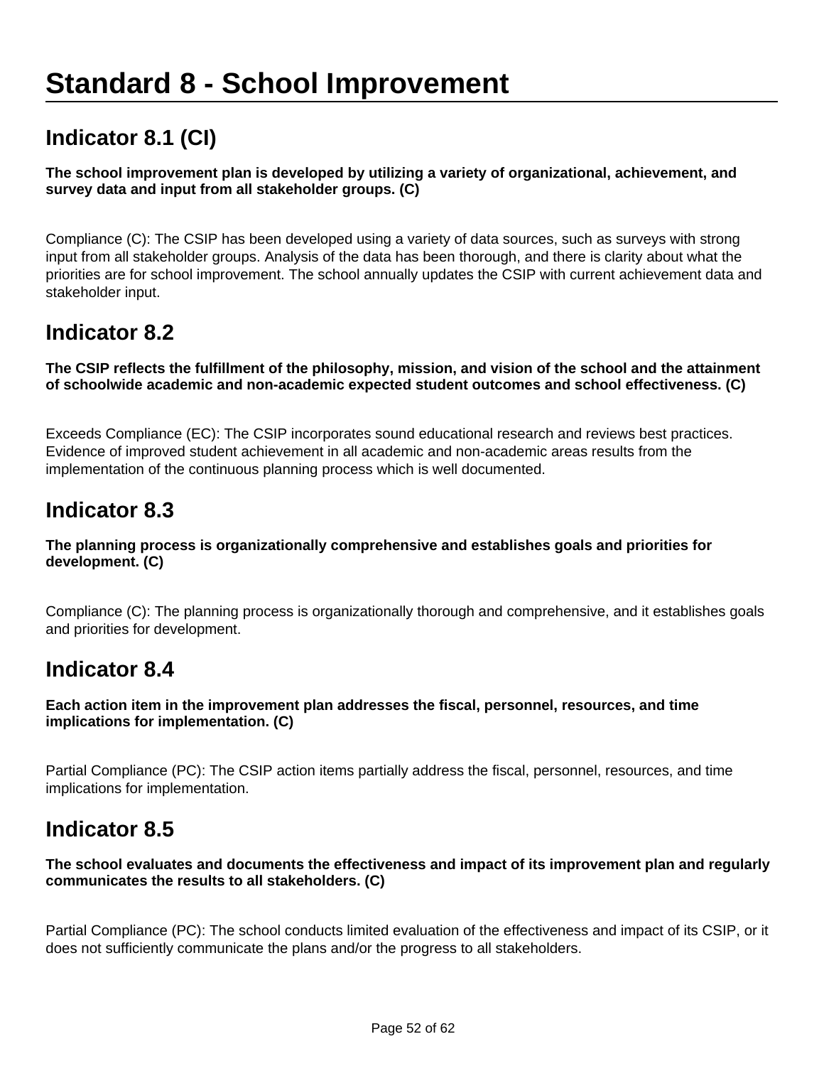# Standard 8 - School Improvement

## Indicator 8.1 (CI)

**The school improvement plan is developed by utilizing a variety of organizational, achievement, and survey data and input from all stakeholder groups. (C)**

Compliance (C): The CSIP has been developed using a variety of data sources, such as surveys with strong input from all stakeholder groups. Analysis of the data has been thorough, and there is clarity about what the priorities are for school improvement. The school annually updates the CSIP with current achievement data and stakeholder input.

## Indicator 8.2

**The CSIP reflects the fulfillment of the philosophy, mission, and vision of the school and the attainment of schoolwide academic and non-academic expected student outcomes and school effectiveness. (C)**

Exceeds Compliance (EC): The CSIP incorporates sound educational research and reviews best practices. Evidence of improved student achievement in all academic and non-academic areas results from the implementation of the continuous planning process which is well documented.

## Indicator 8.3

**The planning process is organizationally comprehensive and establishes goals and priorities for development. (C)**

Compliance (C): The planning process is organizationally thorough and comprehensive, and it establishes goals and priorities for development.

## Indicator 8.4

**Each action item in the improvement plan addresses the fiscal, personnel, resources, and time implications for implementation. (C)**

Partial Compliance (PC): The CSIP action items partially address the fiscal, personnel, resources, and time implications for implementation.

## Indicator 8.5

**The school evaluates and documents the effectiveness and impact of its improvement plan and regularly communicates the results to all stakeholders. (C)**

Partial Compliance (PC): The school conducts limited evaluation of the effectiveness and impact of its CSIP, or it does not sufficiently communicate the plans and/or the progress to all stakeholders.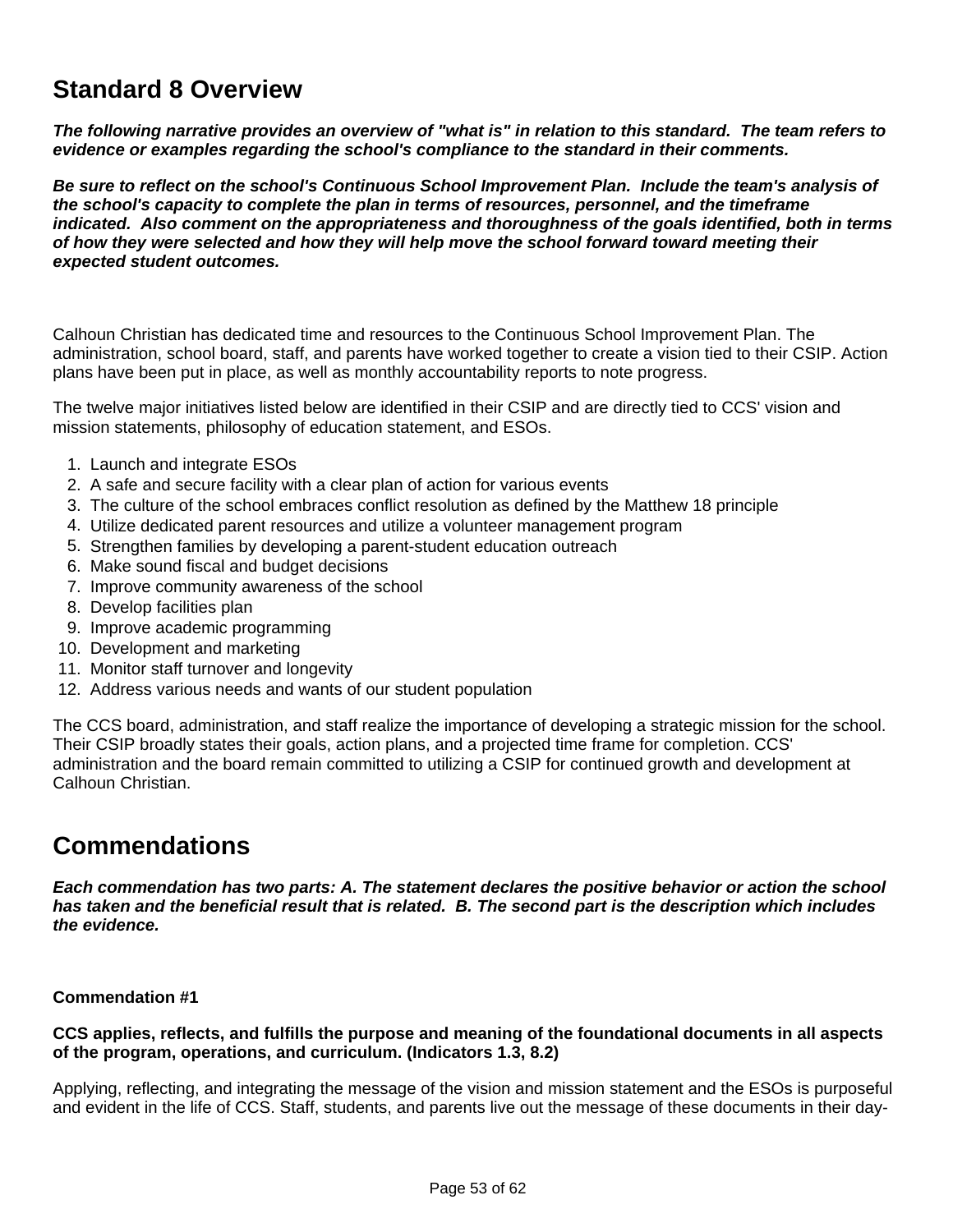## Standard 8 Overview

***The following narrative provides an overview of "what is" in relation to this standard. The team refers to evidence or examples regarding the school's compliance to the standard in their comments.***

***Be sure to reflect on the school's Continuous School Improvement Plan. Include the team's analysis of the school's capacity to complete the plan in terms of resources, personnel, and the timeframe indicated. Also comment on the appropriateness and thoroughness of the goals identified, both in terms of how they were selected and how they will help move the school forward toward meeting their expected student outcomes.***

Calhoun Christian has dedicated time and resources to the Continuous School Improvement Plan. The administration, school board, staff, and parents have worked together to create a vision tied to their CSIP. Action plans have been put in place, as well as monthly accountability reports to note progress.

The twelve major initiatives listed below are identified in their CSIP and are directly tied to CCS' vision and mission statements, philosophy of education statement, and ESOs.

1. Launch and integrate ESOs
2. A safe and secure facility with a clear plan of action for various events
3. The culture of the school embraces conflict resolution as defined by the Matthew 18 principle
4. Utilize dedicated parent resources and utilize a volunteer management program
5. Strengthen families by developing a parent-student education outreach
6. Make sound fiscal and budget decisions
7. Improve community awareness of the school
8. Develop facilities plan
9. Improve academic programming
10. Development and marketing
11. Monitor staff turnover and longevity
12. Address various needs and wants of our student population

The CCS board, administration, and staff realize the importance of developing a strategic mission for the school. Their CSIP broadly states their goals, action plans, and a projected time frame for completion. CCS' administration and the board remain committed to utilizing a CSIP for continued growth and development at Calhoun Christian.

## Commendations

***Each commendation has two parts: A. The statement declares the positive behavior or action the school has taken and the beneficial result that is related. B. The second part is the description which includes the evidence.***

**Commendation #1**

**CCS applies, reflects, and fulfills the purpose and meaning of the foundational documents in all aspects of the program, operations, and curriculum. (Indicators 1.3, 8.2)**

Applying, reflecting, and integrating the message of the vision and mission statement and the ESOs is purposeful and evident in the life of CCS. Staff, students, and parents live out the message of these documents in their day-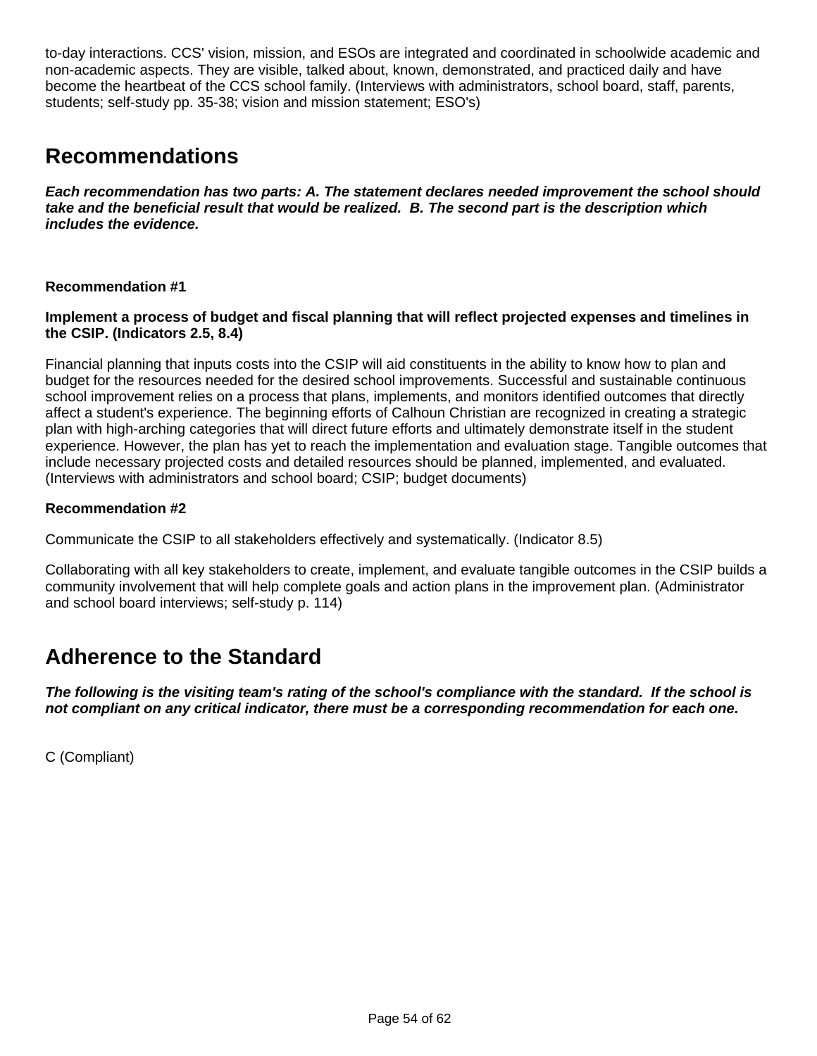to-day interactions. CCS' vision, mission, and ESOs are integrated and coordinated in schoolwide academic and non-academic aspects. They are visible, talked about, known, demonstrated, and practiced daily and have become the heartbeat of the CCS school family. (Interviews with administrators, school board, staff, parents, students; self-study pp. 35-38; vision and mission statement; ESO's)

## Recommendations

***Each recommendation has two parts: A. The statement declares needed improvement the school should take and the beneficial result that would be realized. B. The second part is the description which includes the evidence.***

**Recommendation #1**

**Implement a process of budget and fiscal planning that will reflect projected expenses and timelines in the CSIP. (Indicators 2.5, 8.4)**

Financial planning that inputs costs into the CSIP will aid constituents in the ability to know how to plan and budget for the resources needed for the desired school improvements. Successful and sustainable continuous school improvement relies on a process that plans, implements, and monitors identified outcomes that directly affect a student's experience. The beginning efforts of Calhoun Christian are recognized in creating a strategic plan with high-arching categories that will direct future efforts and ultimately demonstrate itself in the student experience. However, the plan has yet to reach the implementation and evaluation stage. Tangible outcomes that include necessary projected costs and detailed resources should be planned, implemented, and evaluated. (Interviews with administrators and school board; CSIP; budget documents)

**Recommendation #2**

Communicate the CSIP to all stakeholders effectively and systematically. (Indicator 8.5)

Collaborating with all key stakeholders to create, implement, and evaluate tangible outcomes in the CSIP builds a community involvement that will help complete goals and action plans in the improvement plan. (Administrator and school board interviews; self-study p. 114)

## Adherence to the Standard

***The following is the visiting team's rating of the school's compliance with the standard. If the school is not compliant on any critical indicator, there must be a corresponding recommendation for each one.***

C (Compliant)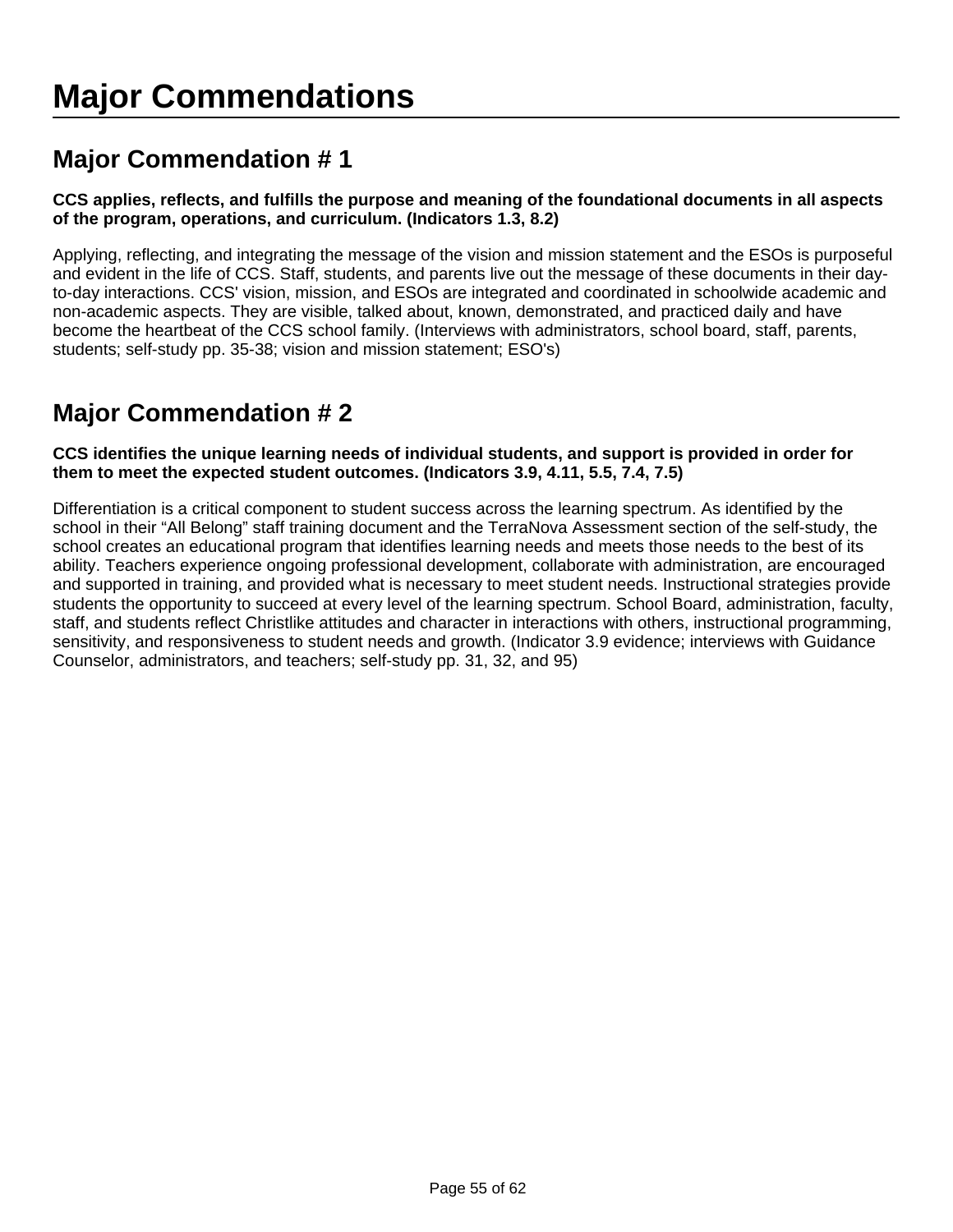# Major Commendations

## Major Commendation # 1

**CCS applies, reflects, and fulfills the purpose and meaning of the foundational documents in all aspects of the program, operations, and curriculum. (Indicators 1.3, 8.2)**

Applying, reflecting, and integrating the message of the vision and mission statement and the ESOs is purposeful and evident in the life of CCS. Staff, students, and parents live out the message of these documents in their day-to-day interactions. CCS' vision, mission, and ESOs are integrated and coordinated in schoolwide academic and non-academic aspects. They are visible, talked about, known, demonstrated, and practiced daily and have become the heartbeat of the CCS school family. (Interviews with administrators, school board, staff, parents, students; self-study pp. 35-38; vision and mission statement; ESO's)

## Major Commendation # 2

**CCS identifies the unique learning needs of individual students, and support is provided in order for them to meet the expected student outcomes. (Indicators 3.9, 4.11, 5.5, 7.4, 7.5)**

Differentiation is a critical component to student success across the learning spectrum. As identified by the school in their "All Belong" staff training document and the TerraNova Assessment section of the self-study, the school creates an educational program that identifies learning needs and meets those needs to the best of its ability. Teachers experience ongoing professional development, collaborate with administration, are encouraged and supported in training, and provided what is necessary to meet student needs. Instructional strategies provide students the opportunity to succeed at every level of the learning spectrum. School Board, administration, faculty, staff, and students reflect Christlike attitudes and character in interactions with others, instructional programming, sensitivity, and responsiveness to student needs and growth. (Indicator 3.9 evidence; interviews with Guidance Counselor, administrators, and teachers; self-study pp. 31, 32, and 95)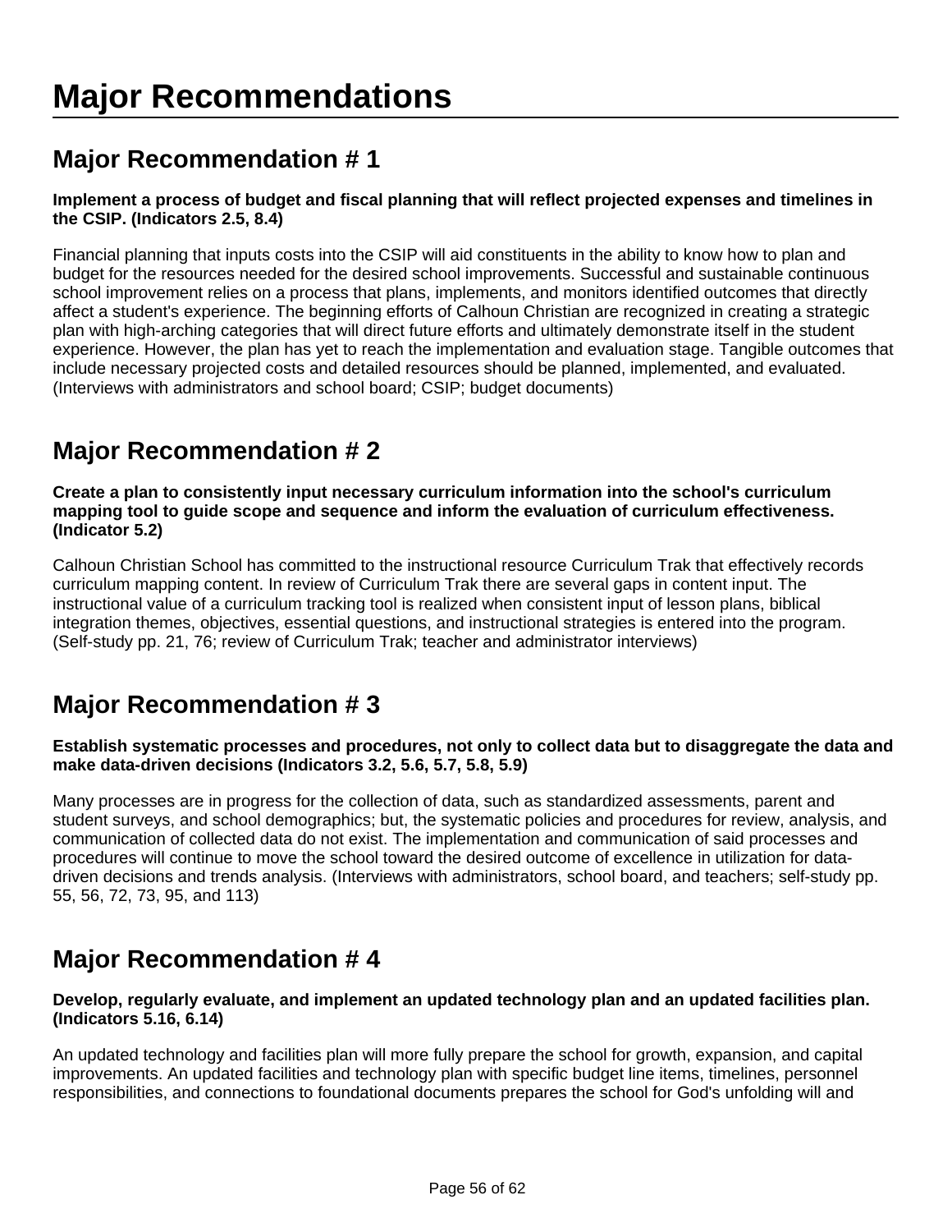# Major Recommendations

## Major Recommendation # 1

**Implement a process of budget and fiscal planning that will reflect projected expenses and timelines in the CSIP. (Indicators 2.5, 8.4)**

Financial planning that inputs costs into the CSIP will aid constituents in the ability to know how to plan and budget for the resources needed for the desired school improvements. Successful and sustainable continuous school improvement relies on a process that plans, implements, and monitors identified outcomes that directly affect a student's experience. The beginning efforts of Calhoun Christian are recognized in creating a strategic plan with high-arching categories that will direct future efforts and ultimately demonstrate itself in the student experience. However, the plan has yet to reach the implementation and evaluation stage. Tangible outcomes that include necessary projected costs and detailed resources should be planned, implemented, and evaluated. (Interviews with administrators and school board; CSIP; budget documents)

## Major Recommendation # 2

**Create a plan to consistently input necessary curriculum information into the school's curriculum mapping tool to guide scope and sequence and inform the evaluation of curriculum effectiveness. (Indicator 5.2)**

Calhoun Christian School has committed to the instructional resource Curriculum Trak that effectively records curriculum mapping content. In review of Curriculum Trak there are several gaps in content input. The instructional value of a curriculum tracking tool is realized when consistent input of lesson plans, biblical integration themes, objectives, essential questions, and instructional strategies is entered into the program. (Self-study pp. 21, 76; review of Curriculum Trak; teacher and administrator interviews)

## Major Recommendation # 3

**Establish systematic processes and procedures, not only to collect data but to disaggregate the data and make data-driven decisions (Indicators 3.2, 5.6, 5.7, 5.8, 5.9)**

Many processes are in progress for the collection of data, such as standardized assessments, parent and student surveys, and school demographics; but, the systematic policies and procedures for review, analysis, and communication of collected data do not exist. The implementation and communication of said processes and procedures will continue to move the school toward the desired outcome of excellence in utilization for data-driven decisions and trends analysis. (Interviews with administrators, school board, and teachers; self-study pp. 55, 56, 72, 73, 95, and 113)

## Major Recommendation # 4

**Develop, regularly evaluate, and implement an updated technology plan and an updated facilities plan. (Indicators 5.16, 6.14)**

An updated technology and facilities plan will more fully prepare the school for growth, expansion, and capital improvements. An updated facilities and technology plan with specific budget line items, timelines, personnel responsibilities, and connections to foundational documents prepares the school for God's unfolding will and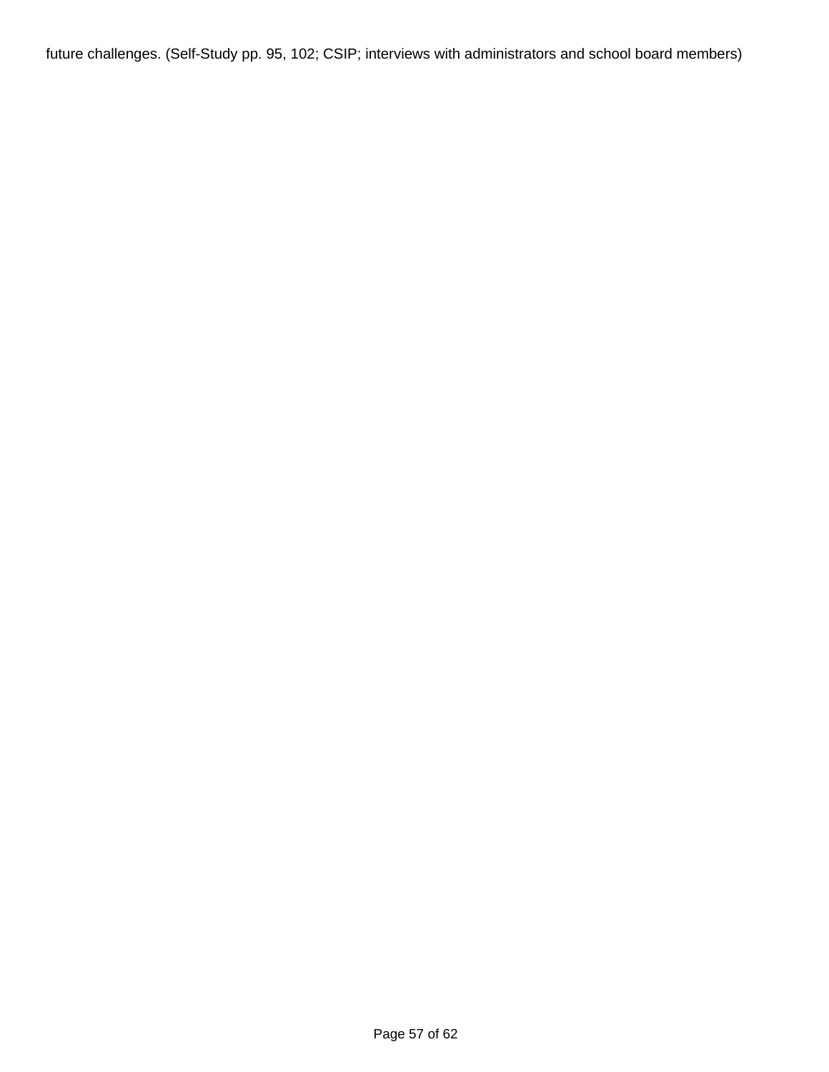future challenges. (Self-Study pp. 95, 102; CSIP; interviews with administrators and school board members)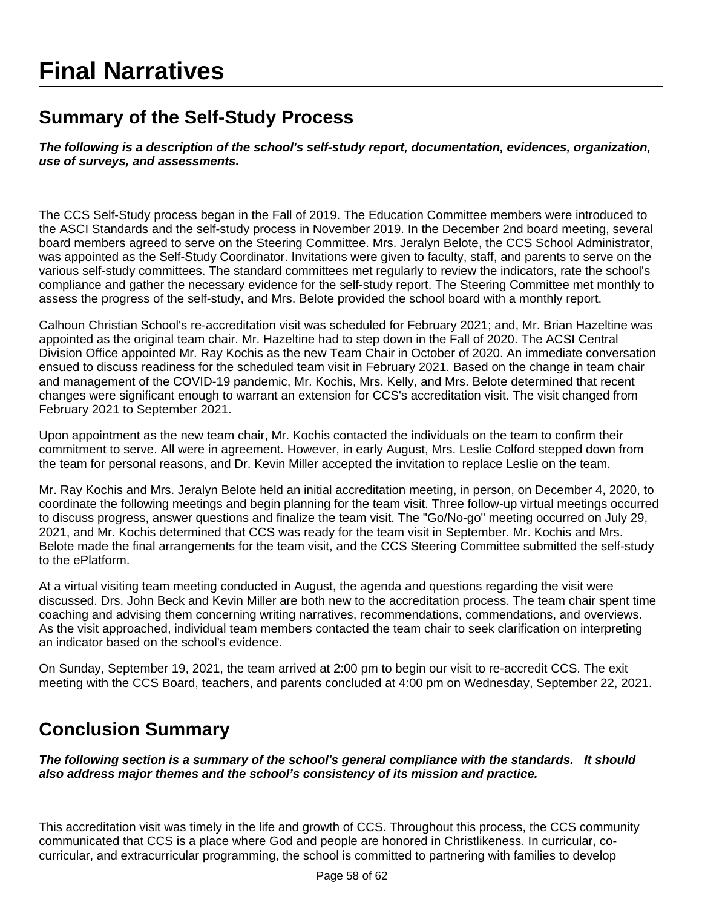# Final Narratives

## Summary of the Self-Study Process

***The following is a description of the school's self-study report, documentation, evidences, organization, use of surveys, and assessments.***

The CCS Self-Study process began in the Fall of 2019. The Education Committee members were introduced to the ASCI Standards and the self-study process in November 2019. In the December 2nd board meeting, several board members agreed to serve on the Steering Committee. Mrs. Jeralyn Belote, the CCS School Administrator, was appointed as the Self-Study Coordinator. Invitations were given to faculty, staff, and parents to serve on the various self-study committees. The standard committees met regularly to review the indicators, rate the school's compliance and gather the necessary evidence for the self-study report. The Steering Committee met monthly to assess the progress of the self-study, and Mrs. Belote provided the school board with a monthly report.

Calhoun Christian School's re-accreditation visit was scheduled for February 2021; and, Mr. Brian Hazeltine was appointed as the original team chair. Mr. Hazeltine had to step down in the Fall of 2020. The ACSI Central Division Office appointed Mr. Ray Kochis as the new Team Chair in October of 2020. An immediate conversation ensued to discuss readiness for the scheduled team visit in February 2021. Based on the change in team chair and management of the COVID-19 pandemic, Mr. Kochis, Mrs. Kelly, and Mrs. Belote determined that recent changes were significant enough to warrant an extension for CCS's accreditation visit. The visit changed from February 2021 to September 2021.

Upon appointment as the new team chair, Mr. Kochis contacted the individuals on the team to confirm their commitment to serve. All were in agreement. However, in early August, Mrs. Leslie Colford stepped down from the team for personal reasons, and Dr. Kevin Miller accepted the invitation to replace Leslie on the team.

Mr. Ray Kochis and Mrs. Jeralyn Belote held an initial accreditation meeting, in person, on December 4, 2020, to coordinate the following meetings and begin planning for the team visit. Three follow-up virtual meetings occurred to discuss progress, answer questions and finalize the team visit. The "Go/No-go" meeting occurred on July 29, 2021, and Mr. Kochis determined that CCS was ready for the team visit in September. Mr. Kochis and Mrs. Belote made the final arrangements for the team visit, and the CCS Steering Committee submitted the self-study to the ePlatform.

At a virtual visiting team meeting conducted in August, the agenda and questions regarding the visit were discussed. Drs. John Beck and Kevin Miller are both new to the accreditation process. The team chair spent time coaching and advising them concerning writing narratives, recommendations, commendations, and overviews. As the visit approached, individual team members contacted the team chair to seek clarification on interpreting an indicator based on the school's evidence.

On Sunday, September 19, 2021, the team arrived at 2:00 pm to begin our visit to re-accredit CCS. The exit meeting with the CCS Board, teachers, and parents concluded at 4:00 pm on Wednesday, September 22, 2021.

## Conclusion Summary

***The following section is a summary of the school's general compliance with the standards. It should also address major themes and the school's consistency of its mission and practice.***

This accreditation visit was timely in the life and growth of CCS. Throughout this process, the CCS community communicated that CCS is a place where God and people are honored in Christlikeness. In curricular, co-curricular, and extracurricular programming, the school is committed to partnering with families to develop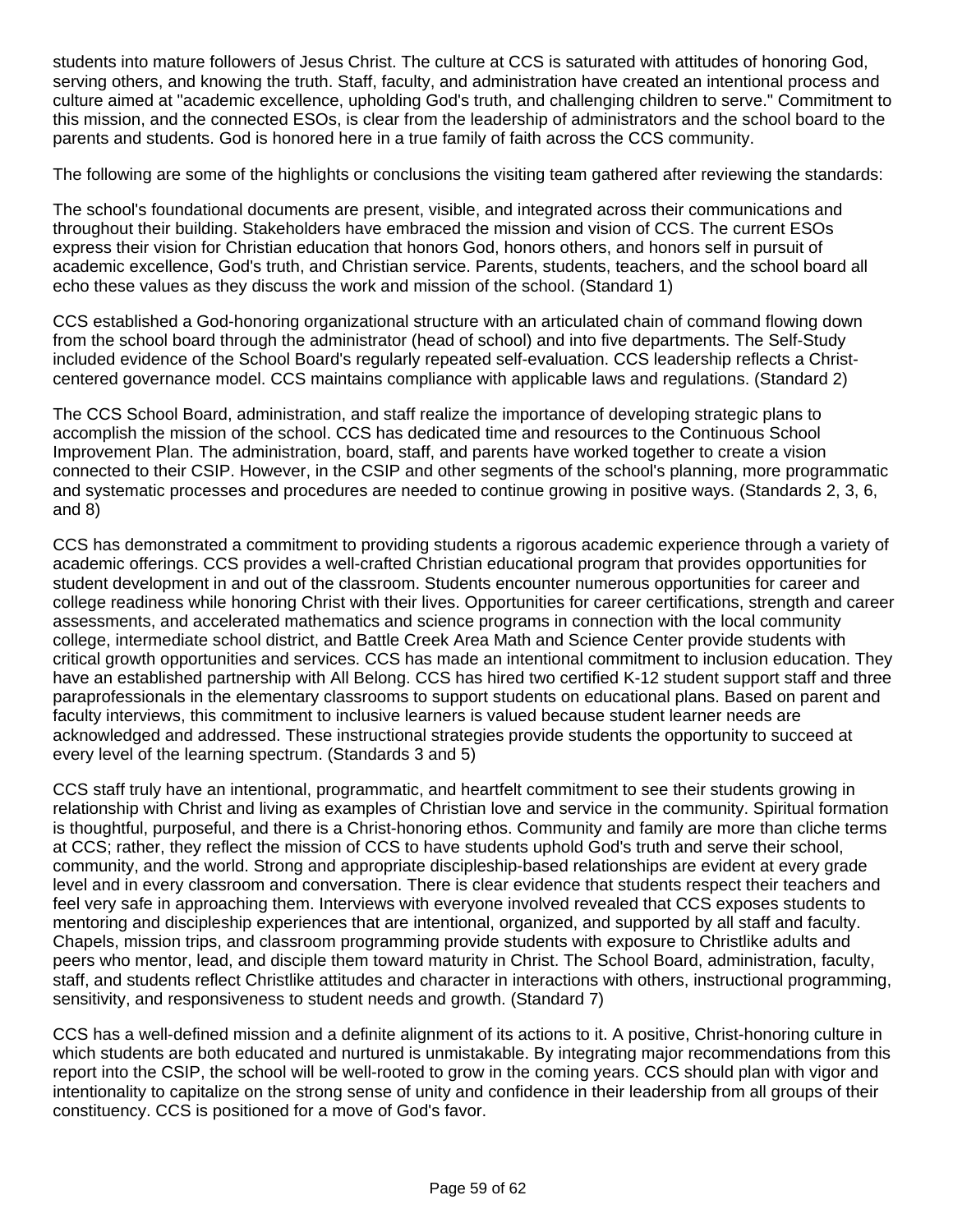students into mature followers of Jesus Christ. The culture at CCS is saturated with attitudes of honoring God, serving others, and knowing the truth. Staff, faculty, and administration have created an intentional process and culture aimed at "academic excellence, upholding God's truth, and challenging children to serve." Commitment to this mission, and the connected ESOs, is clear from the leadership of administrators and the school board to the parents and students. God is honored here in a true family of faith across the CCS community.

The following are some of the highlights or conclusions the visiting team gathered after reviewing the standards:

The school's foundational documents are present, visible, and integrated across their communications and throughout their building. Stakeholders have embraced the mission and vision of CCS. The current ESOs express their vision for Christian education that honors God, honors others, and honors self in pursuit of academic excellence, God's truth, and Christian service. Parents, students, teachers, and the school board all echo these values as they discuss the work and mission of the school. (Standard 1)

CCS established a God-honoring organizational structure with an articulated chain of command flowing down from the school board through the administrator (head of school) and into five departments. The Self-Study included evidence of the School Board's regularly repeated self-evaluation. CCS leadership reflects a Christ-centered governance model. CCS maintains compliance with applicable laws and regulations. (Standard 2)

The CCS School Board, administration, and staff realize the importance of developing strategic plans to accomplish the mission of the school. CCS has dedicated time and resources to the Continuous School Improvement Plan. The administration, board, staff, and parents have worked together to create a vision connected to their CSIP. However, in the CSIP and other segments of the school's planning, more programmatic and systematic processes and procedures are needed to continue growing in positive ways. (Standards 2, 3, 6, and 8)

CCS has demonstrated a commitment to providing students a rigorous academic experience through a variety of academic offerings. CCS provides a well-crafted Christian educational program that provides opportunities for student development in and out of the classroom. Students encounter numerous opportunities for career and college readiness while honoring Christ with their lives. Opportunities for career certifications, strength and career assessments, and accelerated mathematics and science programs in connection with the local community college, intermediate school district, and Battle Creek Area Math and Science Center provide students with critical growth opportunities and services. CCS has made an intentional commitment to inclusion education. They have an established partnership with All Belong. CCS has hired two certified K-12 student support staff and three paraprofessionals in the elementary classrooms to support students on educational plans. Based on parent and faculty interviews, this commitment to inclusive learners is valued because student learner needs are acknowledged and addressed. These instructional strategies provide students the opportunity to succeed at every level of the learning spectrum. (Standards 3 and 5)

CCS staff truly have an intentional, programmatic, and heartfelt commitment to see their students growing in relationship with Christ and living as examples of Christian love and service in the community. Spiritual formation is thoughtful, purposeful, and there is a Christ-honoring ethos. Community and family are more than cliche terms at CCS; rather, they reflect the mission of CCS to have students uphold God's truth and serve their school, community, and the world. Strong and appropriate discipleship-based relationships are evident at every grade level and in every classroom and conversation. There is clear evidence that students respect their teachers and feel very safe in approaching them. Interviews with everyone involved revealed that CCS exposes students to mentoring and discipleship experiences that are intentional, organized, and supported by all staff and faculty. Chapels, mission trips, and classroom programming provide students with exposure to Christlike adults and peers who mentor, lead, and disciple them toward maturity in Christ. The School Board, administration, faculty, staff, and students reflect Christlike attitudes and character in interactions with others, instructional programming, sensitivity, and responsiveness to student needs and growth. (Standard 7)

CCS has a well-defined mission and a definite alignment of its actions to it. A positive, Christ-honoring culture in which students are both educated and nurtured is unmistakable. By integrating major recommendations from this report into the CSIP, the school will be well-rooted to grow in the coming years. CCS should plan with vigor and intentionality to capitalize on the strong sense of unity and confidence in their leadership from all groups of their constituency. CCS is positioned for a move of God's favor.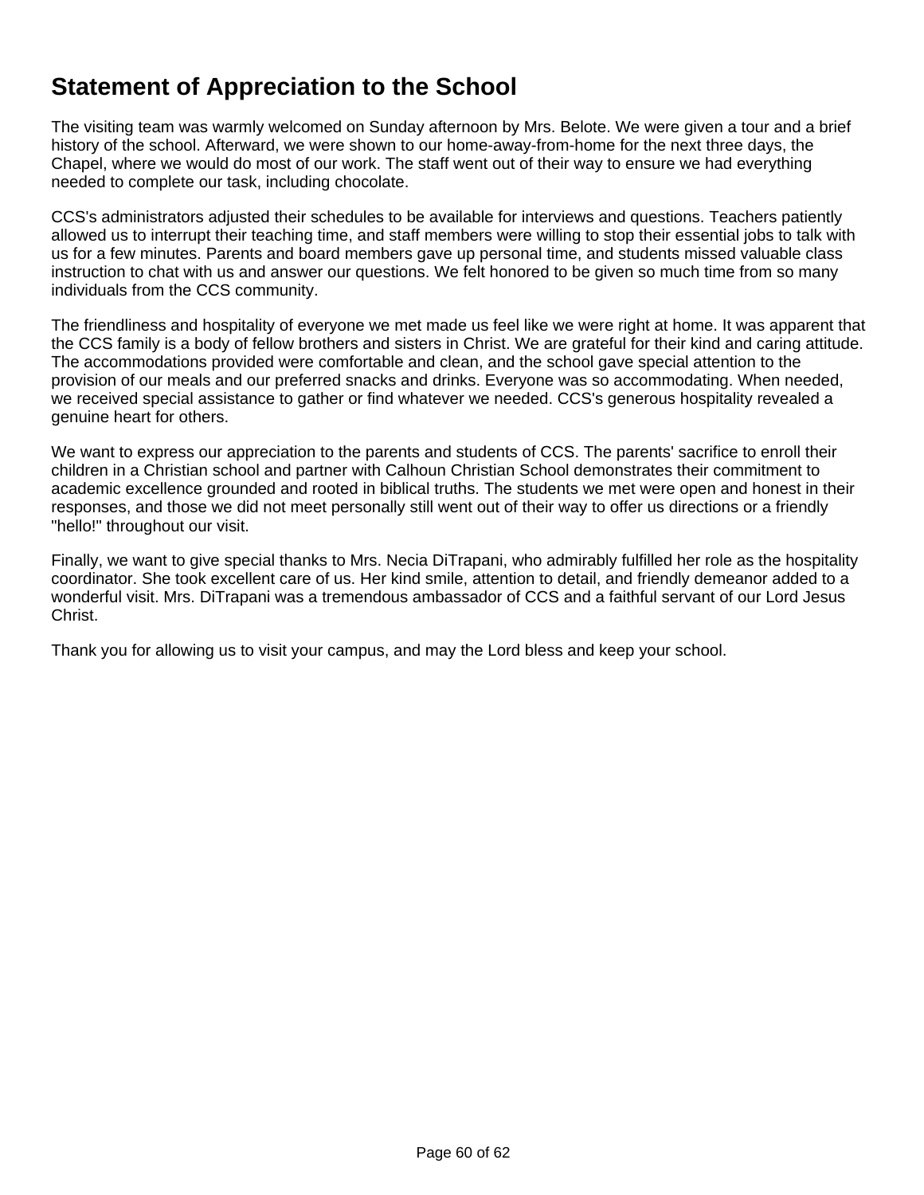# Statement of Appreciation to the School

The visiting team was warmly welcomed on Sunday afternoon by Mrs. Belote. We were given a tour and a brief history of the school. Afterward, we were shown to our home-away-from-home for the next three days, the Chapel, where we would do most of our work. The staff went out of their way to ensure we had everything needed to complete our task, including chocolate.

CCS's administrators adjusted their schedules to be available for interviews and questions. Teachers patiently allowed us to interrupt their teaching time, and staff members were willing to stop their essential jobs to talk with us for a few minutes. Parents and board members gave up personal time, and students missed valuable class instruction to chat with us and answer our questions. We felt honored to be given so much time from so many individuals from the CCS community.

The friendliness and hospitality of everyone we met made us feel like we were right at home. It was apparent that the CCS family is a body of fellow brothers and sisters in Christ. We are grateful for their kind and caring attitude. The accommodations provided were comfortable and clean, and the school gave special attention to the provision of our meals and our preferred snacks and drinks. Everyone was so accommodating. When needed, we received special assistance to gather or find whatever we needed. CCS's generous hospitality revealed a genuine heart for others.

We want to express our appreciation to the parents and students of CCS. The parents' sacrifice to enroll their children in a Christian school and partner with Calhoun Christian School demonstrates their commitment to academic excellence grounded and rooted in biblical truths. The students we met were open and honest in their responses, and those we did not meet personally still went out of their way to offer us directions or a friendly "hello!" throughout our visit.

Finally, we want to give special thanks to Mrs. Necia DiTrapani, who admirably fulfilled her role as the hospitality coordinator. She took excellent care of us. Her kind smile, attention to detail, and friendly demeanor added to a wonderful visit. Mrs. DiTrapani was a tremendous ambassador of CCS and a faithful servant of our Lord Jesus Christ.

Thank you for allowing us to visit your campus, and may the Lord bless and keep your school.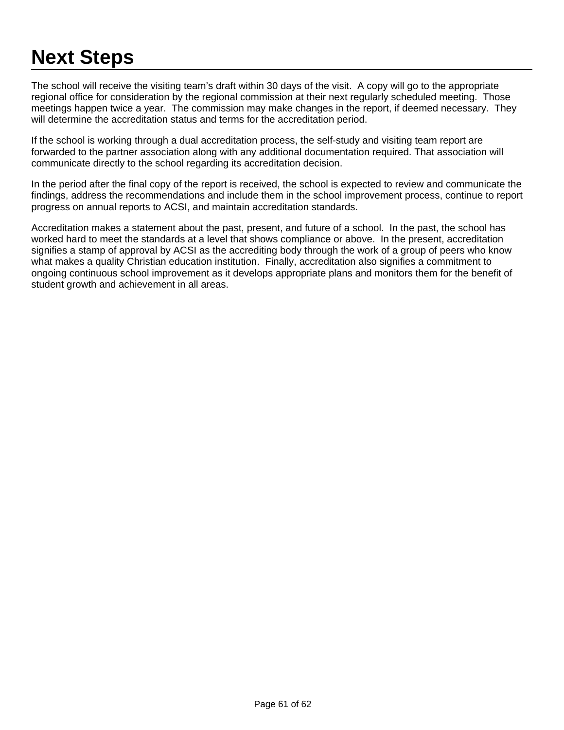# Next Steps

The school will receive the visiting team's draft within 30 days of the visit. A copy will go to the appropriate regional office for consideration by the regional commission at their next regularly scheduled meeting. Those meetings happen twice a year. The commission may make changes in the report, if deemed necessary. They will determine the accreditation status and terms for the accreditation period.

If the school is working through a dual accreditation process, the self-study and visiting team report are forwarded to the partner association along with any additional documentation required. That association will communicate directly to the school regarding its accreditation decision.

In the period after the final copy of the report is received, the school is expected to review and communicate the findings, address the recommendations and include them in the school improvement process, continue to report progress on annual reports to ACSI, and maintain accreditation standards.

Accreditation makes a statement about the past, present, and future of a school. In the past, the school has worked hard to meet the standards at a level that shows compliance or above. In the present, accreditation signifies a stamp of approval by ACSI as the accrediting body through the work of a group of peers who know what makes a quality Christian education institution. Finally, accreditation also signifies a commitment to ongoing continuous school improvement as it develops appropriate plans and monitors them for the benefit of student growth and achievement in all areas.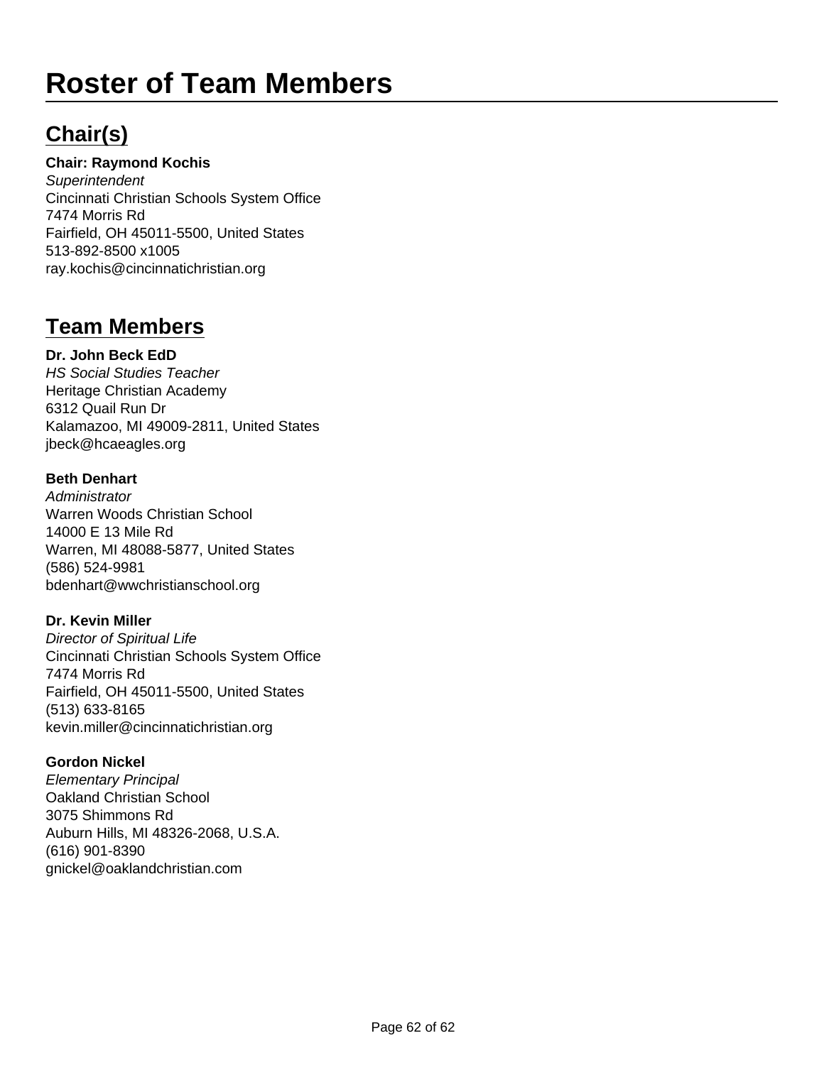# Roster of Team Members

## Chair(s)

**Chair: Raymond Kochis**
*Superintendent*
Cincinnati Christian Schools System Office
7474 Morris Rd
Fairfield, OH 45011-5500, United States
513-892-8500 x1005
ray.kochis@cincinnatichristian.org

## Team Members

**Dr. John Beck EdD**
*HS Social Studies Teacher*
Heritage Christian Academy
6312 Quail Run Dr
Kalamazoo, MI 49009-2811, United States
jbeck@hcaeagles.org

**Beth Denhart**
*Administrator*
Warren Woods Christian School
14000 E 13 Mile Rd
Warren, MI 48088-5877, United States
(586) 524-9981
bdenhart@wwchristianschool.org

**Dr. Kevin Miller**
*Director of Spiritual Life*
Cincinnati Christian Schools System Office
7474 Morris Rd
Fairfield, OH 45011-5500, United States
(513) 633-8165
kevin.miller@cincinnatichristian.org

**Gordon Nickel**
*Elementary Principal*
Oakland Christian School
3075 Shimmons Rd
Auburn Hills, MI 48326-2068, U.S.A.
(616) 901-8390
gnickel@oaklandchristian.com